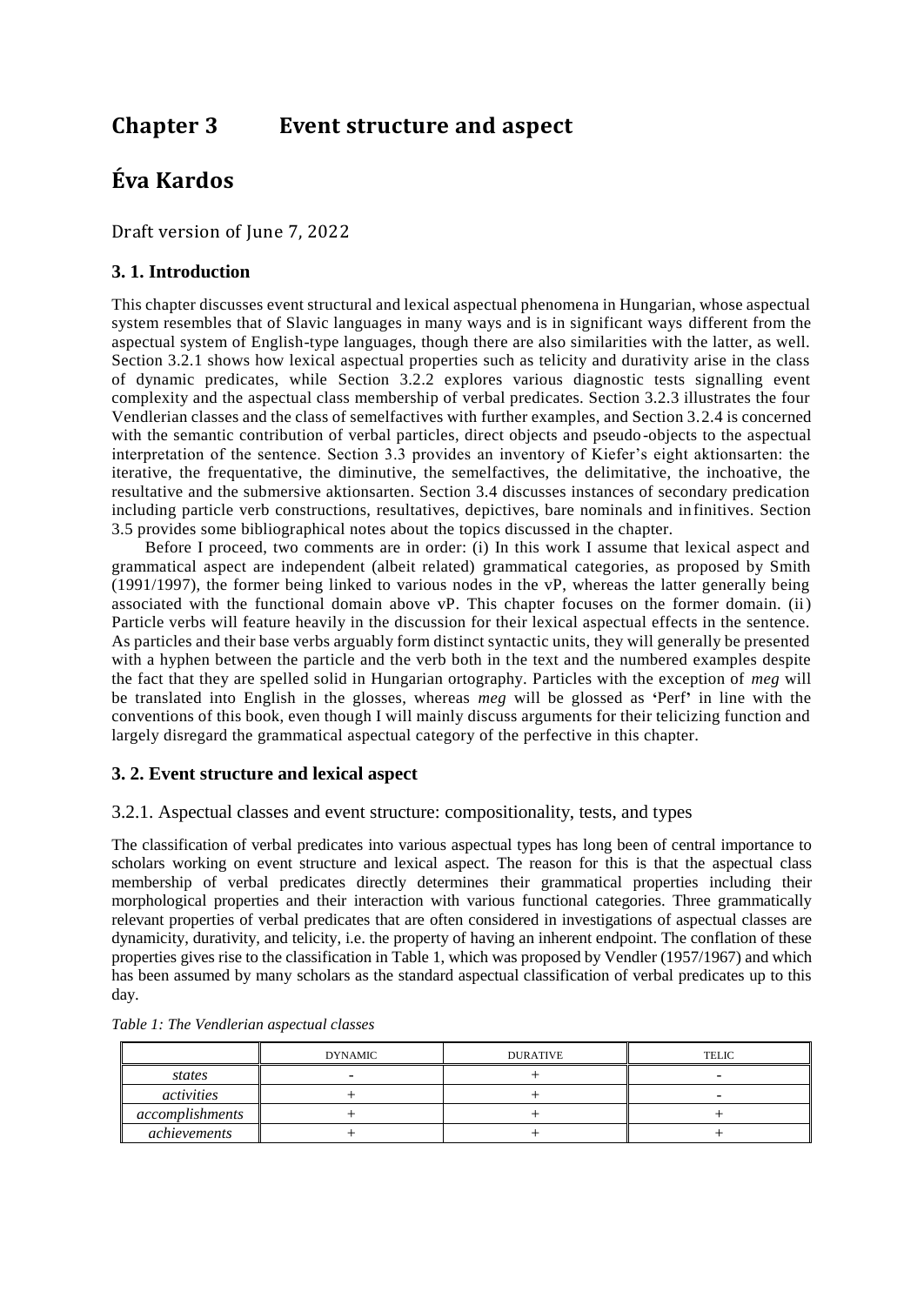# Chapter 3 Event structure and aspect

## Éva Kardos

Draft version of June 7, 2022

### 3. 1. Introduction

This chapter discusses event structural and lexical aspectual phenomena in Hungarian, whose aspectual system resembles that of Slavic languages in many ways and is in significant ways different from the aspectual system of English-type languages, though there are also similarities with the latter, as well. Section 3.2.1 shows how lexical aspectual properties such as telicity and durativity arise in the class of dynamic predicates, while Section 3.2.2 explores various diagnostic tests signalling event complexity and the aspectual class membership of verbal predicates. Section 3.2.3 illustrates the four Vendlerian classes and the class of semelfactives with further examples, and Section 3.2.4 is concerned with the semantic contribution of verbal particles, direct objects and pseudo-objects to the aspectual interpretation of the sentence. Section 3.3 provides an inventory of Kiefer's eight aktionsarten: the iterative, the frequentative, the diminutive, the semelfactives, the delimitative, the inchoative, the resultative and the submersive aktionsarten. Section 3.4 discusses instances of secondary predication including particle verb constructions, resultatives, depictives, bare nominals and infinitives. Section 3.5 provides some bibliographical notes about the topics discussed in the chapter.

Before I proceed, two comments are in order: (i) In this work I assume that lexical aspect and grammatical aspect are independent (albeit related) grammatical categories, as proposed by Smith (1991/1997), the former being linked to various nodes in the vP, whereas the latter generally being associated with the functional domain above vP. This chapter focuses on the former domain. (ii) Particle verbs will feature heavily in the discussion for their lexical aspectual effects in the sentence. As particles and their base verbs arguably form distinct syntactic units, they will generally be presented with a hyphen between the particle and the verb both in the text and the numbered examples despite the fact that they are spelled solid in Hungarian ortography. Particles with the exception of *meg* will be translated into English in the glosses, whereas *meg* will be glossed as 'Perf' in line with the conventions of this book, even though I will mainly discuss arguments for their telicizing function and largely disregard the grammatical aspectual category of the perfective in this chapter.

### 3. 2. Event structure and lexical aspect

#### 3.2.1. Aspectual classes and event structure: compositionality, tests, and types

The classification of verbal predicates into various aspectual types has long been of central importance to scholars working on event structure and lexical aspect. The reason for this is that the aspectual class membership of verbal predicates directly determines their grammatical properties including their morphological properties and their interaction with various functional categories. Three grammatically relevant properties of verbal predicates that are often considered in investigations of aspectual classes are dynamicity, durativity, and telicity, i.e. the property of having an inherent endpoint. The conflation of these properties gives rise to the classification in Table 1, which was proposed by Vendler (1957/1967) and which has been assumed by many scholars as the standard aspectual classification of verbal predicates up to this day.

*Table 1: The Vendlerian aspectual classes*

| | DYNAMIC | DURATIVE | TELIC |
|---|---|---|---|
| *states* | - | + | - |
| *activities* | + | + | - |
| *accomplishments* | + | + | + |
| *achievements* | + | + | + |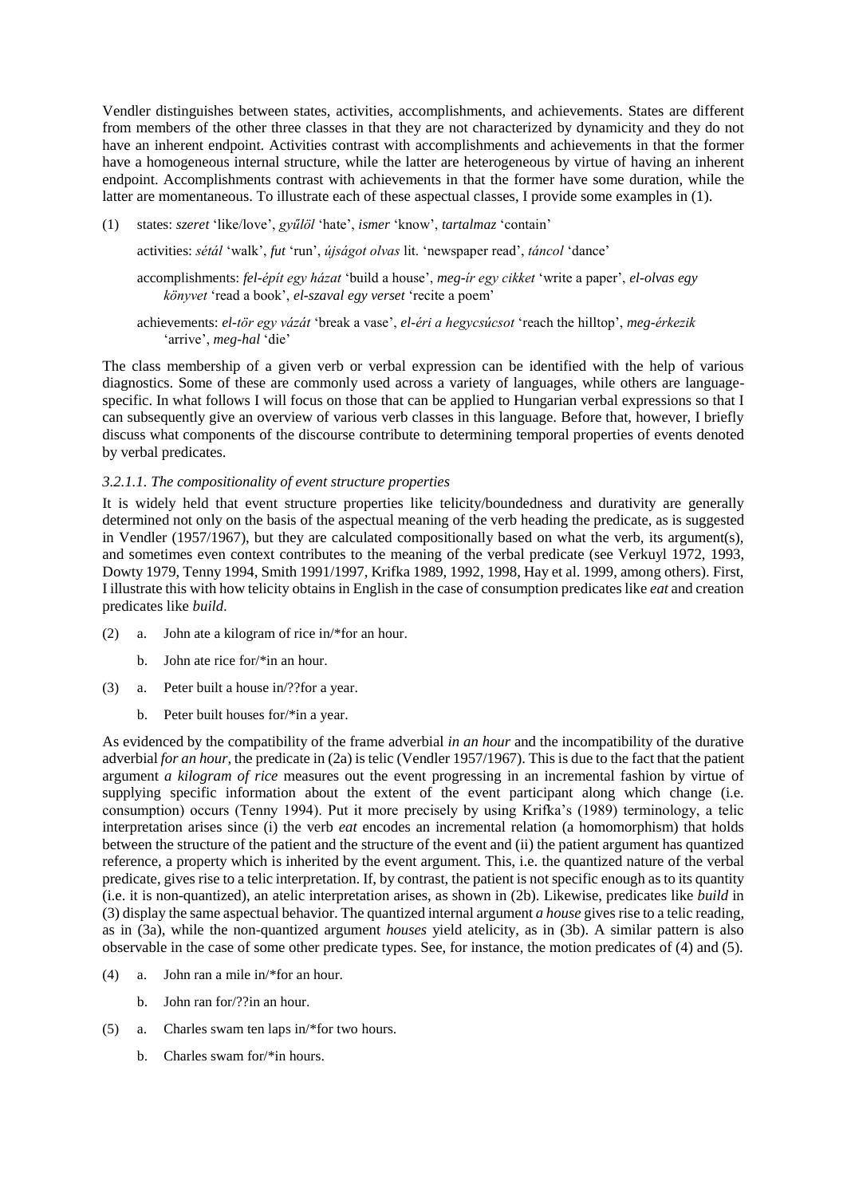Vendler distinguishes between states, activities, accomplishments, and achievements. States are different from members of the other three classes in that they are not characterized by dynamicity and they do not have an inherent endpoint. Activities contrast with accomplishments and achievements in that the former have a homogeneous internal structure, while the latter are heterogeneous by virtue of having an inherent endpoint. Accomplishments contrast with achievements in that the former have some duration, while the latter are momentaneous. To illustrate each of these aspectual classes, I provide some examples in (1).

(1) states: *szeret* 'like/love', *gyűlöl* 'hate', *ismer* 'know', *tartalmaz* 'contain'

activities: *sétál* 'walk', *fut* 'run', *újságot olvas* lit. 'newspaper read', *táncol* 'dance'

accomplishments: *fel-épít egy házat* 'build a house', *meg-ír egy cikket* 'write a paper', *el-olvas egy könyvet* 'read a book', *el-szaval egy verset* 'recite a poem'

achievements: *el-tör egy vázát* 'break a vase', *el-éri a hegycsúcsot* 'reach the hilltop', *meg-érkezik* 'arrive', *meg-hal* 'die'

The class membership of a given verb or verbal expression can be identified with the help of various diagnostics. Some of these are commonly used across a variety of languages, while others are language-specific. In what follows I will focus on those that can be applied to Hungarian verbal expressions so that I can subsequently give an overview of various verb classes in this language. Before that, however, I briefly discuss what components of the discourse contribute to determining temporal properties of events denoted by verbal predicates.

#### *3.2.1.1. The compositionality of event structure properties*

It is widely held that event structure properties like telicity/boundedness and durativity are generally determined not only on the basis of the aspectual meaning of the verb heading the predicate, as is suggested in Vendler (1957/1967), but they are calculated compositionally based on what the verb, its argument(s), and sometimes even context contributes to the meaning of the verbal predicate (see Verkuyl 1972, 1993, Dowty 1979, Tenny 1994, Smith 1991/1997, Krifka 1989, 1992, 1998, Hay et al. 1999, among others). First, I illustrate this with how telicity obtains in English in the case of consumption predicates like *eat* and creation predicates like *build*.

(2) a. John ate a kilogram of rice in/*for an hour.

b. John ate rice for/*in an hour.

(3) a. Peter built a house in/??for a year.

b. Peter built houses for/*in a year.

As evidenced by the compatibility of the frame adverbial *in an hour* and the incompatibility of the durative adverbial *for an hour*, the predicate in (2a) is telic (Vendler 1957/1967). This is due to the fact that the patient argument *a kilogram of rice* measures out the event progressing in an incremental fashion by virtue of supplying specific information about the extent of the event participant along which change (i.e. consumption) occurs (Tenny 1994). Put it more precisely by using Krifka's (1989) terminology, a telic interpretation arises since (i) the verb *eat* encodes an incremental relation (a homomorphism) that holds between the structure of the patient and the structure of the event and (ii) the patient argument has quantized reference, a property which is inherited by the event argument. This, i.e. the quantized nature of the verbal predicate, gives rise to a telic interpretation. If, by contrast, the patient is not specific enough as to its quantity (i.e. it is non-quantized), an atelic interpretation arises, as shown in (2b). Likewise, predicates like *build* in (3) display the same aspectual behavior. The quantized internal argument *a house* gives rise to a telic reading, as in (3a), while the non-quantized argument *houses* yield atelicity, as in (3b). A similar pattern is also observable in the case of some other predicate types. See, for instance, the motion predicates of (4) and (5).

(4) a. John ran a mile in/*for an hour.

b. John ran for/??in an hour.

(5) a. Charles swam ten laps in/*for two hours.

b. Charles swam for/*in hours.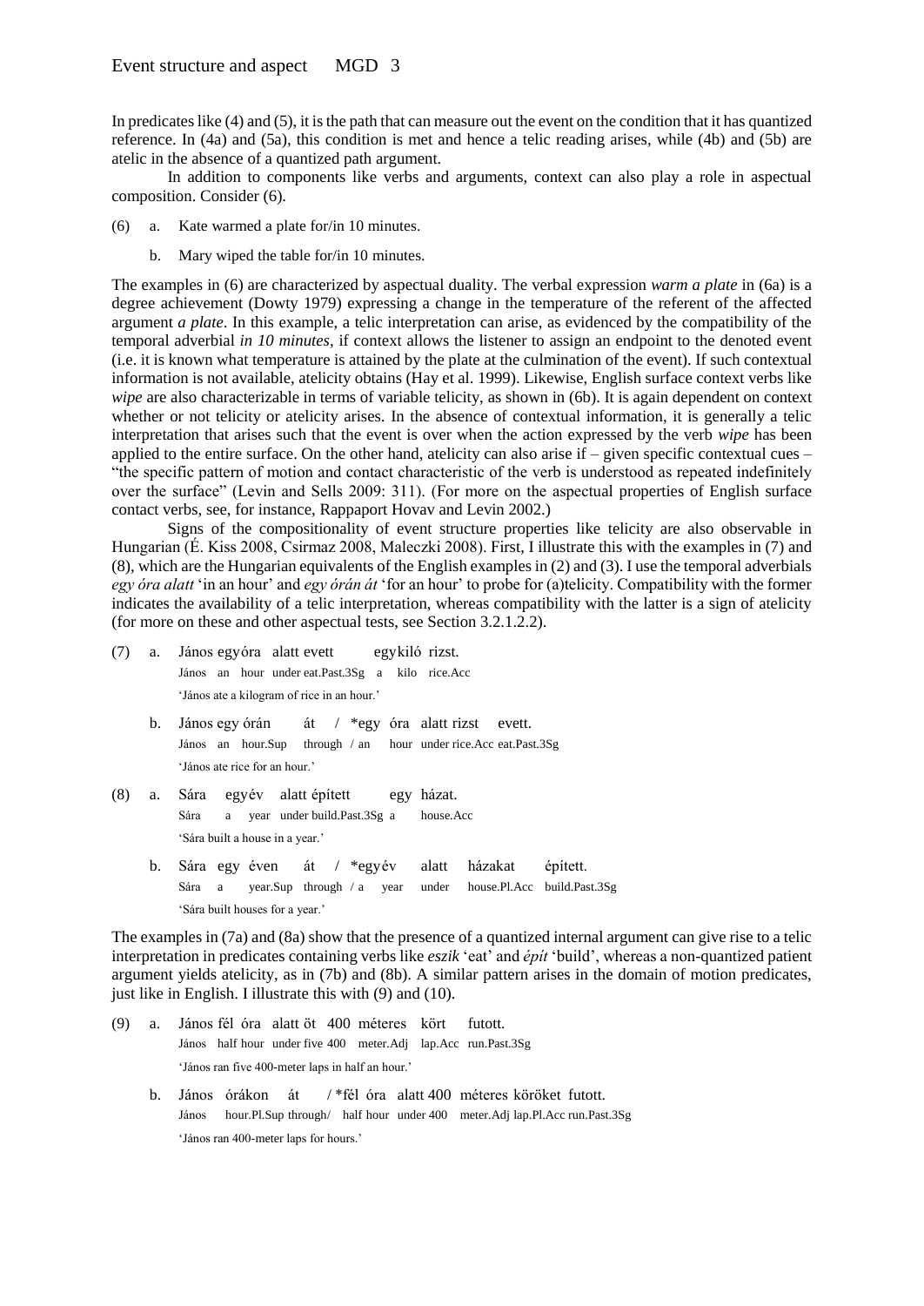In predicates like (4) and (5), it is the path that can measure out the event on the condition that it has quantized reference. In (4a) and (5a), this condition is met and hence a telic reading arises, while (4b) and (5b) are atelic in the absence of a quantized path argument.

In addition to components like verbs and arguments, context can also play a role in aspectual composition. Consider (6).

(6) a. Kate warmed a plate for/in 10 minutes.

b. Mary wiped the table for/in 10 minutes.

The examples in (6) are characterized by aspectual duality. The verbal expression *warm a plate* in (6a) is a degree achievement (Dowty 1979) expressing a change in the temperature of the referent of the affected argument *a plate*. In this example, a telic interpretation can arise, as evidenced by the compatibility of the temporal adverbial *in 10 minutes*, if context allows the listener to assign an endpoint to the denoted event (i.e. it is known what temperature is attained by the plate at the culmination of the event). If such contextual information is not available, atelicity obtains (Hay et al. 1999). Likewise, English surface context verbs like *wipe* are also characterizable in terms of variable telicity, as shown in (6b). It is again dependent on context whether or not telicity or atelicity arises. In the absence of contextual information, it is generally a telic interpretation that arises such that the event is over when the action expressed by the verb *wipe* has been applied to the entire surface. On the other hand, atelicity can also arise if – given specific contextual cues – "the specific pattern of motion and contact characteristic of the verb is understood as repeated indefinitely over the surface" (Levin and Sells 2009: 311). (For more on the aspectual properties of English surface contact verbs, see, for instance, Rappaport Hovav and Levin 2002.)

Signs of the compositionality of event structure properties like telicity are also observable in Hungarian (É. Kiss 2008, Csirmaz 2008, Maleczki 2008). First, I illustrate this with the examples in (7) and (8), which are the Hungarian equivalents of the English examples in (2) and (3). I use the temporal adverbials *egy óra alatt* 'in an hour' and *egy órán át* 'for an hour' to probe for (a)telicity. Compatibility with the former indicates the availability of a telic interpretation, whereas compatibility with the latter is a sign of atelicity (for more on these and other aspectual tests, see Section 3.2.1.2.2).

(7) a. János egy óra alatt evett egy kiló rizst.
János an hour under eat.Past.3Sg a kilo rice.Acc
'János ate a kilogram of rice in an hour.'

b. János egy órán át / *egy óra alatt rizst evett.
János an hour.Sup through / an hour under rice.Acc eat.Past.3Sg
'János ate rice for an hour.'

(8) a. Sára egy év alatt épített egy házat.
Sára a year under build.Past.3Sg a house.Acc
'Sára built a house in a year.'

b. Sára egy éven át / *egy év alatt házakat épített.
Sára a year.Sup through / a year under house.Pl.Acc build.Past.3Sg
'Sára built houses for a year.'

The examples in (7a) and (8a) show that the presence of a quantized internal argument can give rise to a telic interpretation in predicates containing verbs like *eszik* 'eat' and *épít* 'build', whereas a non-quantized patient argument yields atelicity, as in (7b) and (8b). A similar pattern arises in the domain of motion predicates, just like in English. I illustrate this with (9) and (10).

(9) a. János fél óra alatt öt 400 méteres kört futott.
János half hour under five 400 meter.Adj lap.Acc run.Past.3Sg
'János ran five 400-meter laps in half an hour.'

b. János órákon át / *fél óra alatt 400 méteres köröket futott.
János hour.Pl.Sup through/ half hour under 400 meter.Adj lap.Pl.Acc run.Past.3Sg
'János ran 400-meter laps for hours.'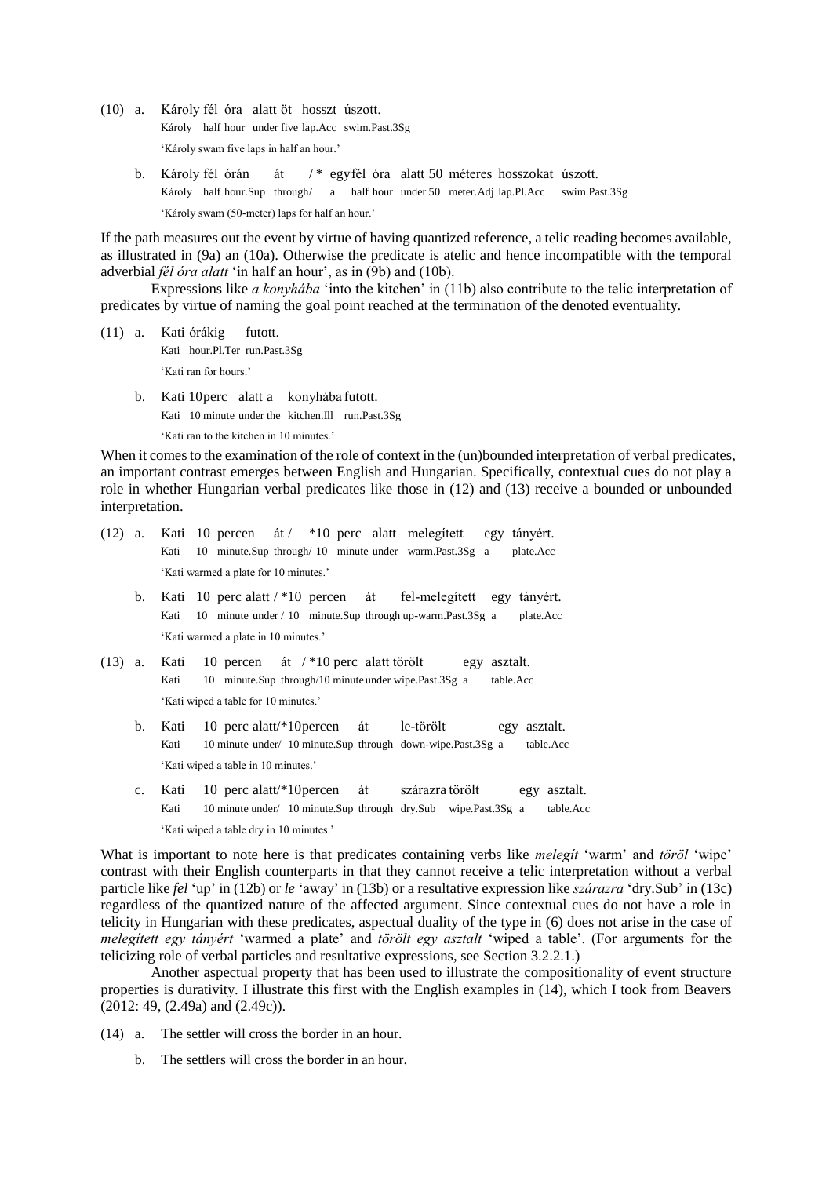(10) a. Károly fél óra alatt öt hosszt úszott.
Károly half hour under five lap.Acc swim.Past.3Sg
'Károly swam five laps in half an hour.'

b. Károly fél órán át / * egy fél óra alatt 50 méteres hosszokat úszott.
Károly half hour.Sup through/ a half hour under 50 meter.Adj lap.Pl.Acc swim.Past.3Sg
'Károly swam (50-meter) laps for half an hour.'

If the path measures out the event by virtue of having quantized reference, a telic reading becomes available, as illustrated in (9a) an (10a). Otherwise the predicate is atelic and hence incompatible with the temporal adverbial *fél óra alatt* 'in half an hour', as in (9b) and (10b).

Expressions like *a konyhába* 'into the kitchen' in (11b) also contribute to the telic interpretation of predicates by virtue of naming the goal point reached at the termination of the denoted eventuality.

(11) a. Kati órákig futott.
Kati hour.Pl.Ter run.Past.3Sg
'Kati ran for hours.'

b. Kati 10 perc alatt a konyhába futott.
Kati 10 minute under the kitchen.Ill run.Past.3Sg
'Kati ran to the kitchen in 10 minutes.'

When it comes to the examination of the role of context in the (un)bounded interpretation of verbal predicates, an important contrast emerges between English and Hungarian. Specifically, contextual cues do not play a role in whether Hungarian verbal predicates like those in (12) and (13) receive a bounded or unbounded interpretation.

(12) a. Kati 10 percen át / *10 perc alatt melegített egy tányért.
Kati 10 minute.Sup through/ 10 minute under warm.Past.3Sg a plate.Acc
'Kati warmed a plate for 10 minutes.'

b. Kati 10 perc alatt / *10 percen át fel-melegített egy tányért.
Kati 10 minute under / 10 minute.Sup through up-warm.Past.3Sg a plate.Acc
'Kati warmed a plate in 10 minutes.'

(13) a. Kati 10 percen át / *10 perc alatt törölt egy asztalt.
Kati 10 minute.Sup through/10 minute under wipe.Past.3Sg a table.Acc
'Kati wiped a table for 10 minutes.'

b. Kati 10 perc alatt/*10 percen át le-törölt egy asztalt.
Kati 10 minute under/ 10 minute.Sup through down-wipe.Past.3Sg a table.Acc
'Kati wiped a table in 10 minutes.'

c. Kati 10 perc alatt/*10 percen át szárazra törölt egy asztalt.
Kati 10 minute under/ 10 minute.Sup through dry.Sub wipe.Past.3Sg a table.Acc
'Kati wiped a table dry in 10 minutes.'

What is important to note here is that predicates containing verbs like *melegít* 'warm' and *töröl* 'wipe' contrast with their English counterparts in that they cannot receive a telic interpretation without a verbal particle like *fel* 'up' in (12b) or *le* 'away' in (13b) or a resultative expression like *szárazra* 'dry.Sub' in (13c) regardless of the quantized nature of the affected argument. Since contextual cues do not have a role in telicity in Hungarian with these predicates, aspectual duality of the type in (6) does not arise in the case of *melegített egy tányért* 'warmed a plate' and *törölt egy asztalt* 'wiped a table'. (For arguments for the telicizing role of verbal particles and resultative expressions, see Section 3.2.2.1.)

Another aspectual property that has been used to illustrate the compositionality of event structure properties is durativity. I illustrate this first with the English examples in (14), which I took from Beavers (2012: 49, (2.49a) and (2.49c)).

(14) a. The settler will cross the border in an hour.

b. The settlers will cross the border in an hour.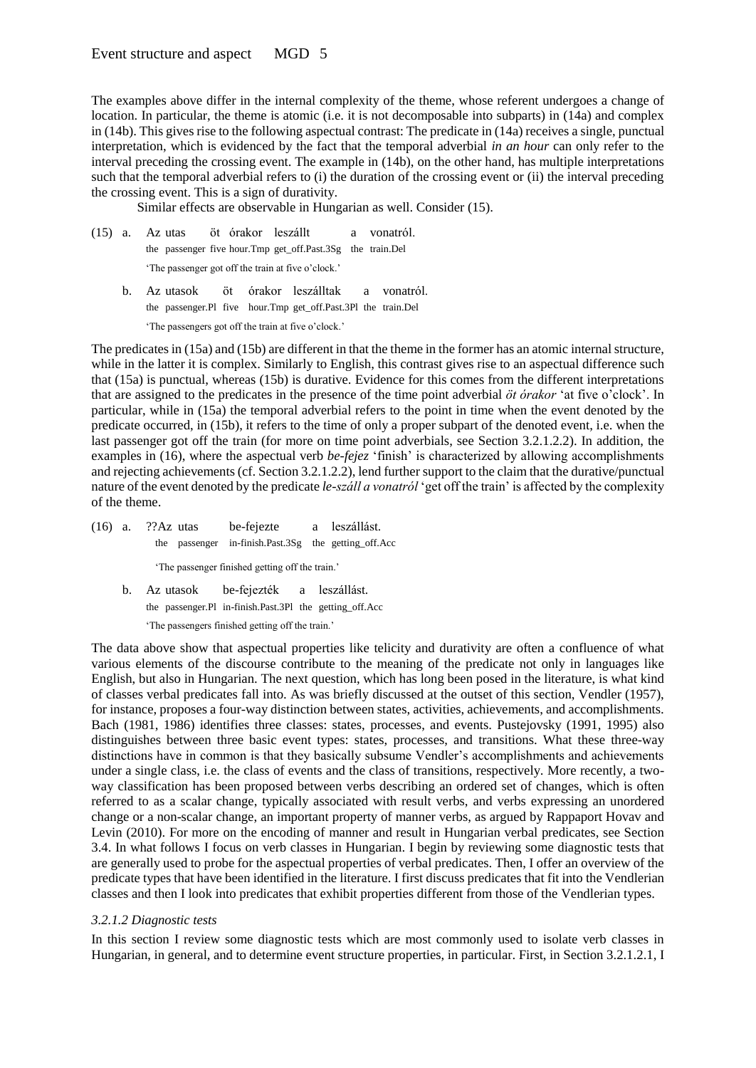The examples above differ in the internal complexity of the theme, whose referent undergoes a change of location. In particular, the theme is atomic (i.e. it is not decomposable into subparts) in (14a) and complex in (14b). This gives rise to the following aspectual contrast: The predicate in (14a) receives a single, punctual interpretation, which is evidenced by the fact that the temporal adverbial *in an hour* can only refer to the interval preceding the crossing event. The example in (14b), on the other hand, has multiple interpretations such that the temporal adverbial refers to (i) the duration of the crossing event or (ii) the interval preceding the crossing event. This is a sign of durativity.

Similar effects are observable in Hungarian as well. Consider (15).

(15) a. Az utas öt órakor leszállt a vonatról.
the passenger five hour.Tmp get_off.Past.3Sg the train.Del
'The passenger got off the train at five o'clock.'

b. Az utasok öt órakor leszálltak a vonatról.
the passenger.Pl five hour.Tmp get_off.Past.3Pl the train.Del
'The passengers got off the train at five o'clock.'

The predicates in (15a) and (15b) are different in that the theme in the former has an atomic internal structure, while in the latter it is complex. Similarly to English, this contrast gives rise to an aspectual difference such that (15a) is punctual, whereas (15b) is durative. Evidence for this comes from the different interpretations that are assigned to the predicates in the presence of the time point adverbial *öt órakor* 'at five o'clock'. In particular, while in (15a) the temporal adverbial refers to the point in time when the event denoted by the predicate occurred, in (15b), it refers to the time of only a proper subpart of the denoted event, i.e. when the last passenger got off the train (for more on time point adverbials, see Section 3.2.1.2.2). In addition, the examples in (16), where the aspectual verb *be-fejez* 'finish' is characterized by allowing accomplishments and rejecting achievements (cf. Section 3.2.1.2.2), lend further support to the claim that the durative/punctual nature of the event denoted by the predicate *le-száll a vonatról* 'get off the train' is affected by the complexity of the theme.

(16) a. ??Az utas be-fejezte a leszállást.
the passenger in-finish.Past.3Sg the getting_off.Acc
'The passenger finished getting off the train.'

b. Az utasok be-fejezték a leszállást.
the passenger.Pl in-finish.Past.3Pl the getting_off.Acc
'The passengers finished getting off the train.'

The data above show that aspectual properties like telicity and durativity are often a confluence of what various elements of the discourse contribute to the meaning of the predicate not only in languages like English, but also in Hungarian. The next question, which has long been posed in the literature, is what kind of classes verbal predicates fall into. As was briefly discussed at the outset of this section, Vendler (1957), for instance, proposes a four-way distinction between states, activities, achievements, and accomplishments. Bach (1981, 1986) identifies three classes: states, processes, and events. Pustejovsky (1991, 1995) also distinguishes between three basic event types: states, processes, and transitions. What these three-way distinctions have in common is that they basically subsume Vendler's accomplishments and achievements under a single class, i.e. the class of events and the class of transitions, respectively. More recently, a two-way classification has been proposed between verbs describing an ordered set of changes, which is often referred to as a scalar change, typically associated with result verbs, and verbs expressing an unordered change or a non-scalar change, an important property of manner verbs, as argued by Rappaport Hovav and Levin (2010). For more on the encoding of manner and result in Hungarian verbal predicates, see Section 3.4. In what follows I focus on verb classes in Hungarian. I begin by reviewing some diagnostic tests that are generally used to probe for the aspectual properties of verbal predicates. Then, I offer an overview of the predicate types that have been identified in the literature. I first discuss predicates that fit into the Vendlerian classes and then I look into predicates that exhibit properties different from those of the Vendlerian types.

### *3.2.1.2 Diagnostic tests*

In this section I review some diagnostic tests which are most commonly used to isolate verb classes in Hungarian, in general, and to determine event structure properties, in particular. First, in Section 3.2.1.2.1, I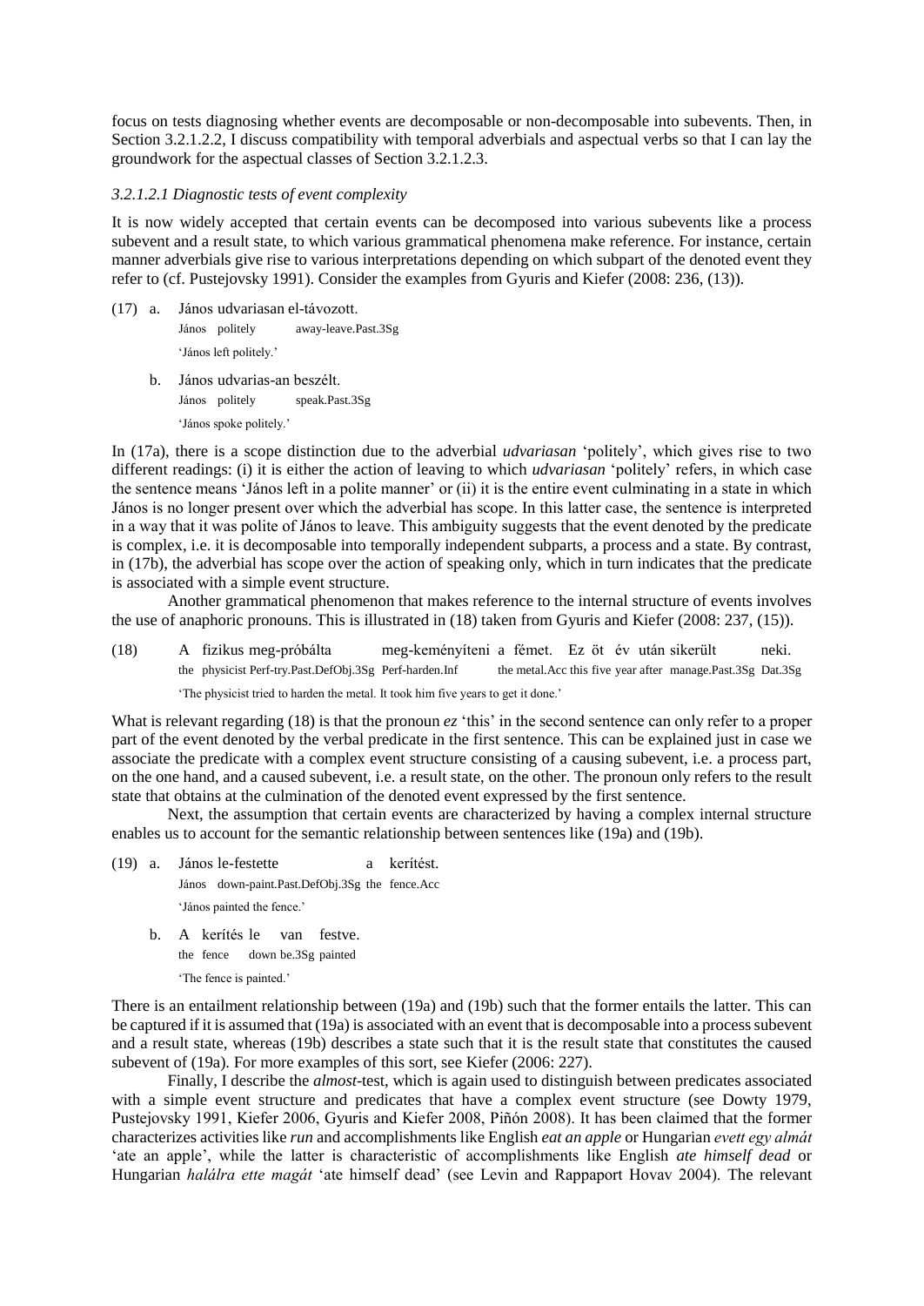focus on tests diagnosing whether events are decomposable or non-decomposable into subevents. Then, in Section 3.2.1.2.2, I discuss compatibility with temporal adverbials and aspectual verbs so that I can lay the groundwork for the aspectual classes of Section 3.2.1.2.3.

#### *3.2.1.2.1 Diagnostic tests of event complexity*

It is now widely accepted that certain events can be decomposed into various subevents like a process subevent and a result state, to which various grammatical phenomena make reference. For instance, certain manner adverbials give rise to various interpretations depending on which subpart of the denoted event they refer to (cf. Pustejovsky 1991). Consider the examples from Gyuris and Kiefer (2008: 236, (13)).

(17) a. János udvariasan el-távozott.
   János politely away-leave.Past.3Sg
   'János left politely.'

  b. János udvarias-an beszélt.
   János politely speak.Past.3Sg
   'János spoke politely.'

In (17a), there is a scope distinction due to the adverbial *udvariasan* 'politely', which gives rise to two different readings: (i) it is either the action of leaving to which *udvariasan* 'politely' refers, in which case the sentence means 'János left in a polite manner' or (ii) it is the entire event culminating in a state in which János is no longer present over which the adverbial has scope. In this latter case, the sentence is interpreted in a way that it was polite of János to leave. This ambiguity suggests that the event denoted by the predicate is complex, i.e. it is decomposable into temporally independent subparts, a process and a state. By contrast, in (17b), the adverbial has scope over the action of speaking only, which in turn indicates that the predicate is associated with a simple event structure.

Another grammatical phenomenon that makes reference to the internal structure of events involves the use of anaphoric pronouns. This is illustrated in (18) taken from Gyuris and Kiefer (2008: 237, (15)).

(18) A fizikus meg-próbálta meg-keményíteni a fémet. Ez öt év után sikerült neki.
  the physicist Perf-try.Past.DefObj.3Sg Perf-harden.Inf the metal.Acc this five year after manage.Past.3Sg Dat.3Sg
  'The physicist tried to harden the metal. It took him five years to get it done.'

What is relevant regarding (18) is that the pronoun *ez* 'this' in the second sentence can only refer to a proper part of the event denoted by the verbal predicate in the first sentence. This can be explained just in case we associate the predicate with a complex event structure consisting of a causing subevent, i.e. a process part, on the one hand, and a caused subevent, i.e. a result state, on the other. The pronoun only refers to the result state that obtains at the culmination of the denoted event expressed by the first sentence.

Next, the assumption that certain events are characterized by having a complex internal structure enables us to account for the semantic relationship between sentences like (19a) and (19b).

(19) a. János le-festette a kerítést.
   János down-paint.Past.DefObj.3Sg the fence.Acc
   'János painted the fence.'

  b. A kerítés le van festve.
   the fence down be.3Sg painted
   'The fence is painted.'

There is an entailment relationship between (19a) and (19b) such that the former entails the latter. This can be captured if it is assumed that (19a) is associated with an event that is decomposable into a process subevent and a result state, whereas (19b) describes a state such that it is the result state that constitutes the caused subevent of (19a). For more examples of this sort, see Kiefer (2006: 227).

Finally, I describe the *almost*-test, which is again used to distinguish between predicates associated with a simple event structure and predicates that have a complex event structure (see Dowty 1979, Pustejovsky 1991, Kiefer 2006, Gyuris and Kiefer 2008, Piñón 2008). It has been claimed that the former characterizes activities like *run* and accomplishments like English *eat an apple* or Hungarian *evett egy almát* 'ate an apple', while the latter is characteristic of accomplishments like English *ate himself dead* or Hungarian *halálra ette magát* 'ate himself dead' (see Levin and Rappaport Hovav 2004). The relevant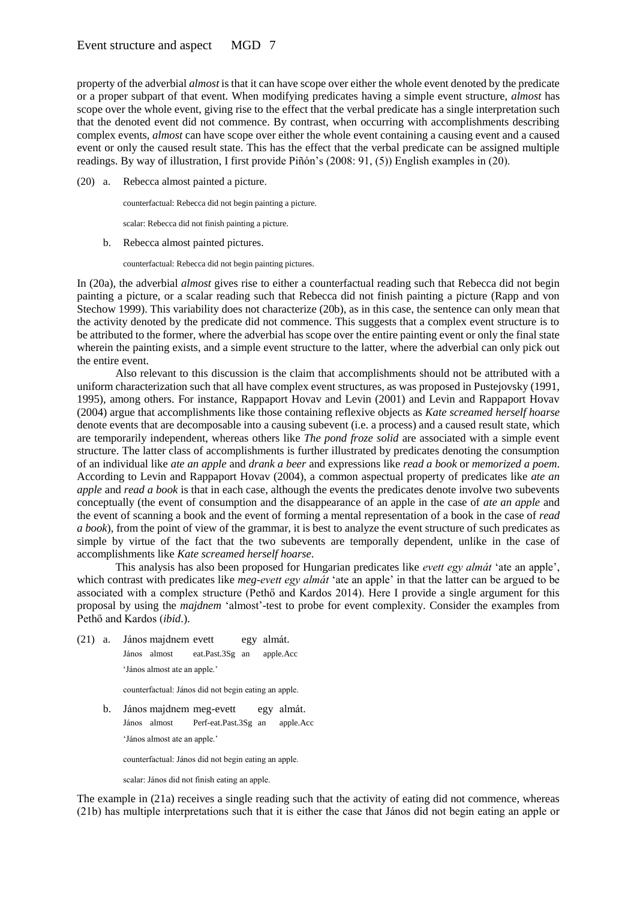property of the adverbial *almost* is that it can have scope over either the whole event denoted by the predicate or a proper subpart of that event. When modifying predicates having a simple event structure, *almost* has scope over the whole event, giving rise to the effect that the verbal predicate has a single interpretation such that the denoted event did not commence. By contrast, when occurring with accomplishments describing complex events, *almost* can have scope over either the whole event containing a causing event and a caused event or only the caused result state. This has the effect that the verbal predicate can be assigned multiple readings. By way of illustration, I first provide Piñón's (2008: 91, (5)) English examples in (20).

(20) a. Rebecca almost painted a picture.

counterfactual: Rebecca did not begin painting a picture.

scalar: Rebecca did not finish painting a picture.

b. Rebecca almost painted pictures.

counterfactual: Rebecca did not begin painting pictures.

In (20a), the adverbial *almost* gives rise to either a counterfactual reading such that Rebecca did not begin painting a picture, or a scalar reading such that Rebecca did not finish painting a picture (Rapp and von Stechow 1999). This variability does not characterize (20b), as in this case, the sentence can only mean that the activity denoted by the predicate did not commence. This suggests that a complex event structure is to be attributed to the former, where the adverbial has scope over the entire painting event or only the final state wherein the painting exists, and a simple event structure to the latter, where the adverbial can only pick out the entire event.

Also relevant to this discussion is the claim that accomplishments should not be attributed with a uniform characterization such that all have complex event structures, as was proposed in Pustejovsky (1991, 1995), among others. For instance, Rappaport Hovav and Levin (2001) and Levin and Rappaport Hovav (2004) argue that accomplishments like those containing reflexive objects as *Kate screamed herself hoarse* denote events that are decomposable into a causing subevent (i.e. a process) and a caused result state, which are temporarily independent, whereas others like *The pond froze solid* are associated with a simple event structure. The latter class of accomplishments is further illustrated by predicates denoting the consumption of an individual like *ate an apple* and *drank a beer* and expressions like *read a book* or *memorized a poem*. According to Levin and Rappaport Hovav (2004), a common aspectual property of predicates like *ate an apple* and *read a book* is that in each case, although the events the predicates denote involve two subevents conceptually (the event of consumption and the disappearance of an apple in the case of *ate an apple* and the event of scanning a book and the event of forming a mental representation of a book in the case of *read a book*), from the point of view of the grammar, it is best to analyze the event structure of such predicates as simple by virtue of the fact that the two subevents are temporally dependent, unlike in the case of accomplishments like *Kate screamed herself hoarse*.

This analysis has also been proposed for Hungarian predicates like *evett egy almát* 'ate an apple', which contrast with predicates like *meg-evett egy almát* 'ate an apple' in that the latter can be argued to be associated with a complex structure (Pethő and Kardos 2014). Here I provide a single argument for this proposal by using the *majdnem* 'almost'-test to probe for event complexity. Consider the examples from Pethő and Kardos (*ibid*.).

(21) a. János majdnem evett egy almát.
János almost eat.Past.3Sg an apple.Acc
'János almost ate an apple.'

counterfactual: János did not begin eating an apple.

b. János majdnem meg-evett egy almát.
János almost Perf-eat.Past.3Sg an apple.Acc
'János almost ate an apple.'

counterfactual: János did not begin eating an apple.

scalar: János did not finish eating an apple.

The example in (21a) receives a single reading such that the activity of eating did not commence, whereas (21b) has multiple interpretations such that it is either the case that János did not begin eating an apple or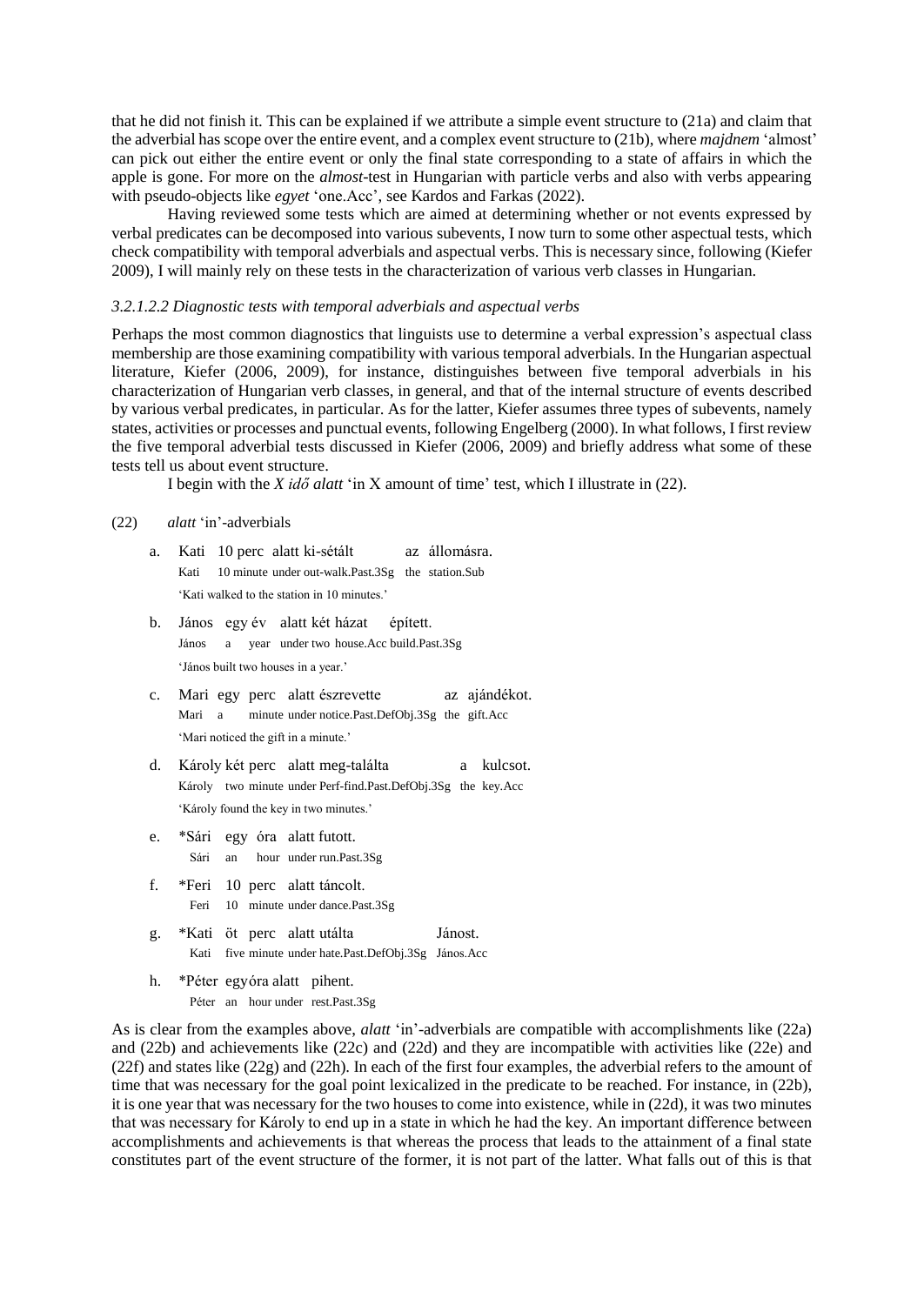that he did not finish it. This can be explained if we attribute a simple event structure to (21a) and claim that the adverbial has scope over the entire event, and a complex event structure to (21b), where *majdnem* 'almost' can pick out either the entire event or only the final state corresponding to a state of affairs in which the apple is gone. For more on the *almost*-test in Hungarian with particle verbs and also with verbs appearing with pseudo-objects like *egyet* 'one.Acc', see Kardos and Farkas (2022).

Having reviewed some tests which are aimed at determining whether or not events expressed by verbal predicates can be decomposed into various subevents, I now turn to some other aspectual tests, which check compatibility with temporal adverbials and aspectual verbs. This is necessary since, following (Kiefer 2009), I will mainly rely on these tests in the characterization of various verb classes in Hungarian.

#### *3.2.1.2.2 Diagnostic tests with temporal adverbials and aspectual verbs*

Perhaps the most common diagnostics that linguists use to determine a verbal expression's aspectual class membership are those examining compatibility with various temporal adverbials. In the Hungarian aspectual literature, Kiefer (2006, 2009), for instance, distinguishes between five temporal adverbials in his characterization of Hungarian verb classes, in general, and that of the internal structure of events described by various verbal predicates, in particular. As for the latter, Kiefer assumes three types of subevents, namely states, activities or processes and punctual events, following Engelberg (2000). In what follows, I first review the five temporal adverbial tests discussed in Kiefer (2006, 2009) and briefly address what some of these tests tell us about event structure.

I begin with the *X idő alatt* 'in X amount of time' test, which I illustrate in (22).

(22) *alatt* 'in'-adverbials

a. Kati 10 perc alatt ki-sétált az állomásra.
   Kati 10 minute under out-walk.Past.3Sg the station.Sub
   'Kati walked to the station in 10 minutes.'

b. János egy év alatt két házat épített.
   János a year under two house.Acc build.Past.3Sg
   'János built two houses in a year.'

c. Mari egy perc alatt észrevette az ajándékot.
   Mari a minute under notice.Past.DefObj.3Sg the gift.Acc
   'Mari noticed the gift in a minute.'

d. Károly két perc alatt meg-találta a kulcsot.
   Károly two minute under Perf-find.Past.DefObj.3Sg the key.Acc
   'Károly found the key in two minutes.'

e. *Sári egy óra alatt futott.
   Sári an hour under run.Past.3Sg

f. *Feri 10 perc alatt táncolt.
   Feri 10 minute under dance.Past.3Sg

g. *Kati öt perc alatt utálta Jánost.
   Kati five minute under hate.Past.DefObj.3Sg János.Acc

h. *Péter egy óra alatt pihent.
   Péter an hour under rest.Past.3Sg

As is clear from the examples above, *alatt* 'in'-adverbials are compatible with accomplishments like (22a) and (22b) and achievements like (22c) and (22d) and they are incompatible with activities like (22e) and (22f) and states like (22g) and (22h). In each of the first four examples, the adverbial refers to the amount of time that was necessary for the goal point lexicalized in the predicate to be reached. For instance, in (22b), it is one year that was necessary for the two houses to come into existence, while in (22d), it was two minutes that was necessary for Károly to end up in a state in which he had the key. An important difference between accomplishments and achievements is that whereas the process that leads to the attainment of a final state constitutes part of the event structure of the former, it is not part of the latter. What falls out of this is that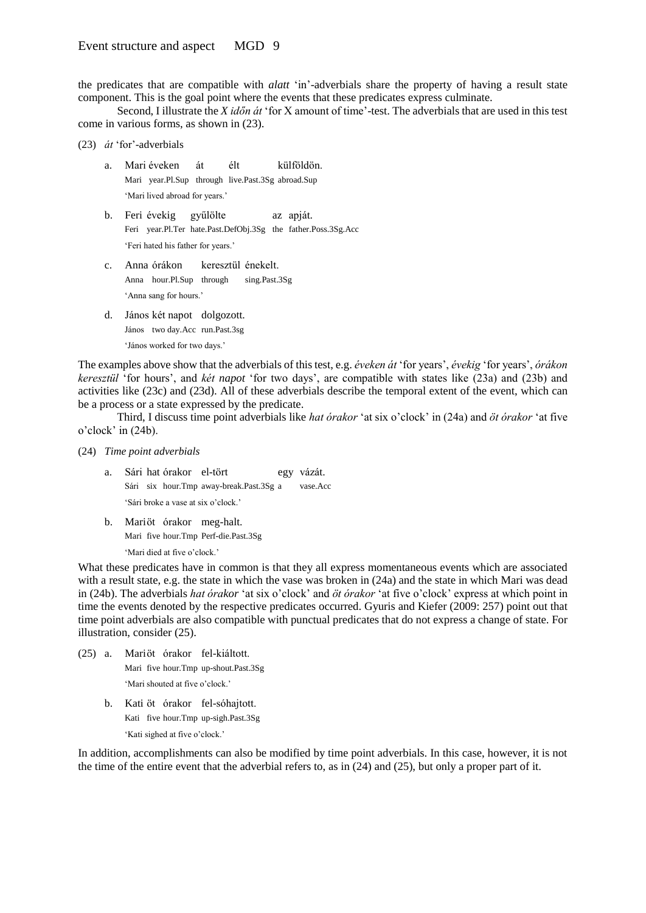the predicates that are compatible with *alatt* 'in'-adverbials share the property of having a result state component. This is the goal point where the events that these predicates express culminate.

Second, I illustrate the *X időn át* 'for X amount of time'-test. The adverbials that are used in this test come in various forms, as shown in (23).

(23) *át* 'for'-adverbials

a. Mari éveken át élt külföldön.
Mari year.Pl.Sup through live.Past.3Sg abroad.Sup
'Mari lived abroad for years.'

b. Feri évekig gyűlölte az apját.
Feri year.Pl.Ter hate.Past.DefObj.3Sg the father.Poss.3Sg.Acc
'Feri hated his father for years.'

c. Anna órákon keresztül énekelt.
Anna hour.Pl.Sup through sing.Past.3Sg
'Anna sang for hours.'

d. János két napot dolgozott.
János two day.Acc run.Past.3sg
'János worked for two days.'

The examples above show that the adverbials of this test, e.g. *éveken át* 'for years', *évekig* 'for years', *órákon keresztül* 'for hours', and *két napot* 'for two days', are compatible with states like (23a) and (23b) and activities like (23c) and (23d). All of these adverbials describe the temporal extent of the event, which can be a process or a state expressed by the predicate.

Third, I discuss time point adverbials like *hat órakor* 'at six o'clock' in (24a) and *öt órakor* 'at five o'clock' in (24b).

(24) *Time point adverbials*

a. Sári hat órakor el-tört egy vázát.
Sári six hour.Tmp away-break.Past.3Sg a vase.Acc
'Sári broke a vase at six o'clock.'

b. Mari öt órakor meg-halt.
Mari five hour.Tmp Perf-die.Past.3Sg
'Mari died at five o'clock.'

What these predicates have in common is that they all express momentaneous events which are associated with a result state, e.g. the state in which the vase was broken in (24a) and the state in which Mari was dead in (24b). The adverbials *hat órakor* 'at six o'clock' and *öt órakor* 'at five o'clock' express at which point in time the events denoted by the respective predicates occurred. Gyuris and Kiefer (2009: 257) point out that time point adverbials are also compatible with punctual predicates that do not express a change of state. For illustration, consider (25).

(25) a. Mari öt órakor fel-kiáltott.
Mari five hour.Tmp up-shout.Past.3Sg
'Mari shouted at five o'clock.'

b. Kati öt órakor fel-sóhajtott.
Kati five hour.Tmp up-sigh.Past.3Sg
'Kati sighed at five o'clock.'

In addition, accomplishments can also be modified by time point adverbials. In this case, however, it is not the time of the entire event that the adverbial refers to, as in (24) and (25), but only a proper part of it.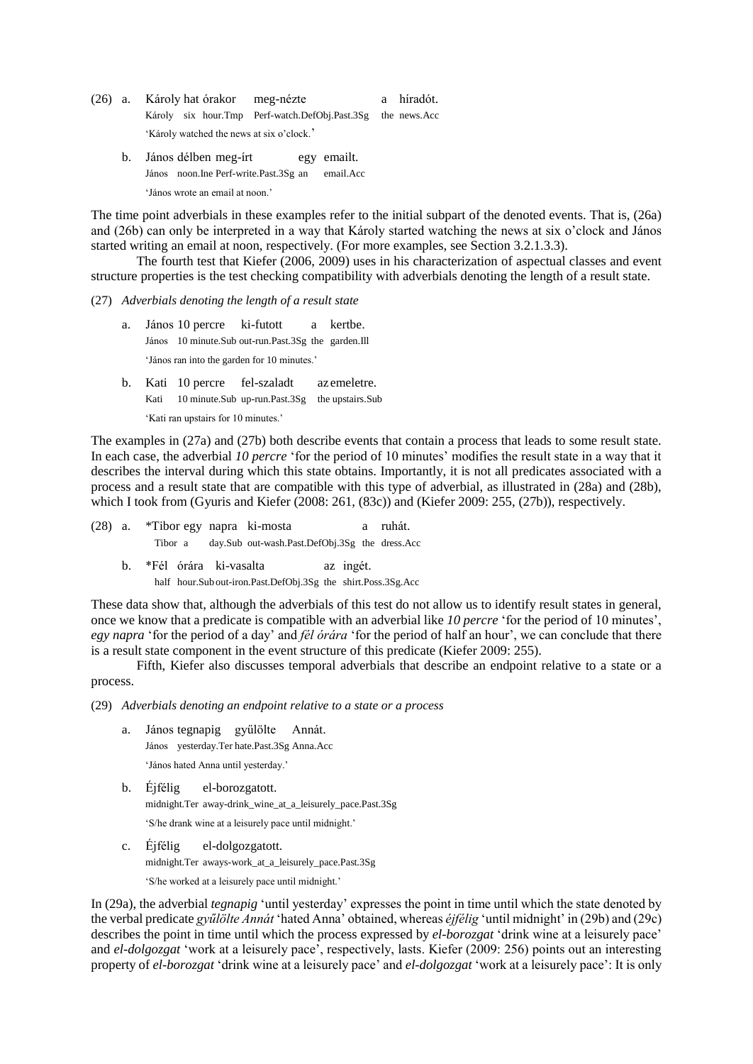(26) a. Károly hat órakor meg-nézte a híradót.
Károly six hour.Tmp Perf-watch.DefObj.Past.3Sg the news.Acc
'Károly watched the news at six o'clock.'

b. János délben meg-írt egy emailt.
János noon.Ine Perf-write.Past.3Sg an email.Acc
'János wrote an email at noon.'

The time point adverbials in these examples refer to the initial subpart of the denoted events. That is, (26a) and (26b) can only be interpreted in a way that Károly started watching the news at six o'clock and János started writing an email at noon, respectively. (For more examples, see Section 3.2.1.3.3).

The fourth test that Kiefer (2006, 2009) uses in his characterization of aspectual classes and event structure properties is the test checking compatibility with adverbials denoting the length of a result state.

(27) *Adverbials denoting the length of a result state*

a. János 10 percre ki-futott a kertbe.
János 10 minute.Sub out-run.Past.3Sg the garden.Ill
'János ran into the garden for 10 minutes.'

b. Kati 10 percre fel-szaladt az emeletre.
Kati 10 minute.Sub up-run.Past.3Sg the upstairs.Sub
'Kati ran upstairs for 10 minutes.'

The examples in (27a) and (27b) both describe events that contain a process that leads to some result state. In each case, the adverbial *10 percre* 'for the period of 10 minutes' modifies the result state in a way that it describes the interval during which this state obtains. Importantly, it is not all predicates associated with a process and a result state that are compatible with this type of adverbial, as illustrated in (28a) and (28b), which I took from (Gyuris and Kiefer (2008: 261, (83c)) and (Kiefer 2009: 255, (27b)), respectively.

(28) a. *Tibor egy napra ki-mosta a ruhát.
Tibor a day.Sub out-wash.Past.DefObj.3Sg the dress.Acc

b. *Fél órára ki-vasalta az ingét.
half hour.Sub out-iron.Past.DefObj.3Sg the shirt.Poss.3Sg.Acc

These data show that, although the adverbials of this test do not allow us to identify result states in general, once we know that a predicate is compatible with an adverbial like *10 percre* 'for the period of 10 minutes', *egy napra* 'for the period of a day' and *fél órára* 'for the period of half an hour', we can conclude that there is a result state component in the event structure of this predicate (Kiefer 2009: 255).

Fifth, Kiefer also discusses temporal adverbials that describe an endpoint relative to a state or a process.

(29) *Adverbials denoting an endpoint relative to a state or a process*

a. János tegnapig gyűlölte Annát.
János yesterday.Ter hate.Past.3Sg Anna.Acc
'János hated Anna until yesterday.'

b. Éjfélig el-borozgatott.
midnight.Ter away-drink_wine_at_a_leisurely_pace.Past.3Sg
'S/he drank wine at a leisurely pace until midnight.'

c. Éjfélig el-dolgozgatott.
midnight.Ter aways-work_at_a_leisurely_pace.Past.3Sg
'S/he worked at a leisurely pace until midnight.'

In (29a), the adverbial *tegnapig* 'until yesterday' expresses the point in time until which the state denoted by the verbal predicate *gyűlölte Annát* 'hated Anna' obtained, whereas *éjfélig* 'until midnight' in (29b) and (29c) describes the point in time until which the process expressed by *el-borozgat* 'drink wine at a leisurely pace' and *el-dolgozgat* 'work at a leisurely pace', respectively, lasts. Kiefer (2009: 256) points out an interesting property of *el-borozgat* 'drink wine at a leisurely pace' and *el-dolgozgat* 'work at a leisurely pace': It is only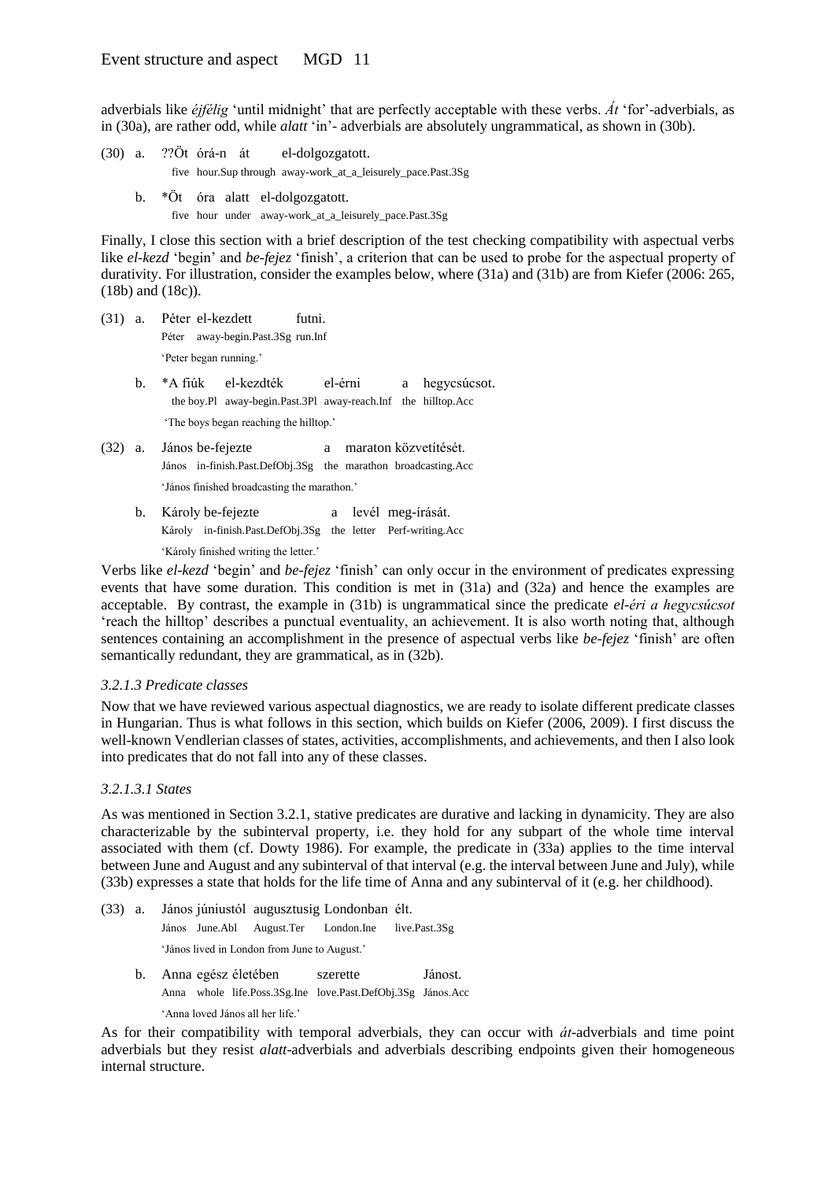adverbials like *éjfélig* 'until midnight' that are perfectly acceptable with these verbs. *Át* 'for'-adverbials, as in (30a), are rather odd, while *alatt* 'in'- adverbials are absolutely ungrammatical, as shown in (30b).

(30) a. ??Öt órá-n át el-dolgozgatott.
five hour.Sup through away-work_at_a_leisurely_pace.Past.3Sg

b. *Öt óra alatt el-dolgozgatott.
five hour under away-work_at_a_leisurely_pace.Past.3Sg

Finally, I close this section with a brief description of the test checking compatibility with aspectual verbs like *el-kezd* 'begin' and *be-fejez* 'finish', a criterion that can be used to probe for the aspectual property of durativity. For illustration, consider the examples below, where (31a) and (31b) are from Kiefer (2006: 265, (18b) and (18c)).

(31) a. Péter el-kezdett futni.
Péter away-begin.Past.3Sg run.Inf
'Peter began running.'

b. *A fiúk el-kezdték el-érni a hegycsúcsot.
the boy.Pl away-begin.Past.3Pl away-reach.Inf the hilltop.Acc
'The boys began reaching the hilltop.'

(32) a. János be-fejezte a maraton közvetítését.
János in-finish.Past.DefObj.3Sg the marathon broadcasting.Acc
'János finished broadcasting the marathon.'

b. Károly be-fejezte a levél meg-írását.
Károly in-finish.Past.DefObj.3Sg the letter Perf-writing.Acc
'Károly finished writing the letter.'

Verbs like *el-kezd* 'begin' and *be-fejez* 'finish' can only occur in the environment of predicates expressing events that have some duration. This condition is met in (31a) and (32a) and hence the examples are acceptable. By contrast, the example in (31b) is ungrammatical since the predicate *el-éri a hegycsúcsot* 'reach the hilltop' describes a punctual eventuality, an achievement. It is also worth noting that, although sentences containing an accomplishment in the presence of aspectual verbs like *be-fejez* 'finish' are often semantically redundant, they are grammatical, as in (32b).

### *3.2.1.3 Predicate classes*

Now that we have reviewed various aspectual diagnostics, we are ready to isolate different predicate classes in Hungarian. Thus is what follows in this section, which builds on Kiefer (2006, 2009). I first discuss the well-known Vendlerian classes of states, activities, accomplishments, and achievements, and then I also look into predicates that do not fall into any of these classes.

#### *3.2.1.3.1 States*

As was mentioned in Section 3.2.1, stative predicates are durative and lacking in dynamicity. They are also characterizable by the subinterval property, i.e. they hold for any subpart of the whole time interval associated with them (cf. Dowty 1986). For example, the predicate in (33a) applies to the time interval between June and August and any subinterval of that interval (e.g. the interval between June and July), while (33b) expresses a state that holds for the life time of Anna and any subinterval of it (e.g. her childhood).

(33) a. János júniustól augusztusig Londonban élt.
János June.Abl August.Ter London.Ine live.Past.3Sg
'János lived in London from June to August.'

b. Anna egész életében szerette Jánost.
Anna whole life.Poss.3Sg.Ine love.Past.DefObj.3Sg János.Acc
'Anna loved János all her life.'

As for their compatibility with temporal adverbials, they can occur with *át*-adverbials and time point adverbials but they resist *alatt*-adverbials and adverbials describing endpoints given their homogeneous internal structure.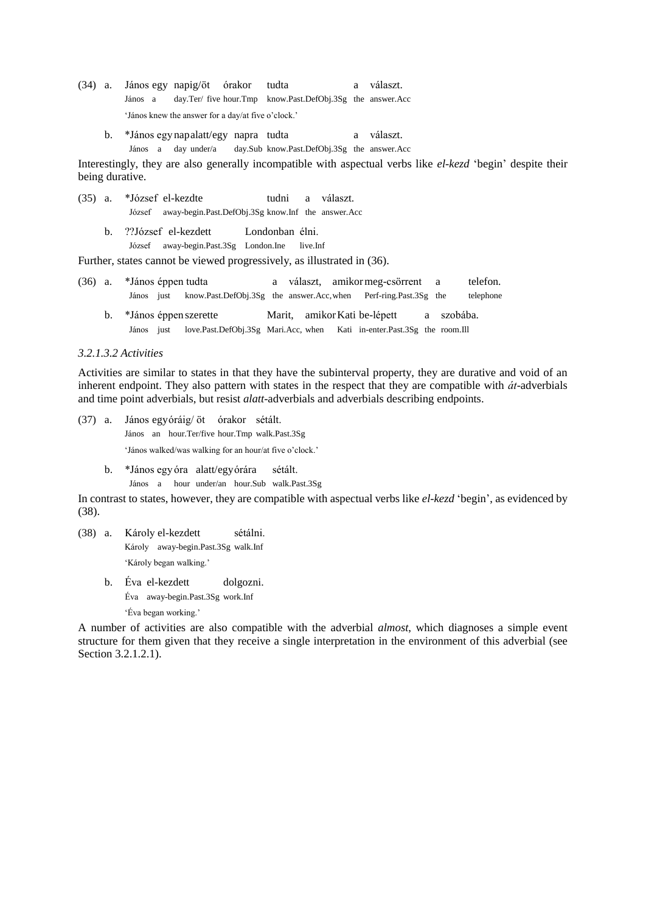(34) a. János egy napig/öt órakor tudta a választ.
   János a day.Ter/ five hour.Tmp know.Past.DefObj.3Sg the answer.Acc
   'János knew the answer for a day/at five o'clock.'

b. *János egy nap alatt/egy napra tudta a választ.
   János a day under/a day.Sub know.Past.DefObj.3Sg the answer.Acc

Interestingly, they are also generally incompatible with aspectual verbs like *el-kezd* 'begin' despite their being durative.

(35) a. *József el-kezdte tudni a választ.
   József away-begin.Past.DefObj.3Sg know.Inf the answer.Acc

b. ??József el-kezdett Londonban élni.
   József away-begin.Past.3Sg London.Ine live.Inf

Further, states cannot be viewed progressively, as illustrated in (36).

(36) a. *János éppen tudta a választ, amikor meg-csörrent a telefon.
   János just know.Past.DefObj.3Sg the answer.Acc, when Perf-ring.Past.3Sg the telephone

b. *János éppen szerette Marit, amikor Kati be-lépett a szobába.
   János just love.Past.DefObj.3Sg Mari.Acc, when Kati in-enter.Past.3Sg the room.Ill

*3.2.1.3.2 Activities*

Activities are similar to states in that they have the subinterval property, they are durative and void of an inherent endpoint. They also pattern with states in the respect that they are compatible with *át*-adverbials and time point adverbials, but resist *alatt*-adverbials and adverbials describing endpoints.

(37) a. János egy óráig/ öt órakor sétált.
   János an hour.Ter/five hour.Tmp walk.Past.3Sg
   'János walked/was walking for an hour/at five o'clock.'

b. *János egy óra alatt/egy órára sétált.
   János a hour under/an hour.Sub walk.Past.3Sg

In contrast to states, however, they are compatible with aspectual verbs like *el-kezd* 'begin', as evidenced by (38).

(38) a. Károly el-kezdett sétálni.
   Károly away-begin.Past.3Sg walk.Inf
   'Károly began walking.'

b. Éva el-kezdett dolgozni.
   Éva away-begin.Past.3Sg work.Inf
   'Éva began working.'

A number of activities are also compatible with the adverbial *almost*, which diagnoses a simple event structure for them given that they receive a single interpretation in the environment of this adverbial (see Section 3.2.1.2.1).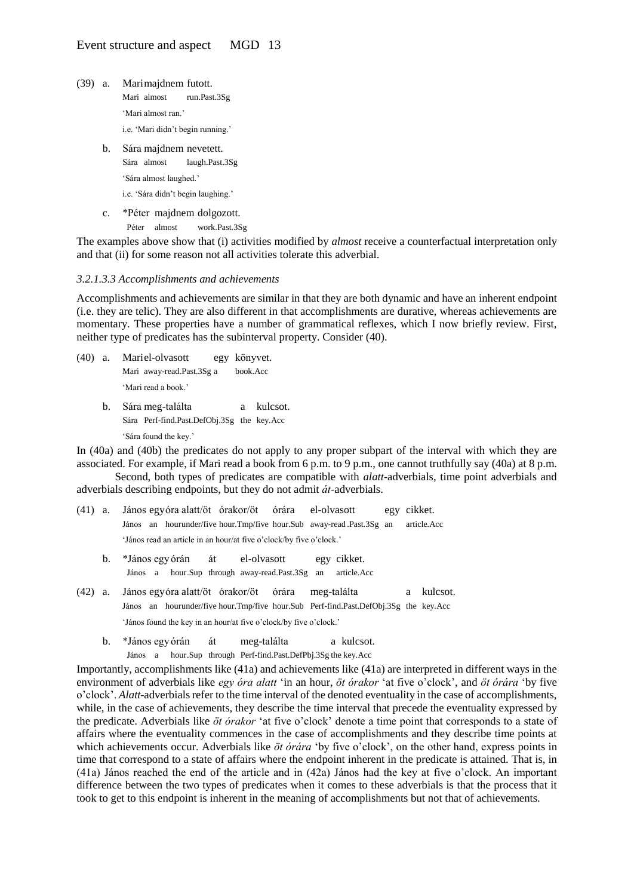(39) a. Mari majdnem futott.
Mari almost run.Past.3Sg
'Mari almost ran.'
i.e. 'Mari didn't begin running.'

b. Sára majdnem nevetett.
Sára almost laugh.Past.3Sg
'Sára almost laughed.'
i.e. 'Sára didn't begin laughing.'

c. *Péter majdnem dolgozott.
Péter almost work.Past.3Sg

The examples above show that (i) activities modified by *almost* receive a counterfactual interpretation only and that (ii) for some reason not all activities tolerate this adverbial.

*3.2.1.3.3 Accomplishments and achievements*

Accomplishments and achievements are similar in that they are both dynamic and have an inherent endpoint (i.e. they are telic). They are also different in that accomplishments are durative, whereas achievements are momentary. These properties have a number of grammatical reflexes, which I now briefly review. First, neither type of predicates has the subinterval property. Consider (40).

(40) a. Mari el-olvasott egy könyvet.
Mari away-read.Past.3Sg a book.Acc
'Mari read a book.'

b. Sára meg-találta a kulcsot.
Sára Perf-find.Past.DefObj.3Sg the key.Acc
'Sára found the key.'

In (40a) and (40b) the predicates do not apply to any proper subpart of the interval with which they are associated. For example, if Mari read a book from 6 p.m. to 9 p.m., one cannot truthfully say (40a) at 8 p.m.

Second, both types of predicates are compatible with *alatt*-adverbials, time point adverbials and adverbials describing endpoints, but they do not admit *át*-adverbials.

(41) a. János egy óra alatt/öt órakor/öt órára el-olvasott egy cikket.
János an hour under/five hour.Tmp/five hour.Sub away-read.Past.3Sg an article.Acc
'János read an article in an hour/at five o'clock/by five o'clock.'

b. *János egy órán át el-olvasott egy cikket.
János a hour.Sup through away-read.Past.3Sg an article.Acc

(42) a. János egy óra alatt/öt órakor/öt órára meg-találta a kulcsot.
János an hour under/five hour.Tmp/five hour.Sub Perf-find.Past.DefObj.3Sg the key.Acc
'János found the key in an hour/at five o'clock/by five o'clock.'

b. *János egy órán át meg-találta a kulcsot.
János a hour.Sup through Perf-find.Past.DefPbj.3Sg the key.Acc

Importantly, accomplishments like (41a) and achievements like (41a) are interpreted in different ways in the environment of adverbials like *egy óra alatt* 'in an hour, *öt órakor* 'at five o'clock', and *öt órára* 'by five o'clock'. *Alatt*-adverbials refer to the time interval of the denoted eventuality in the case of accomplishments, while, in the case of achievements, they describe the time interval that precede the eventuality expressed by the predicate. Adverbials like *öt órakor* 'at five o'clock' denote a time point that corresponds to a state of affairs where the eventuality commences in the case of accomplishments and they describe time points at which achievements occur. Adverbials like *öt órára* 'by five o'clock', on the other hand, express points in time that correspond to a state of affairs where the endpoint inherent in the predicate is attained. That is, in (41a) János reached the end of the article and in (42a) János had the key at five o'clock. An important difference between the two types of predicates when it comes to these adverbials is that the process that it took to get to this endpoint is inherent in the meaning of accomplishments but not that of achievements.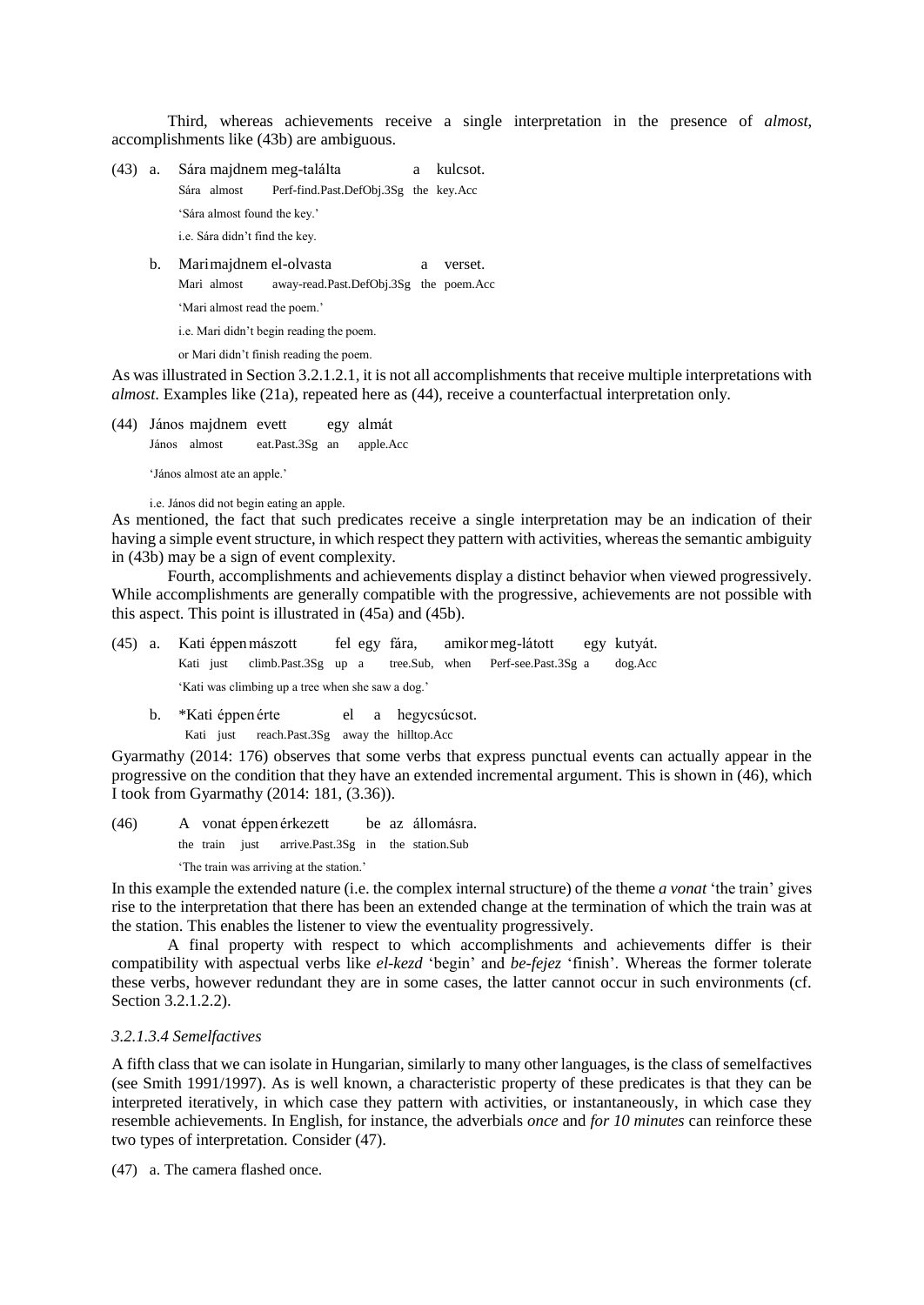Third, whereas achievements receive a single interpretation in the presence of *almost*, accomplishments like (43b) are ambiguous.

(43) a. Sára majdnem meg-találta a kulcsot.
Sára almost Perf-find.Past.DefObj.3Sg the key.Acc
'Sára almost found the key.'
i.e. Sára didn't find the key.

b. Mari majdnem el-olvasta a verset.
Mari almost away-read.Past.DefObj.3Sg the poem.Acc
'Mari almost read the poem.'
i.e. Mari didn't begin reading the poem.
or Mari didn't finish reading the poem.

As was illustrated in Section 3.2.1.2.1, it is not all accomplishments that receive multiple interpretations with *almost*. Examples like (21a), repeated here as (44), receive a counterfactual interpretation only.

(44) János majdnem evett egy almát
János almost eat.Past.3Sg an apple.Acc
'János almost ate an apple.'
i.e. János did not begin eating an apple.

As mentioned, the fact that such predicates receive a single interpretation may be an indication of their having a simple event structure, in which respect they pattern with activities, whereas the semantic ambiguity in (43b) may be a sign of event complexity.

Fourth, accomplishments and achievements display a distinct behavior when viewed progressively. While accomplishments are generally compatible with the progressive, achievements are not possible with this aspect. This point is illustrated in (45a) and (45b).

(45) a. Kati éppen mászott fel egy fára, amikor meg-látott egy kutyát.
Kati just climb.Past.3Sg up a tree.Sub, when Perf-see.Past.3Sg a dog.Acc
'Kati was climbing up a tree when she saw a dog.'

b. *Kati éppen érte el a hegycsúcsot.
Kati just reach.Past.3Sg away the hilltop.Acc

Gyarmathy (2014: 176) observes that some verbs that express punctual events can actually appear in the progressive on the condition that they have an extended incremental argument. This is shown in (46), which I took from Gyarmathy (2014: 181, (3.36)).

(46) A vonat éppen érkezett be az állomásra.
the train just arrive.Past.3Sg in the station.Sub
'The train was arriving at the station.'

In this example the extended nature (i.e. the complex internal structure) of the theme *a vonat* 'the train' gives rise to the interpretation that there has been an extended change at the termination of which the train was at the station. This enables the listener to view the eventuality progressively.

A final property with respect to which accomplishments and achievements differ is their compatibility with aspectual verbs like *el-kezd* 'begin' and *be-fejez* 'finish'. Whereas the former tolerate these verbs, however redundant they are in some cases, the latter cannot occur in such environments (cf. Section 3.2.1.2.2).

#### *3.2.1.3.4 Semelfactives*

A fifth class that we can isolate in Hungarian, similarly to many other languages, is the class of semelfactives (see Smith 1991/1997). As is well known, a characteristic property of these predicates is that they can be interpreted iteratively, in which case they pattern with activities, or instantaneously, in which case they resemble achievements. In English, for instance, the adverbials *once* and *for 10 minutes* can reinforce these two types of interpretation. Consider (47).

(47) a. The camera flashed once.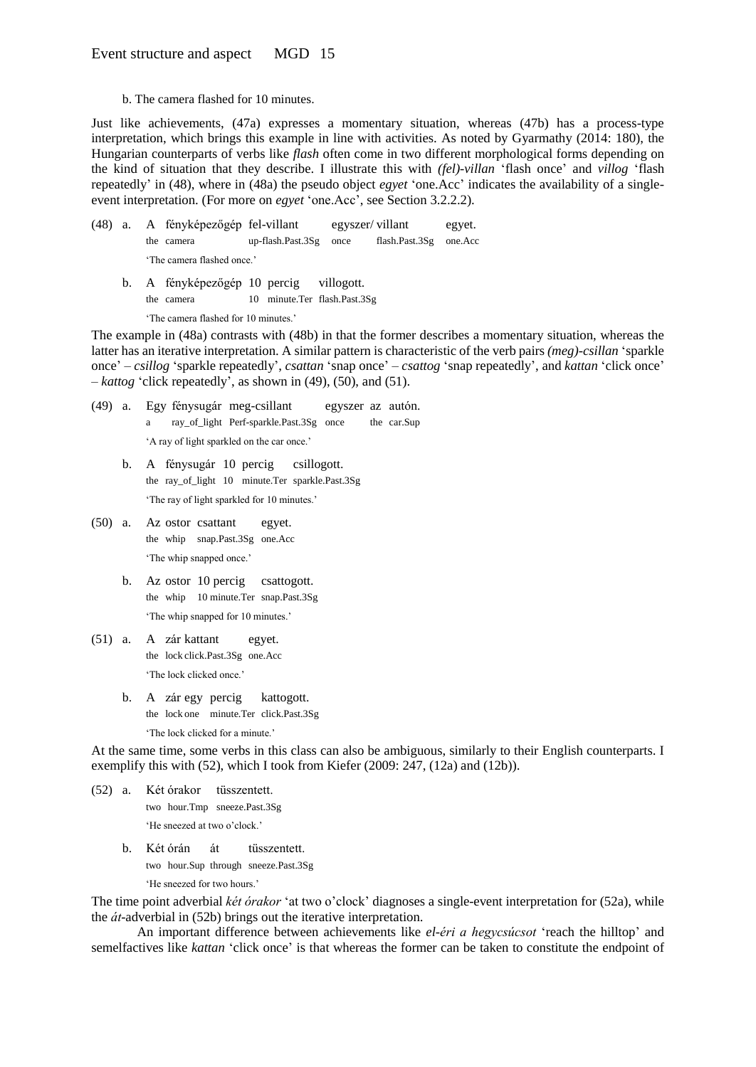b. The camera flashed for 10 minutes.

Just like achievements, (47a) expresses a momentary situation, whereas (47b) has a process-type interpretation, which brings this example in line with activities. As noted by Gyarmathy (2014: 180), the Hungarian counterparts of verbs like *flash* often come in two different morphological forms depending on the kind of situation that they describe. I illustrate this with *(fel)-villan* 'flash once' and *villog* 'flash repeatedly' in (48), where in (48a) the pseudo object *egyet* 'one.Acc' indicates the availability of a single-event interpretation. (For more on *egyet* 'one.Acc', see Section 3.2.2.2).

(48) a. A fényképezőgép fel-villant egyszer/ villant egyet.
the camera up-flash.Past.3Sg once flash.Past.3Sg one.Acc
'The camera flashed once.'

b. A fényképezőgép 10 percig villogott.
the camera 10 minute.Ter flash.Past.3Sg
'The camera flashed for 10 minutes.'

The example in (48a) contrasts with (48b) in that the former describes a momentary situation, whereas the latter has an iterative interpretation. A similar pattern is characteristic of the verb pairs *(meg)-csillan* 'sparkle once' – *csillog* 'sparkle repeatedly', *csattan* 'snap once' – *csattog* 'snap repeatedly', and *kattan* 'click once' – *kattog* 'click repeatedly', as shown in (49), (50), and (51).

(49) a. Egy fénysugár meg-csillant egyszer az autón.
a ray_of_light Perf-sparkle.Past.3Sg once the car.Sup
'A ray of light sparkled on the car once.'

b. A fénysugár 10 percig csillogott.
the ray_of_light 10 minute.Ter sparkle.Past.3Sg
'The ray of light sparkled for 10 minutes.'

(50) a. Az ostor csattant egyet.
the whip snap.Past.3Sg one.Acc
'The whip snapped once.'

b. Az ostor 10 percig csattogott.
the whip 10 minute.Ter snap.Past.3Sg
'The whip snapped for 10 minutes.'

(51) a. A zár kattant egyet.
the lock click.Past.3Sg one.Acc
'The lock clicked once.'

b. A zár egy percig kattogott.
the lock one minute.Ter click.Past.3Sg
'The lock clicked for a minute.'

At the same time, some verbs in this class can also be ambiguous, similarly to their English counterparts. I exemplify this with (52), which I took from Kiefer (2009: 247, (12a) and (12b)).

(52) a. Két órakor tüsszentett.
two hour.Tmp sneeze.Past.3Sg
'He sneezed at two o'clock.'

b. Két órán át tüsszentett.
two hour.Sup through sneeze.Past.3Sg
'He sneezed for two hours.'

The time point adverbial *két órakor* 'at two o'clock' diagnoses a single-event interpretation for (52a), while the *át*-adverbial in (52b) brings out the iterative interpretation.

An important difference between achievements like *el-éri a hegycsúcsot* 'reach the hilltop' and semelfactives like *kattan* 'click once' is that whereas the former can be taken to constitute the endpoint of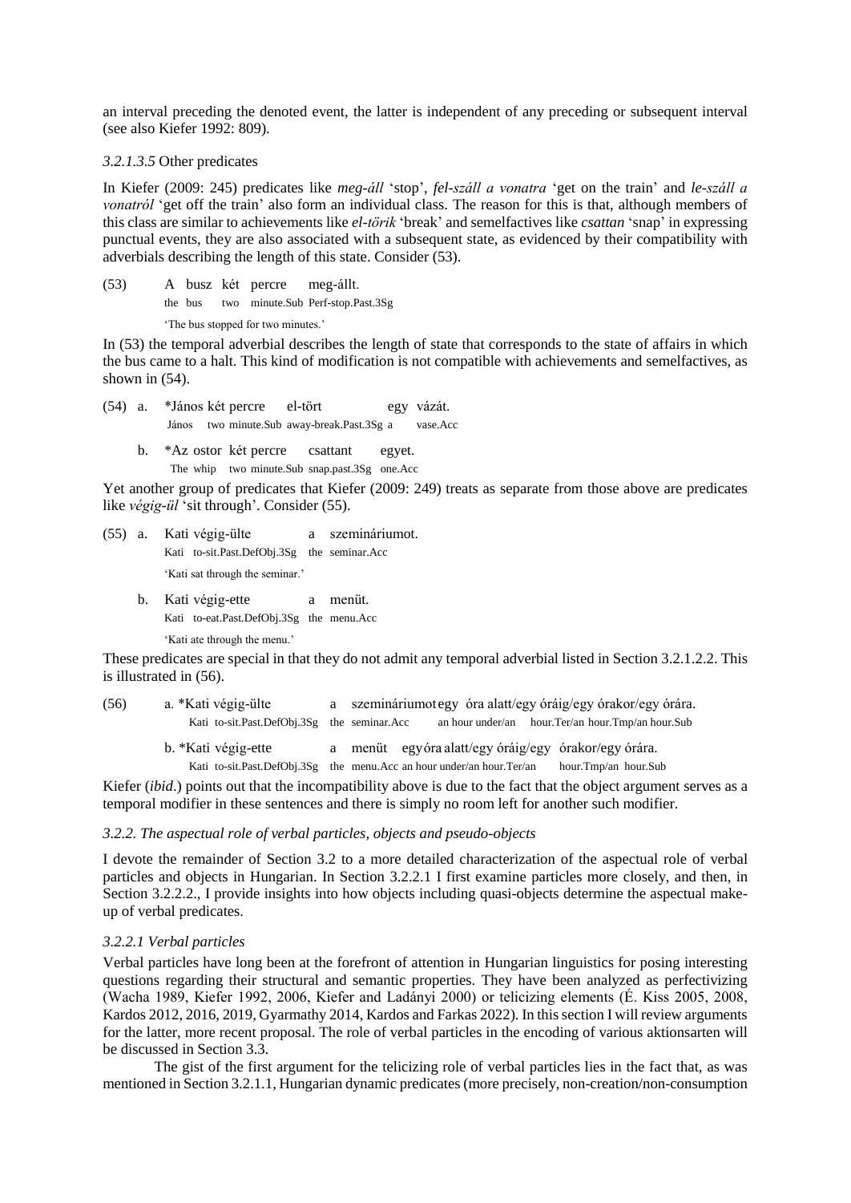an interval preceding the denoted event, the latter is independent of any preceding or subsequent interval (see also Kiefer 1992: 809).

*3.2.1.3.5* Other predicates

In Kiefer (2009: 245) predicates like *meg-áll* 'stop', *fel-száll a vonatra* 'get on the train' and *le-száll a vonatról* 'get off the train' also form an individual class. The reason for this is that, although members of this class are similar to achievements like *el-törik* 'break' and semelfactives like *csattan* 'snap' in expressing punctual events, they are also associated with a subsequent state, as evidenced by their compatibility with adverbials describing the length of this state. Consider (53).

(53) A busz két percre meg-állt.
the bus two minute.Sub Perf-stop.Past.3Sg
'The bus stopped for two minutes.'

In (53) the temporal adverbial describes the length of state that corresponds to the state of affairs in which the bus came to a halt. This kind of modification is not compatible with achievements and semelfactives, as shown in (54).

(54) a. *János két percre el-tört egy vázát.
János two minute.Sub away-break.Past.3Sg a vase.Acc

b. *Az ostor két percre csattant egyet.
The whip two minute.Sub snap.past.3Sg one.Acc

Yet another group of predicates that Kiefer (2009: 249) treats as separate from those above are predicates like *végig-ül* 'sit through'. Consider (55).

(55) a. Kati végig-ülte a szemináriumot.
Kati to-sit.Past.DefObj.3Sg the seminar.Acc
'Kati sat through the seminar.'

b. Kati végig-ette a menüt.
Kati to-eat.Past.DefObj.3Sg the menu.Acc
'Kati ate through the menu.'

These predicates are special in that they do not admit any temporal adverbial listed in Section 3.2.1.2.2. This is illustrated in (56).

(56) a. *Kati végig-ülte a szemináriumot egy óra alatt/egy óráig/egy órakor/egy órára.
Kati to-sit.Past.DefObj.3Sg the seminar.Acc an hour under/an hour.Ter/an hour.Tmp/an hour.Sub

b. *Kati végig-ette a menüt egy óra alatt/egy óráig/egy órakor/egy órára.
Kati to-sit.Past.DefObj.3Sg the menu.Acc an hour under/an hour.Ter/an hour.Tmp/an hour.Sub

Kiefer (*ibid*.) points out that the incompatibility above is due to the fact that the object argument serves as a temporal modifier in these sentences and there is simply no room left for another such modifier.

*3.2.2. The aspectual role of verbal particles, objects and pseudo-objects*

I devote the remainder of Section 3.2 to a more detailed characterization of the aspectual role of verbal particles and objects in Hungarian. In Section 3.2.2.1 I first examine particles more closely, and then, in Section 3.2.2.2., I provide insights into how objects including quasi-objects determine the aspectual make-up of verbal predicates.

*3.2.2.1 Verbal particles*

Verbal particles have long been at the forefront of attention in Hungarian linguistics for posing interesting questions regarding their structural and semantic properties. They have been analyzed as perfectivizing (Wacha 1989, Kiefer 1992, 2006, Kiefer and Ladányi 2000) or telicizing elements (É. Kiss 2005, 2008, Kardos 2012, 2016, 2019, Gyarmathy 2014, Kardos and Farkas 2022). In this section I will review arguments for the latter, more recent proposal. The role of verbal particles in the encoding of various aktionsarten will be discussed in Section 3.3.

The gist of the first argument for the telicizing role of verbal particles lies in the fact that, as was mentioned in Section 3.2.1.1, Hungarian dynamic predicates (more precisely, non-creation/non-consumption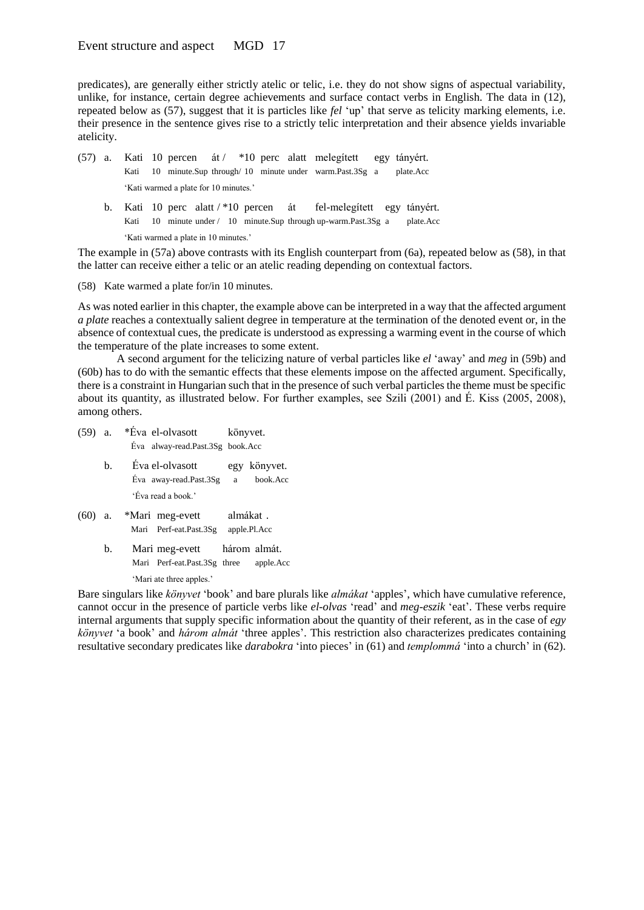predicates), are generally either strictly atelic or telic, i.e. they do not show signs of aspectual variability, unlike, for instance, certain degree achievements and surface contact verbs in English. The data in (12), repeated below as (57), suggest that it is particles like *fel* 'up' that serve as telicity marking elements, i.e. their presence in the sentence gives rise to a strictly telic interpretation and their absence yields invariable atelicity.

(57) a. Kati 10 percen át / *10 perc alatt melegített egy tányért.
   Kati 10 minute.Sup through/ 10 minute under warm.Past.3Sg a plate.Acc
   'Kati warmed a plate for 10 minutes.'

 b. Kati 10 perc alatt / *10 percen át fel-melegített egy tányért.
   Kati 10 minute under / 10 minute.Sup through up-warm.Past.3Sg a plate.Acc
   'Kati warmed a plate in 10 minutes.'

The example in (57a) above contrasts with its English counterpart from (6a), repeated below as (58), in that the latter can receive either a telic or an atelic reading depending on contextual factors.

(58) Kate warmed a plate for/in 10 minutes.

As was noted earlier in this chapter, the example above can be interpreted in a way that the affected argument *a plate* reaches a contextually salient degree in temperature at the termination of the denoted event or, in the absence of contextual cues, the predicate is understood as expressing a warming event in the course of which the temperature of the plate increases to some extent.

A second argument for the telicizing nature of verbal particles like *el* 'away' and *meg* in (59b) and (60b) has to do with the semantic effects that these elements impose on the affected argument. Specifically, there is a constraint in Hungarian such that in the presence of such verbal particles the theme must be specific about its quantity, as illustrated below. For further examples, see Szili (2001) and É. Kiss (2005, 2008), among others.

(59) a. *Éva el-olvasott könyvet.
   Éva alway-read.Past.3Sg book.Acc

 b. Éva el-olvasott egy könyvet.
   Éva away-read.Past.3Sg a book.Acc
   'Éva read a book.'

(60) a. *Mari meg-evett almákat .
   Mari Perf-eat.Past.3Sg apple.Pl.Acc

 b. Mari meg-evett három almát.
   Mari Perf-eat.Past.3Sg three apple.Acc
   'Mari ate three apples.'

Bare singulars like *könyvet* 'book' and bare plurals like *almákat* 'apples', which have cumulative reference, cannot occur in the presence of particle verbs like *el-olvas* 'read' and *meg-eszik* 'eat'. These verbs require internal arguments that supply specific information about the quantity of their referent, as in the case of *egy könyvet* 'a book' and *három almát* 'three apples'. This restriction also characterizes predicates containing resultative secondary predicates like *darabokra* 'into pieces' in (61) and *templommá* 'into a church' in (62).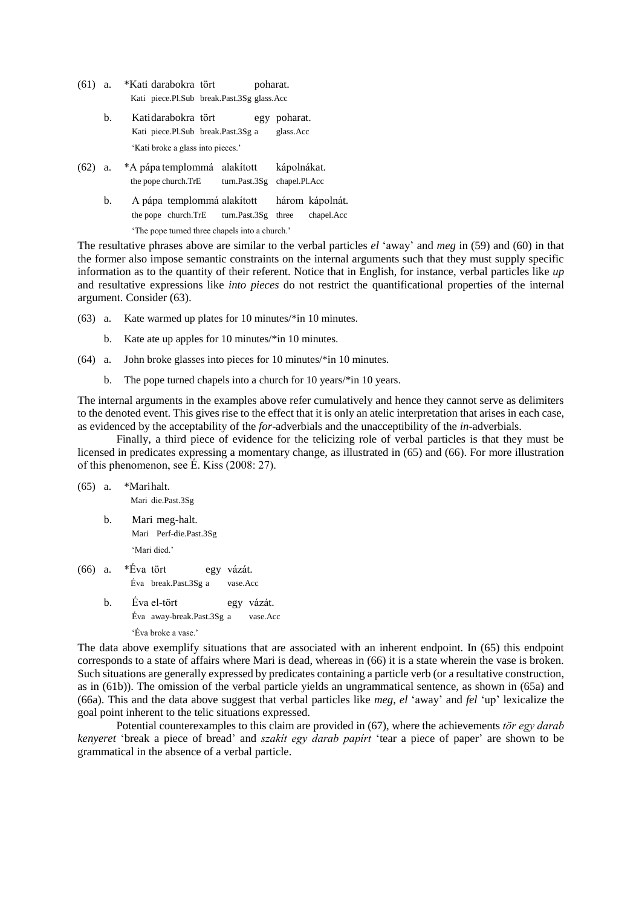(61) a. *Kati darabokra tört poharat.
Kati piece.Pl.Sub break.Past.3Sg glass.Acc

b. Kati darabokra tört egy poharat.
Kati piece.Pl.Sub break.Past.3Sg a glass.Acc
'Kati broke a glass into pieces.'

(62) a. *A pápa templommá alakított kápolnákat.
the pope church.TrE turn.Past.3Sg chapel.Pl.Acc

b. A pápa templommá alakított három kápolnát.
the pope church.TrE turn.Past.3Sg three chapel.Acc
'The pope turned three chapels into a church.'

The resultative phrases above are similar to the verbal particles *el* 'away' and *meg* in (59) and (60) in that the former also impose semantic constraints on the internal arguments such that they must supply specific information as to the quantity of their referent. Notice that in English, for instance, verbal particles like *up* and resultative expressions like *into pieces* do not restrict the quantificational properties of the internal argument. Consider (63).

(63) a. Kate warmed up plates for 10 minutes/*in 10 minutes.

b. Kate ate up apples for 10 minutes/*in 10 minutes.

(64) a. John broke glasses into pieces for 10 minutes/*in 10 minutes.

b. The pope turned chapels into a church for 10 years/*in 10 years.

The internal arguments in the examples above refer cumulatively and hence they cannot serve as delimiters to the denoted event. This gives rise to the effect that it is only an atelic interpretation that arises in each case, as evidenced by the acceptability of the *for*-adverbials and the unacceptibility of the *in*-adverbials.

Finally, a third piece of evidence for the telicizing role of verbal particles is that they must be licensed in predicates expressing a momentary change, as illustrated in (65) and (66). For more illustration of this phenomenon, see É. Kiss (2008: 27).

(65) a. *Mari halt.
Mari die.Past.3Sg

b. Mari meg-halt.
Mari Perf-die.Past.3Sg
'Mari died.'

(66) a. *Éva tört egy vázát.
Éva break.Past.3Sg a vase.Acc

b. Éva el-tört egy vázát.
Éva away-break.Past.3Sg a vase.Acc
'Éva broke a vase.'

The data above exemplify situations that are associated with an inherent endpoint. In (65) this endpoint corresponds to a state of affairs where Mari is dead, whereas in (66) it is a state wherein the vase is broken. Such situations are generally expressed by predicates containing a particle verb (or a resultative construction, as in (61b)). The omission of the verbal particle yields an ungrammatical sentence, as shown in (65a) and (66a). This and the data above suggest that verbal particles like *meg*, *el* 'away' and *fel* 'up' lexicalize the goal point inherent to the telic situations expressed.

Potential counterexamples to this claim are provided in (67), where the achievements *tör egy darab kenyeret* 'break a piece of bread' and *szakít egy darab papírt* 'tear a piece of paper' are shown to be grammatical in the absence of a verbal particle.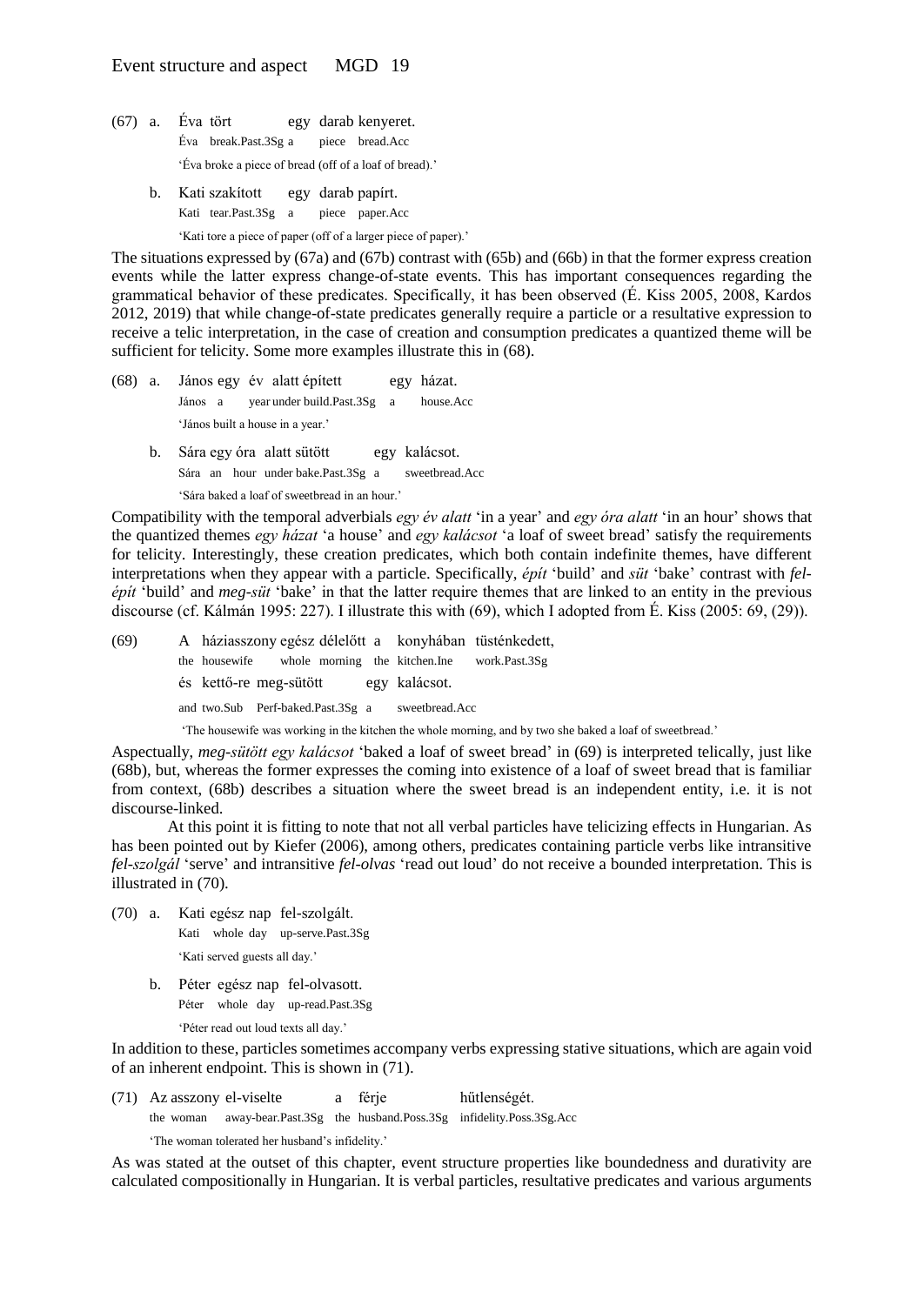(67) a. Éva tört egy darab kenyeret.
Éva break.Past.3Sg a piece bread.Acc
'Éva broke a piece of bread (off of a loaf of bread).'

b. Kati szakított egy darab papírt.
Kati tear.Past.3Sg a piece paper.Acc
'Kati tore a piece of paper (off of a larger piece of paper).'

The situations expressed by (67a) and (67b) contrast with (65b) and (66b) in that the former express creation events while the latter express change-of-state events. This has important consequences regarding the grammatical behavior of these predicates. Specifically, it has been observed (É. Kiss 2005, 2008, Kardos 2012, 2019) that while change-of-state predicates generally require a particle or a resultative expression to receive a telic interpretation, in the case of creation and consumption predicates a quantized theme will be sufficient for telicity. Some more examples illustrate this in (68).

(68) a. János egy év alatt épített egy házat.
János a year under build.Past.3Sg a house.Acc
'János built a house in a year.'

b. Sára egy óra alatt sütött egy kalácsot.
Sára an hour under bake.Past.3Sg a sweetbread.Acc
'Sára baked a loaf of sweetbread in an hour.'

Compatibility with the temporal adverbials *egy év alatt* 'in a year' and *egy óra alatt* 'in an hour' shows that the quantized themes *egy házat* 'a house' and *egy kalácsot* 'a loaf of sweet bread' satisfy the requirements for telicity. Interestingly, these creation predicates, which both contain indefinite themes, have different interpretations when they appear with a particle. Specifically, *épít* 'build' and *süt* 'bake' contrast with *fel-épít* 'build' and *meg-süt* 'bake' in that the latter require themes that are linked to an entity in the previous discourse (cf. Kálmán 1995: 227). I illustrate this with (69), which I adopted from É. Kiss (2005: 69, (29)).

(69) A háziasszony egész délelőtt a konyhában tüsténkedett,
the housewife whole morning the kitchen.Ine work.Past.3Sg
és kettő-re meg-sütött egy kalácsot.
and two.Sub Perf-baked.Past.3Sg a sweetbread.Acc
'The housewife was working in the kitchen the whole morning, and by two she baked a loaf of sweetbread.'

Aspectually, *meg-sütött egy kalácsot* 'baked a loaf of sweet bread' in (69) is interpreted telically, just like (68b), but, whereas the former expresses the coming into existence of a loaf of sweet bread that is familiar from context, (68b) describes a situation where the sweet bread is an independent entity, i.e. it is not discourse-linked.

At this point it is fitting to note that not all verbal particles have telicizing effects in Hungarian. As has been pointed out by Kiefer (2006), among others, predicates containing particle verbs like intransitive *fel-szolgál* 'serve' and intransitive *fel-olvas* 'read out loud' do not receive a bounded interpretation. This is illustrated in (70).

(70) a. Kati egész nap fel-szolgált.
Kati whole day up-serve.Past.3Sg
'Kati served guests all day.'

b. Péter egész nap fel-olvasott.
Péter whole day up-read.Past.3Sg
'Péter read out loud texts all day.'

In addition to these, particles sometimes accompany verbs expressing stative situations, which are again void of an inherent endpoint. This is shown in (71).

(71) Az asszony el-viselte a férje hűtlenségét.
the woman away-bear.Past.3Sg the husband.Poss.3Sg infidelity.Poss.3Sg.Acc
'The woman tolerated her husband's infidelity.'

As was stated at the outset of this chapter, event structure properties like boundedness and durativity are calculated compositionally in Hungarian. It is verbal particles, resultative predicates and various arguments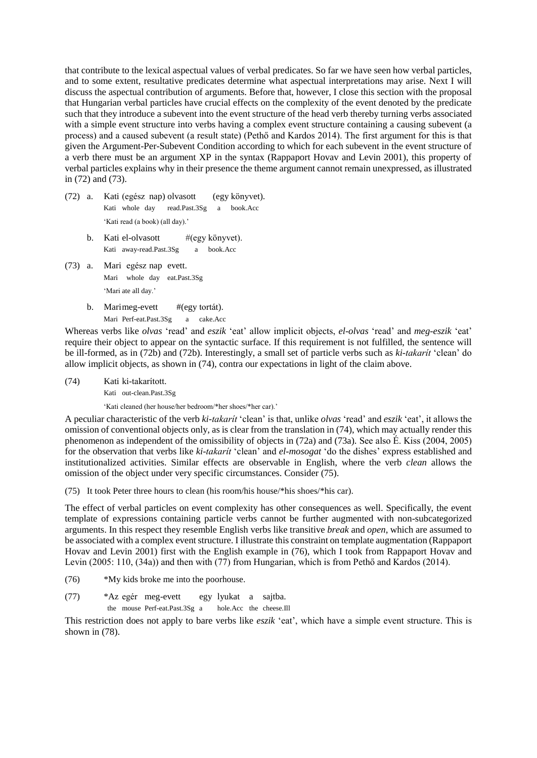that contribute to the lexical aspectual values of verbal predicates. So far we have seen how verbal particles, and to some extent, resultative predicates determine what aspectual interpretations may arise. Next I will discuss the aspectual contribution of arguments. Before that, however, I close this section with the proposal that Hungarian verbal particles have crucial effects on the complexity of the event denoted by the predicate such that they introduce a subevent into the event structure of the head verb thereby turning verbs associated with a simple event structure into verbs having a complex event structure containing a causing subevent (a process) and a caused subevent (a result state) (Pethő and Kardos 2014). The first argument for this is that given the Argument-Per-Subevent Condition according to which for each subevent in the event structure of a verb there must be an argument XP in the syntax (Rappaport Hovav and Levin 2001), this property of verbal particles explains why in their presence the theme argument cannot remain unexpressed, as illustrated in (72) and (73).

(72) a. Kati (egész nap) olvasott (egy könyvet).
Kati whole day read.Past.3Sg a book.Acc
'Kati read (a book) (all day).'

b. Kati el-olvasott #(egy könyvet).
Kati away-read.Past.3Sg a book.Acc

(73) a. Mari egész nap evett.
Mari whole day eat.Past.3Sg
'Mari ate all day.'

b. Mari meg-evett #(egy tortát).
Mari Perf-eat.Past.3Sg a cake.Acc

Whereas verbs like *olvas* 'read' and *eszik* 'eat' allow implicit objects, *el-olvas* 'read' and *meg-eszik* 'eat' require their object to appear on the syntactic surface. If this requirement is not fulfilled, the sentence will be ill-formed, as in (72b) and (72b). Interestingly, a small set of particle verbs such as *ki-takarít* 'clean' do allow implicit objects, as shown in (74), contra our expectations in light of the claim above.

(74) Kati ki-takarított.
Kati out-clean.Past.3Sg
'Kati cleaned (her house/her bedroom/*her shoes/*her car).'

A peculiar characteristic of the verb *ki-takarít* 'clean' is that, unlike *olvas* 'read' and *eszik* 'eat', it allows the omission of conventional objects only, as is clear from the translation in (74), which may actually render this phenomenon as independent of the omissibility of objects in (72a) and (73a). See also É. Kiss (2004, 2005) for the observation that verbs like *ki-takarít* 'clean' and *el-mosogat* 'do the dishes' express established and institutionalized activities. Similar effects are observable in English, where the verb *clean* allows the omission of the object under very specific circumstances. Consider (75).

(75) It took Peter three hours to clean (his room/his house/*his shoes/*his car).

The effect of verbal particles on event complexity has other consequences as well. Specifically, the event template of expressions containing particle verbs cannot be further augmented with non-subcategorized arguments. In this respect they resemble English verbs like transitive *break* and *open*, which are assumed to be associated with a complex event structure. I illustrate this constraint on template augmentation (Rappaport Hovav and Levin 2001) first with the English example in (76), which I took from Rappaport Hovav and Levin (2005: 110, (34a)) and then with (77) from Hungarian, which is from Pethő and Kardos (2014).

(76) *My kids broke me into the poorhouse.

(77) *Az egér meg-evett egy lyukat a sajtba.
the mouse Perf-eat.Past.3Sg a hole.Acc the cheese.Ill

This restriction does not apply to bare verbs like *eszik* 'eat', which have a simple event structure. This is shown in (78).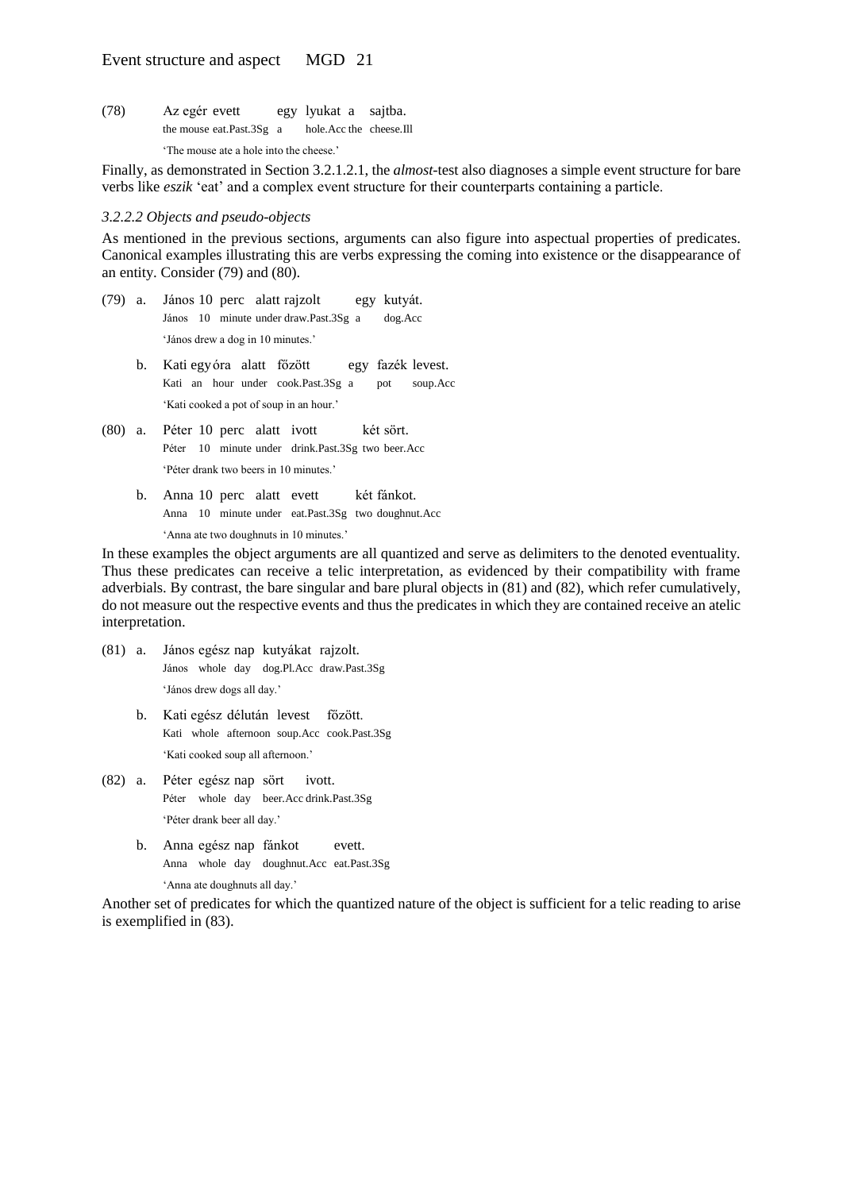(78) Az egér evett egy lyukat a sajtba.
the mouse eat.Past.3Sg a hole.Acc the cheese.Ill
'The mouse ate a hole into the cheese.'

Finally, as demonstrated in Section 3.2.1.2.1, the *almost*-test also diagnoses a simple event structure for bare verbs like *eszik* 'eat' and a complex event structure for their counterparts containing a particle.

*3.2.2.2 Objects and pseudo-objects*

As mentioned in the previous sections, arguments can also figure into aspectual properties of predicates. Canonical examples illustrating this are verbs expressing the coming into existence or the disappearance of an entity. Consider (79) and (80).

(79) a. János 10 perc alatt rajzolt egy kutyát.
János 10 minute under draw.Past.3Sg a dog.Acc
'János drew a dog in 10 minutes.'

b. Kati egy óra alatt főzött egy fazék levest.
Kati an hour under cook.Past.3Sg a pot soup.Acc
'Kati cooked a pot of soup in an hour.'

(80) a. Péter 10 perc alatt ivott két sört.
Péter 10 minute under drink.Past.3Sg two beer.Acc
'Péter drank two beers in 10 minutes.'

b. Anna 10 perc alatt evett két fánkot.
Anna 10 minute under eat.Past.3Sg two doughnut.Acc
'Anna ate two doughnuts in 10 minutes.'

In these examples the object arguments are all quantized and serve as delimiters to the denoted eventuality. Thus these predicates can receive a telic interpretation, as evidenced by their compatibility with frame adverbials. By contrast, the bare singular and bare plural objects in (81) and (82), which refer cumulatively, do not measure out the respective events and thus the predicates in which they are contained receive an atelic interpretation.

(81) a. János egész nap kutyákat rajzolt.
János whole day dog.Pl.Acc draw.Past.3Sg
'János drew dogs all day.'

b. Kati egész délután levest főzött.
Kati whole afternoon soup.Acc cook.Past.3Sg
'Kati cooked soup all afternoon.'

(82) a. Péter egész nap sört ivott.
Péter whole day beer.Acc drink.Past.3Sg
'Péter drank beer all day.'

b. Anna egész nap fánkot evett.
Anna whole day doughnut.Acc eat.Past.3Sg
'Anna ate doughnuts all day.'

Another set of predicates for which the quantized nature of the object is sufficient for a telic reading to arise is exemplified in (83).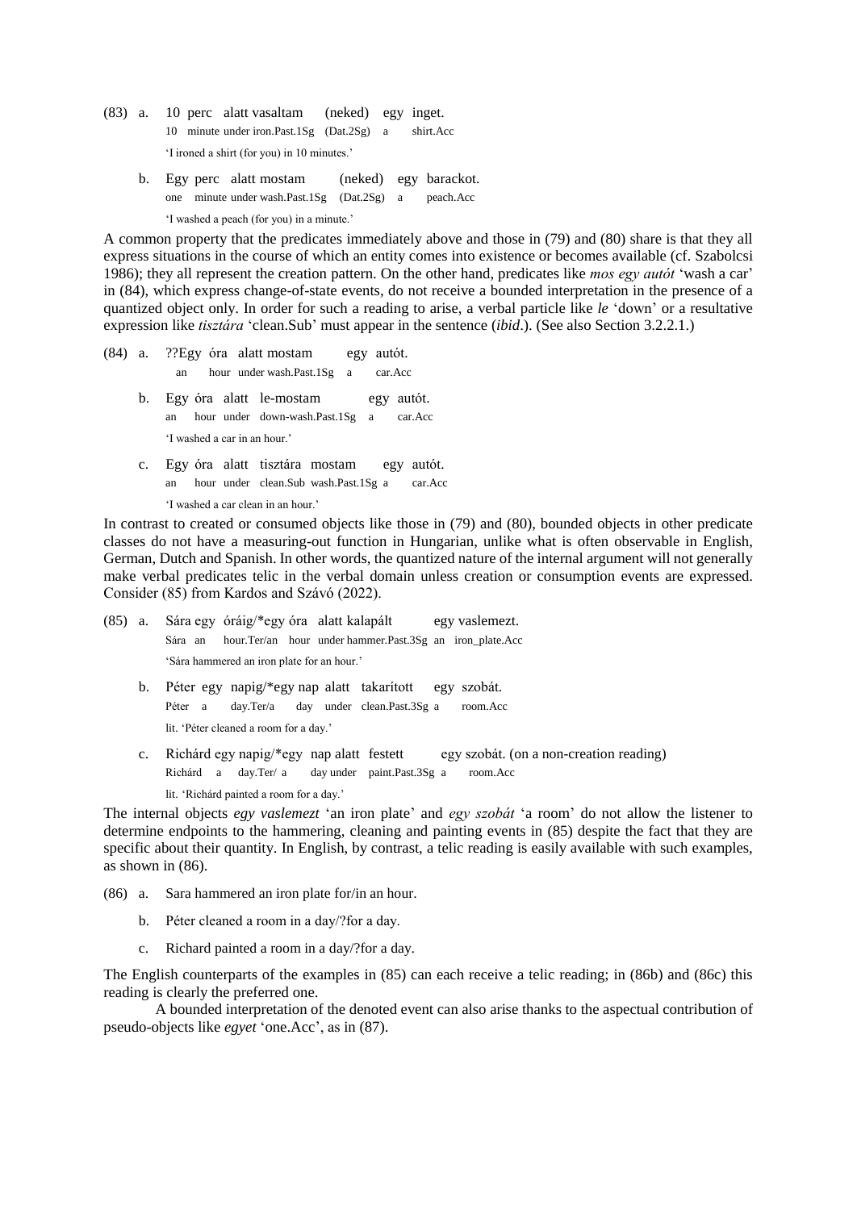(83) a. 10 perc alatt vasaltam (neked) egy inget.
10 minute under iron.Past.1Sg (Dat.2Sg) a shirt.Acc
'I ironed a shirt (for you) in 10 minutes.'

b. Egy perc alatt mostam (neked) egy barackot.
one minute under wash.Past.1Sg (Dat.2Sg) a peach.Acc
'I washed a peach (for you) in a minute.'

A common property that the predicates immediately above and those in (79) and (80) share is that they all express situations in the course of which an entity comes into existence or becomes available (cf. Szabolcsi 1986); they all represent the creation pattern. On the other hand, predicates like *mos egy autót* 'wash a car' in (84), which express change-of-state events, do not receive a bounded interpretation in the presence of a quantized object only. In order for such a reading to arise, a verbal particle like *le* 'down' or a resultative expression like *tisztára* 'clean.Sub' must appear in the sentence (*ibid*.). (See also Section 3.2.2.1.)

(84) a. ??Egy óra alatt mostam egy autót.
an hour under wash.Past.1Sg a car.Acc

b. Egy óra alatt le-mostam egy autót.
an hour under down-wash.Past.1Sg a car.Acc
'I washed a car in an hour.'

c. Egy óra alatt tisztára mostam egy autót.
an hour under clean.Sub wash.Past.1Sg a car.Acc
'I washed a car clean in an hour.'

In contrast to created or consumed objects like those in (79) and (80), bounded objects in other predicate classes do not have a measuring-out function in Hungarian, unlike what is often observable in English, German, Dutch and Spanish. In other words, the quantized nature of the internal argument will not generally make verbal predicates telic in the verbal domain unless creation or consumption events are expressed. Consider (85) from Kardos and Szávó (2022).

(85) a. Sára egy óráig/*egy óra alatt kalapált egy vaslemezt.
Sára an hour.Ter/an hour under hammer.Past.3Sg an iron_plate.Acc
'Sára hammered an iron plate for an hour.'

b. Péter egy napig/*egy nap alatt takarított egy szobát.
Péter a day.Ter/a day under clean.Past.3Sg a room.Acc
lit. 'Péter cleaned a room for a day.'

c. Richárd egy napig/*egy nap alatt festett egy szobát. (on a non-creation reading)
Richárd a day.Ter/ a day under paint.Past.3Sg a room.Acc
lit. 'Richárd painted a room for a day.'

The internal objects *egy vaslemezt* 'an iron plate' and *egy szobát* 'a room' do not allow the listener to determine endpoints to the hammering, cleaning and painting events in (85) despite the fact that they are specific about their quantity. In English, by contrast, a telic reading is easily available with such examples, as shown in (86).

(86) a. Sara hammered an iron plate for/in an hour.

b. Péter cleaned a room in a day/?for a day.

c. Richard painted a room in a day/?for a day.

The English counterparts of the examples in (85) can each receive a telic reading; in (86b) and (86c) this reading is clearly the preferred one.

A bounded interpretation of the denoted event can also arise thanks to the aspectual contribution of pseudo-objects like *egyet* 'one.Acc', as in (87).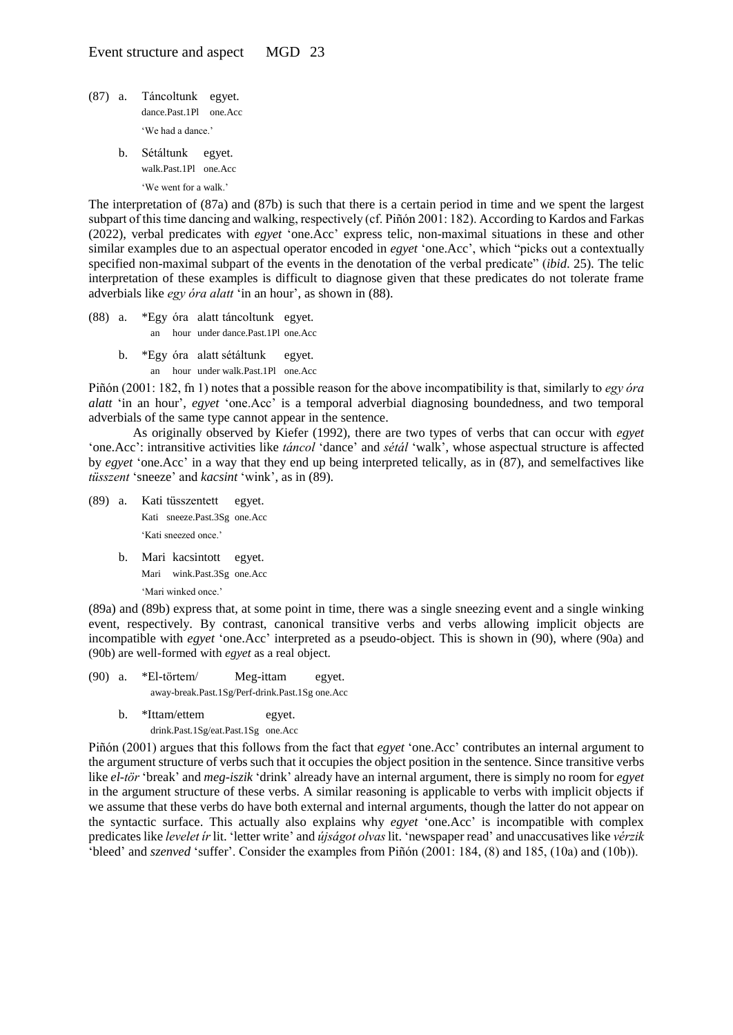(87) a. Táncoltunk egyet.
dance.Past.1Pl one.Acc
'We had a dance.'

b. Sétáltunk egyet.
walk.Past.1Pl one.Acc
'We went for a walk.'

The interpretation of (87a) and (87b) is such that there is a certain period in time and we spent the largest subpart of this time dancing and walking, respectively (cf. Piñón 2001: 182). According to Kardos and Farkas (2022), verbal predicates with *egyet* 'one.Acc' express telic, non-maximal situations in these and other similar examples due to an aspectual operator encoded in *egyet* 'one.Acc', which "picks out a contextually specified non-maximal subpart of the events in the denotation of the verbal predicate" (*ibid.* 25). The telic interpretation of these examples is difficult to diagnose given that these predicates do not tolerate frame adverbials like *egy óra alatt* 'in an hour', as shown in (88).

(88) a. *Egy óra alatt táncoltunk egyet.
an hour under dance.Past.1Pl one.Acc

b. *Egy óra alatt sétáltunk egyet.
an hour under walk.Past.1Pl one.Acc

Piñón (2001: 182, fn 1) notes that a possible reason for the above incompatibility is that, similarly to *egy óra alatt* 'in an hour', *egyet* 'one.Acc' is a temporal adverbial diagnosing boundedness, and two temporal adverbials of the same type cannot appear in the sentence.

As originally observed by Kiefer (1992), there are two types of verbs that can occur with *egyet* 'one.Acc': intransitive activities like *táncol* 'dance' and *sétál* 'walk', whose aspectual structure is affected by *egyet* 'one.Acc' in a way that they end up being interpreted telically, as in (87), and semelfactives like *tüsszent* 'sneeze' and *kacsint* 'wink', as in (89).

(89) a. Kati tüsszentett egyet.
Kati sneeze.Past.3Sg one.Acc
'Kati sneezed once.'

b. Mari kacsintott egyet.
Mari wink.Past.3Sg one.Acc
'Mari winked once.'

(89a) and (89b) express that, at some point in time, there was a single sneezing event and a single winking event, respectively. By contrast, canonical transitive verbs and verbs allowing implicit objects are incompatible with *egyet* 'one.Acc' interpreted as a pseudo-object. This is shown in (90), where (90a) and (90b) are well-formed with *egyet* as a real object.

(90) a. *El-törtem/ Meg-ittam egyet.
away-break.Past.1Sg/Perf-drink.Past.1Sg one.Acc

b. *Ittam/ettem egyet.
drink.Past.1Sg/eat.Past.1Sg one.Acc

Piñón (2001) argues that this follows from the fact that *egyet* 'one.Acc' contributes an internal argument to the argument structure of verbs such that it occupies the object position in the sentence. Since transitive verbs like *el-tör* 'break' and *meg-iszik* 'drink' already have an internal argument, there is simply no room for *egyet* in the argument structure of these verbs. A similar reasoning is applicable to verbs with implicit objects if we assume that these verbs do have both external and internal arguments, though the latter do not appear on the syntactic surface. This actually also explains why *egyet* 'one.Acc' is incompatible with complex predicates like *levelet ír* lit. 'letter write' and *újságot olvas* lit. 'newspaper read' and unaccusatives like *vérzik* 'bleed' and *szenved* 'suffer'. Consider the examples from Piñón (2001: 184, (8) and 185, (10a) and (10b)).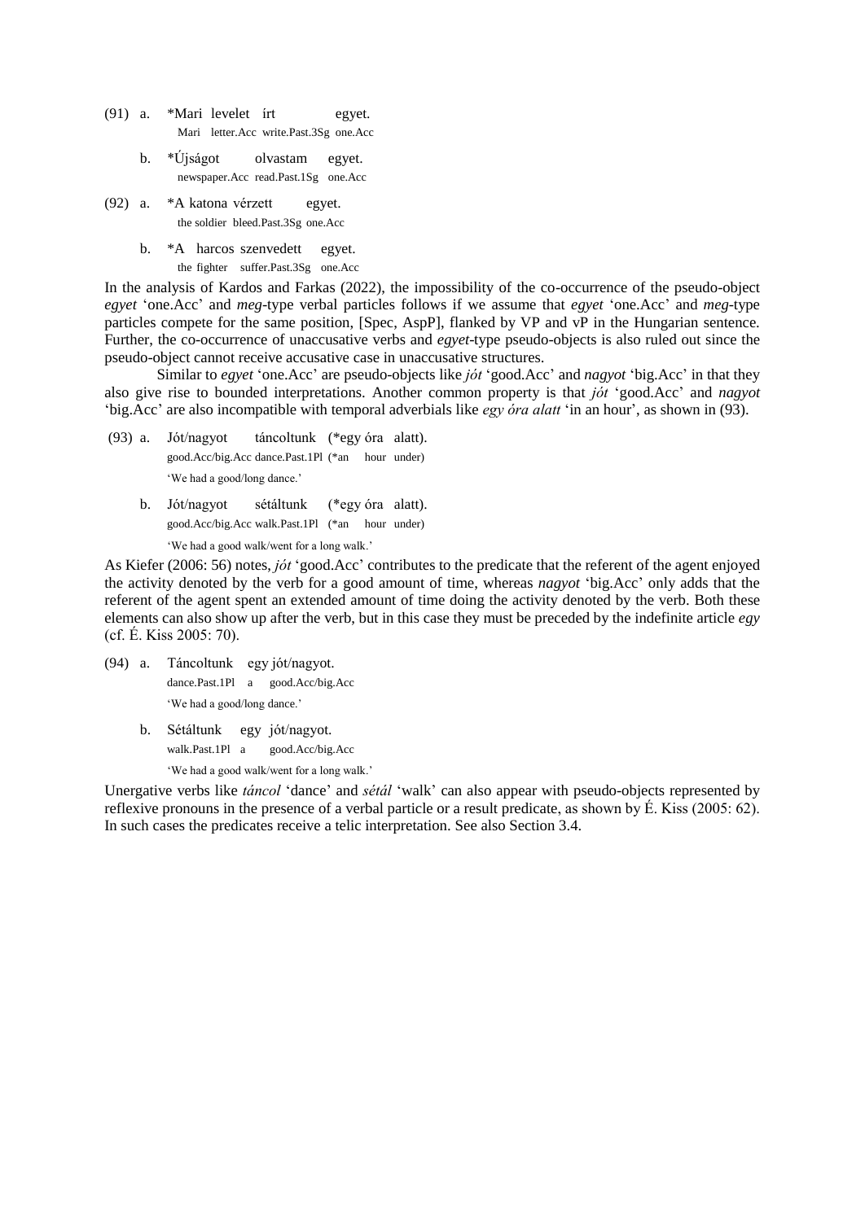(91) a. *Mari levelet írt egyet.
   Mari letter.Acc write.Past.3Sg one.Acc

b. *Újságot olvastam egyet.
   newspaper.Acc read.Past.1Sg one.Acc

(92) a. *A katona vérzett egyet.
   the soldier bleed.Past.3Sg one.Acc

b. *A harcos szenvedett egyet.
   the fighter suffer.Past.3Sg one.Acc

In the analysis of Kardos and Farkas (2022), the impossibility of the co-occurrence of the pseudo-object *egyet* 'one.Acc' and *meg*-type verbal particles follows if we assume that *egyet* 'one.Acc' and *meg*-type particles compete for the same position, [Spec, AspP], flanked by VP and vP in the Hungarian sentence. Further, the co-occurrence of unaccusative verbs and *egyet*-type pseudo-objects is also ruled out since the pseudo-object cannot receive accusative case in unaccusative structures.

Similar to *egyet* 'one.Acc' are pseudo-objects like *jót* 'good.Acc' and *nagyot* 'big.Acc' in that they also give rise to bounded interpretations. Another common property is that *jót* 'good.Acc' and *nagyot* 'big.Acc' are also incompatible with temporal adverbials like *egy óra alatt* 'in an hour', as shown in (93).

(93) a. Jót/nagyot táncoltunk (*egy óra alatt).
   good.Acc/big.Acc dance.Past.1Pl (*an hour under)
   'We had a good/long dance.'

b. Jót/nagyot sétáltunk (*egy óra alatt).
   good.Acc/big.Acc walk.Past.1Pl (*an hour under)
   'We had a good walk/went for a long walk.'

As Kiefer (2006: 56) notes, *jót* 'good.Acc' contributes to the predicate that the referent of the agent enjoyed the activity denoted by the verb for a good amount of time, whereas *nagyot* 'big.Acc' only adds that the referent of the agent spent an extended amount of time doing the activity denoted by the verb. Both these elements can also show up after the verb, but in this case they must be preceded by the indefinite article *egy* (cf. É. Kiss 2005: 70).

(94) a. Táncoltunk egy jót/nagyot.
   dance.Past.1Pl a good.Acc/big.Acc
   'We had a good/long dance.'

b. Sétáltunk egy jót/nagyot.
   walk.Past.1Pl a good.Acc/big.Acc
   'We had a good walk/went for a long walk.'

Unergative verbs like *táncol* 'dance' and *sétál* 'walk' can also appear with pseudo-objects represented by reflexive pronouns in the presence of a verbal particle or a result predicate, as shown by É. Kiss (2005: 62). In such cases the predicates receive a telic interpretation. See also Section 3.4.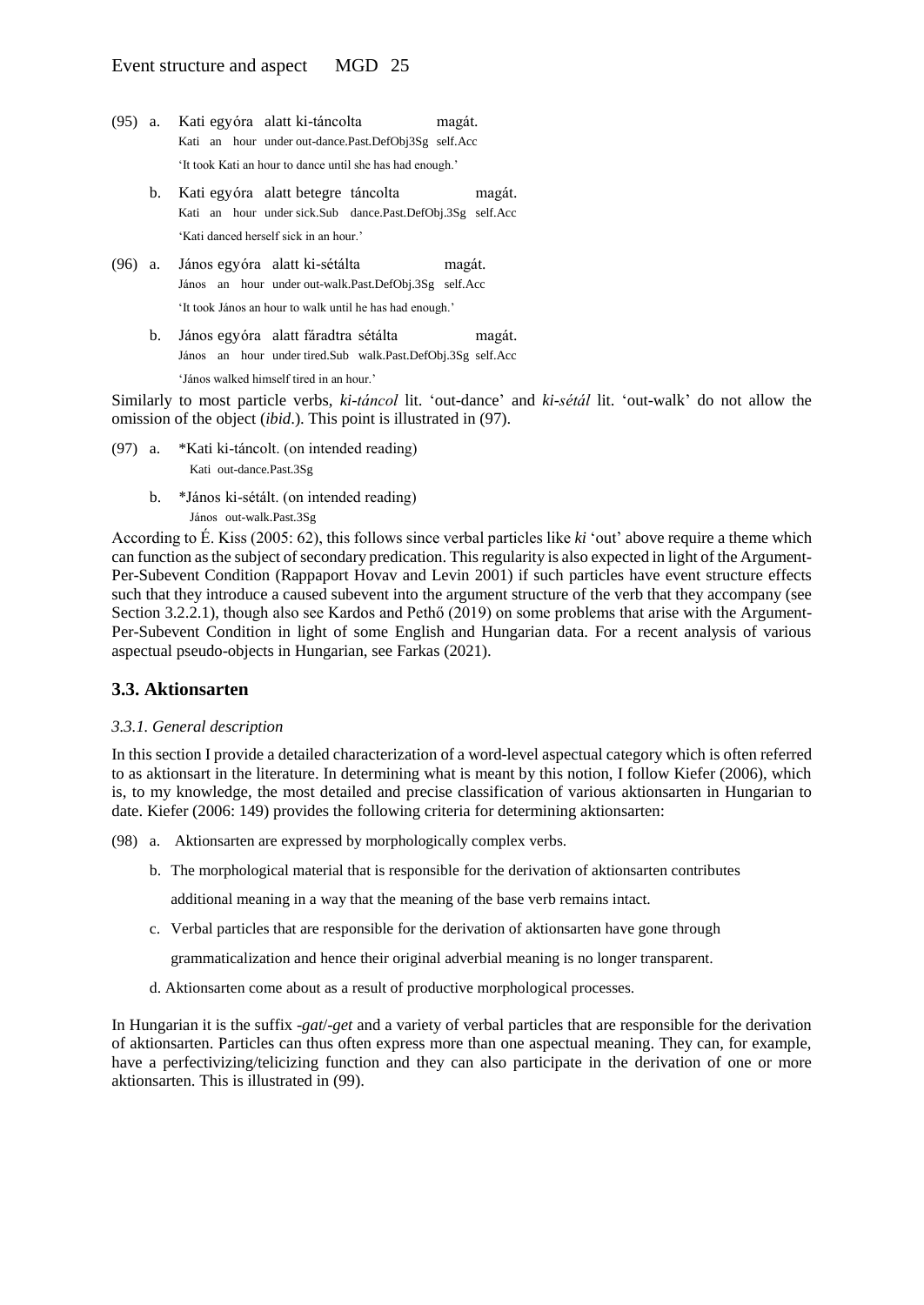(95) a. Kati egyóra alatt ki-táncolta magát.
Kati an hour under out-dance.Past.DefObj3Sg self.Acc
'It took Kati an hour to dance until she has had enough.'

b. Kati egyóra alatt betegre táncolta magát.
Kati an hour under sick.Sub dance.Past.DefObj.3Sg self.Acc
'Kati danced herself sick in an hour.'

(96) a. János egyóra alatt ki-sétálta magát.
János an hour under out-walk.Past.DefObj.3Sg self.Acc
'It took János an hour to walk until he has had enough.'

b. János egyóra alatt fáradtra sétálta magát.
János an hour under tired.Sub walk.Past.DefObj.3Sg self.Acc
'János walked himself tired in an hour.'

Similarly to most particle verbs, *ki-táncol* lit. 'out-dance' and *ki-sétál* lit. 'out-walk' do not allow the omission of the object (*ibid*.). This point is illustrated in (97).

(97) a. *Kati ki-táncolt. (on intended reading)
Kati out-dance.Past.3Sg

b. *János ki-sétált. (on intended reading)
János out-walk.Past.3Sg

According to É. Kiss (2005: 62), this follows since verbal particles like *ki* 'out' above require a theme which can function as the subject of secondary predication. This regularity is also expected in light of the Argument-Per-Subevent Condition (Rappaport Hovav and Levin 2001) if such particles have event structure effects such that they introduce a caused subevent into the argument structure of the verb that they accompany (see Section 3.2.2.1), though also see Kardos and Pethő (2019) on some problems that arise with the Argument-Per-Subevent Condition in light of some English and Hungarian data. For a recent analysis of various aspectual pseudo-objects in Hungarian, see Farkas (2021).

## 3.3. Aktionsarten

### *3.3.1. General description*

In this section I provide a detailed characterization of a word-level aspectual category which is often referred to as aktionsart in the literature. In determining what is meant by this notion, I follow Kiefer (2006), which is, to my knowledge, the most detailed and precise classification of various aktionsarten in Hungarian to date. Kiefer (2006: 149) provides the following criteria for determining aktionsarten:

(98) a. Aktionsarten are expressed by morphologically complex verbs.

b. The morphological material that is responsible for the derivation of aktionsarten contributes additional meaning in a way that the meaning of the base verb remains intact.

c. Verbal particles that are responsible for the derivation of aktionsarten have gone through grammaticalization and hence their original adverbial meaning is no longer transparent.

d. Aktionsarten come about as a result of productive morphological processes.

In Hungarian it is the suffix *-gat*/*-get* and a variety of verbal particles that are responsible for the derivation of aktionsarten. Particles can thus often express more than one aspectual meaning. They can, for example, have a perfectivizing/telicizing function and they can also participate in the derivation of one or more aktionsarten. This is illustrated in (99).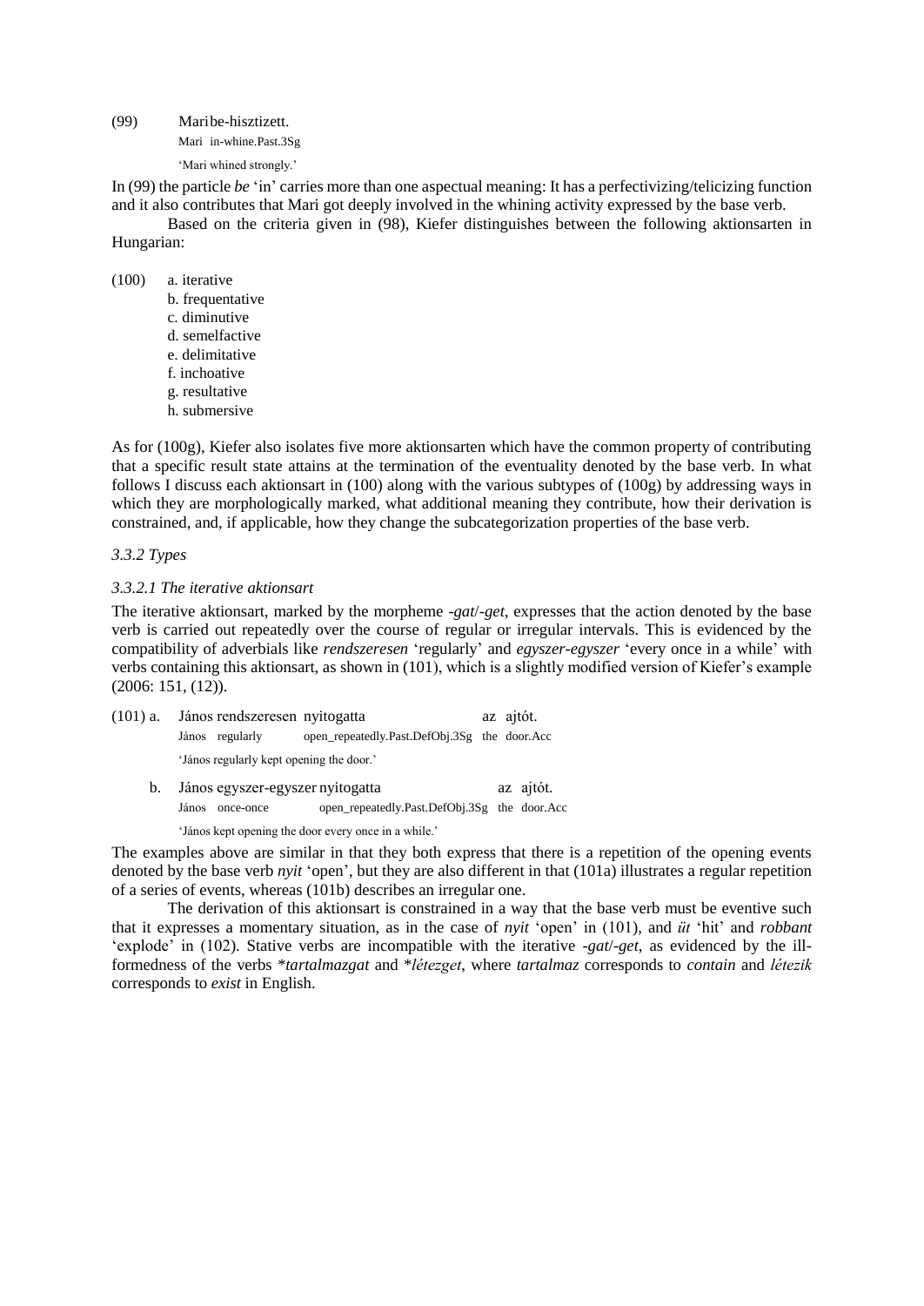(99) Mari be-hisztizett.
Mari in-whine.Past.3Sg
'Mari whined strongly.'

In (99) the particle *be* 'in' carries more than one aspectual meaning: It has a perfectivizing/telicizing function and it also contributes that Mari got deeply involved in the whining activity expressed by the base verb.

Based on the criteria given in (98), Kiefer distinguishes between the following aktionsarten in Hungarian:

(100) a. iterative
b. frequentative
c. diminutive
d. semelfactive
e. delimitative
f. inchoative
g. resultative
h. submersive

As for (100g), Kiefer also isolates five more aktionsarten which have the common property of contributing that a specific result state attains at the termination of the eventuality denoted by the base verb. In what follows I discuss each aktionsart in (100) along with the various subtypes of (100g) by addressing ways in which they are morphologically marked, what additional meaning they contribute, how their derivation is constrained, and, if applicable, how they change the subcategorization properties of the base verb.

*3.3.2 Types*

*3.3.2.1 The iterative aktionsart*

The iterative aktionsart, marked by the morpheme *-gat*/*-get*, expresses that the action denoted by the base verb is carried out repeatedly over the course of regular or irregular intervals. This is evidenced by the compatibility of adverbials like *rendszeresen* 'regularly' and *egyszer-egyszer* 'every once in a while' with verbs containing this aktionsart, as shown in (101), which is a slightly modified version of Kiefer's example (2006: 151, (12)).

(101) a. János rendszeresen nyitogatta az ajtót.
János regularly open_repeatedly.Past.DefObj.3Sg the door.Acc
'János regularly kept opening the door.'

b. János egyszer-egyszer nyitogatta az ajtót.
János once-once open_repeatedly.Past.DefObj.3Sg the door.Acc
'János kept opening the door every once in a while.'

The examples above are similar in that they both express that there is a repetition of the opening events denoted by the base verb *nyit* 'open', but they are also different in that (101a) illustrates a regular repetition of a series of events, whereas (101b) describes an irregular one.

The derivation of this aktionsart is constrained in a way that the base verb must be eventive such that it expresses a momentary situation, as in the case of *nyit* 'open' in (101), and *üt* 'hit' and *robbant* 'explode' in (102). Stative verbs are incompatible with the iterative *-gat*/*-get*, as evidenced by the ill-formedness of the verbs \**tartalmazgat* and \**létezget*, where *tartalmaz* corresponds to *contain* and *létezik* corresponds to *exist* in English.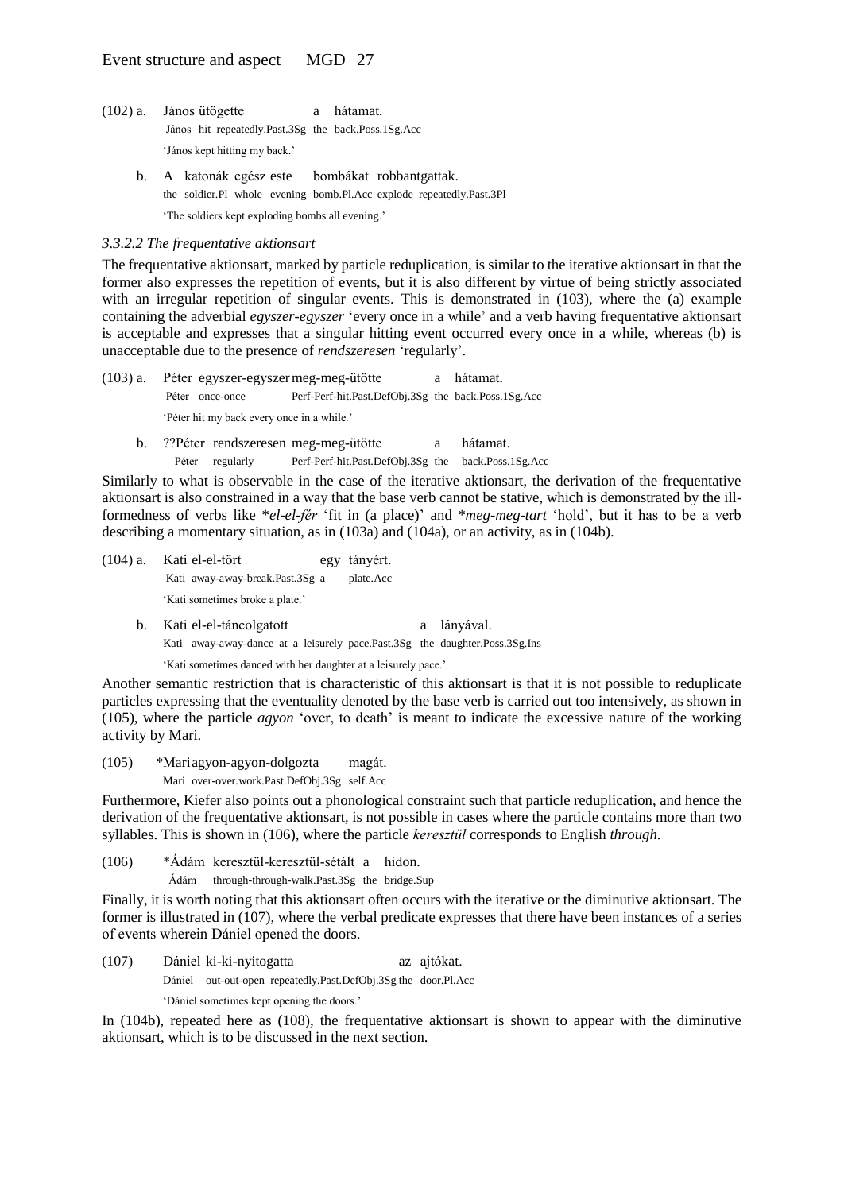(102) a. János ütögette a hátamat.
   János hit_repeatedly.Past.3Sg the back.Poss.1Sg.Acc
   'János kept hitting my back.'

b. A katonák egész este bombákat robbantgattak.
   the soldier.Pl whole evening bomb.Pl.Acc explode_repeatedly.Past.3Pl
   'The soldiers kept exploding bombs all evening.'

*3.3.2.2 The frequentative aktionsart*

The frequentative aktionsart, marked by particle reduplication, is similar to the iterative aktionsart in that the former also expresses the repetition of events, but it is also different by virtue of being strictly associated with an irregular repetition of singular events. This is demonstrated in (103), where the (a) example containing the adverbial *egyszer-egyszer* 'every once in a while' and a verb having frequentative aktionsart is acceptable and expresses that a singular hitting event occurred every once in a while, whereas (b) is unacceptable due to the presence of *rendszeresen* 'regularly'.

(103) a. Péter egyszer-egyszer meg-meg-ütötte a hátamat.
   Péter once-once Perf-Perf-hit.Past.DefObj.3Sg the back.Poss.1Sg.Acc
   'Péter hit my back every once in a while.'

b. ??Péter rendszeresen meg-meg-ütötte a hátamat.
   Péter regularly Perf-Perf-hit.Past.DefObj.3Sg the back.Poss.1Sg.Acc

Similarly to what is observable in the case of the iterative aktionsart, the derivation of the frequentative aktionsart is also constrained in a way that the base verb cannot be stative, which is demonstrated by the ill-formedness of verbs like \**el-el-fér* 'fit in (a place)' and \**meg-meg-tart* 'hold', but it has to be a verb describing a momentary situation, as in (103a) and (104a), or an activity, as in (104b).

(104) a. Kati el-el-tört egy tányért.
   Kati away-away-break.Past.3Sg a plate.Acc
   'Kati sometimes broke a plate.'

b. Kati el-el-táncolgatott a lányával.
   Kati away-away-dance_at_a_leisurely_pace.Past.3Sg the daughter.Poss.3Sg.Ins
   'Kati sometimes danced with her daughter at a leisurely pace.'

Another semantic restriction that is characteristic of this aktionsart is that it is not possible to reduplicate particles expressing that the eventuality denoted by the base verb is carried out too intensively, as shown in (105), where the particle *agyon* 'over, to death' is meant to indicate the excessive nature of the working activity by Mari.

(105) \*Mari agyon-agyon-dolgozta magát.
   Mari over-over.work.Past.DefObj.3Sg self.Acc

Furthermore, Kiefer also points out a phonological constraint such that particle reduplication, and hence the derivation of the frequentative aktionsart, is not possible in cases where the particle contains more than two syllables. This is shown in (106), where the particle *keresztül* corresponds to English *through*.

(106) \*Ádám keresztül-keresztül-sétált a hídon.
   Ádám through-through-walk.Past.3Sg the bridge.Sup

Finally, it is worth noting that this aktionsart often occurs with the iterative or the diminutive aktionsart. The former is illustrated in (107), where the verbal predicate expresses that there have been instances of a series of events wherein Dániel opened the doors.

(107) Dániel ki-ki-nyitogatta az ajtókat.
   Dániel out-out-open_repeatedly.Past.DefObj.3Sg the door.Pl.Acc
   'Dániel sometimes kept opening the doors.'

In (104b), repeated here as (108), the frequentative aktionsart is shown to appear with the diminutive aktionsart, which is to be discussed in the next section.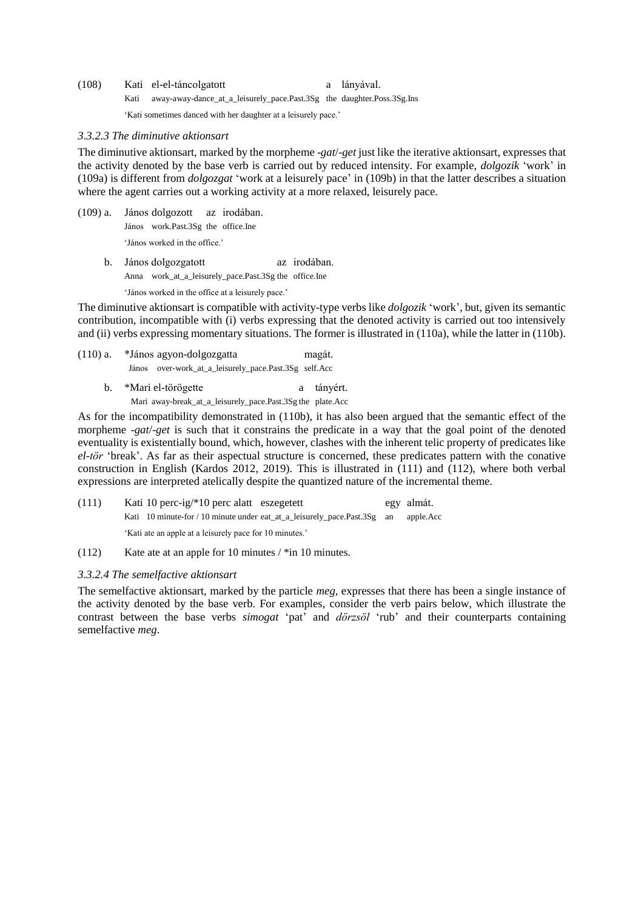(108) Kati el-el-táncolgatott a lányával.
Kati away-away-dance_at_a_leisurely_pace.Past.3Sg the daughter.Poss.3Sg.Ins
'Kati sometimes danced with her daughter at a leisurely pace.'

### *3.3.2.3 The diminutive aktionsart*

The diminutive aktionsart, marked by the morpheme *-gat*/*-get* just like the iterative aktionsart, expresses that the activity denoted by the base verb is carried out by reduced intensity. For example, *dolgozik* 'work' in (109a) is different from *dolgozgat* 'work at a leisurely pace' in (109b) in that the latter describes a situation where the agent carries out a working activity at a more relaxed, leisurely pace.

(109) a. János dolgozott az irodában.
János work.Past.3Sg the office.Ine
'János worked in the office.'

b. János dolgozgatott az irodában.
Anna work_at_a_leisurely_pace.Past.3Sg the office.Ine
'János worked in the office at a leisurely pace.'

The diminutive aktionsart is compatible with activity-type verbs like *dolgozik* 'work', but, given its semantic contribution, incompatible with (i) verbs expressing that the denoted activity is carried out too intensively and (ii) verbs expressing momentary situations. The former is illustrated in (110a), while the latter in (110b).

(110) a. *János agyon-dolgozgatta magát.
János over-work_at_a_leisurely_pace.Past.3Sg self.Acc

b. *Mari el-törögette a tányért.
Mari away-break_at_a_leisurely_pace.Past.3Sg the plate.Acc

As for the incompatibility demonstrated in (110b), it has also been argued that the semantic effect of the morpheme *-gat*/*-get* is such that it constrains the predicate in a way that the goal point of the denoted eventuality is existentially bound, which, however, clashes with the inherent telic property of predicates like *el-tör* 'break'. As far as their aspectual structure is concerned, these predicates pattern with the conative construction in English (Kardos 2012, 2019). This is illustrated in (111) and (112), where both verbal expressions are interpreted atelically despite the quantized nature of the incremental theme.

(111) Kati 10 perc-ig/*10 perc alatt eszegetett egy almát.
Kati 10 minute-for / 10 minute under eat_at_a_leisurely_pace.Past.3Sg an apple.Acc
'Kati ate an apple at a leisurely pace for 10 minutes.'

(112) Kate ate at an apple for 10 minutes / *in 10 minutes.

### *3.3.2.4 The semelfactive aktionsart*

The semelfactive aktionsart, marked by the particle *meg*, expresses that there has been a single instance of the activity denoted by the base verb. For examples, consider the verb pairs below, which illustrate the contrast between the base verbs *simogat* 'pat' and *dörzsöl* 'rub' and their counterparts containing semelfactive *meg*.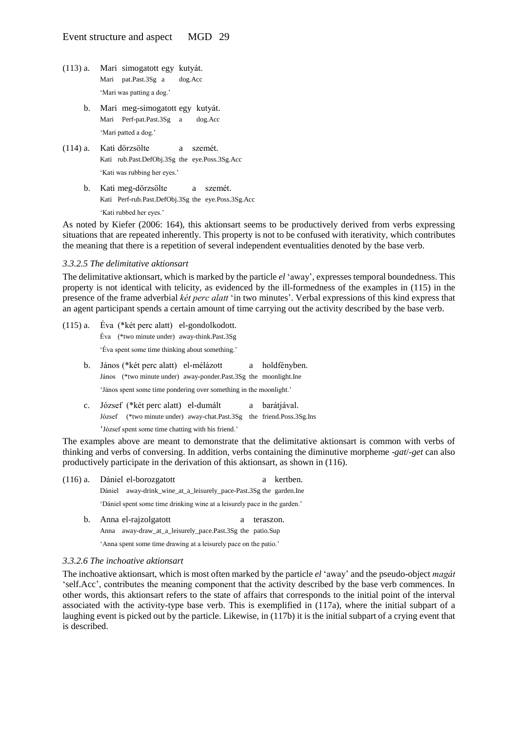(113) a. Mari simogatott egy kutyát.
Mari pat.Past.3Sg a dog.Acc
'Mari was patting a dog.'

b. Mari meg-simogatott egy kutyát.
Mari Perf-pat.Past.3Sg a dog.Acc
'Mari patted a dog.'

(114) a. Kati dörzsölte a szemét.
Kati rub.Past.DefObj.3Sg the eye.Poss.3Sg.Acc
'Kati was rubbing her eyes.'

b. Kati meg-dörzsölte a szemét.
Kati Perf-rub.Past.DefObj.3Sg the eye.Poss.3Sg.Acc
'Kati rubbed her eyes.'

As noted by Kiefer (2006: 164), this aktionsart seems to be productively derived from verbs expressing situations that are repeated inherently. This property is not to be confused with iterativity, which contributes the meaning that there is a repetition of several independent eventualities denoted by the base verb.

### *3.3.2.5 The delimitative aktionsart*

The delimitative aktionsart, which is marked by the particle *el* 'away', expresses temporal boundedness. This property is not identical with telicity, as evidenced by the ill-formedness of the examples in (115) in the presence of the frame adverbial *két perc alatt* 'in two minutes'. Verbal expressions of this kind express that an agent participant spends a certain amount of time carrying out the activity described by the base verb.

(115) a. Éva (*két perc alatt) el-gondolkodott.
Éva (*two minute under) away-think.Past.3Sg
'Éva spent some time thinking about something.'

b. János (*két perc alatt) el-mélázott a holdfényben.
János (*two minute under) away-ponder.Past.3Sg the moonlight.Ine
'János spent some time pondering over something in the moonlight.'

c. József (*két perc alatt) el-dumált a barátjával.
József (*two minute under) away-chat.Past.3Sg the friend.Poss.3Sg.Ins
'József spent some time chatting with his friend.'

The examples above are meant to demonstrate that the delimitative aktionsart is common with verbs of thinking and verbs of conversing. In addition, verbs containing the diminutive morpheme *-gat*/*-get* can also productively participate in the derivation of this aktionsart, as shown in (116).

(116) a. Dániel el-borozgatott a kertben.
Dániel away-drink_wine_at_a_leisurely_pace-Past.3Sg the garden.Ine
'Dániel spent some time drinking wine at a leisurely pace in the garden.'

b. Anna el-rajzolgatott a teraszon.
Anna away-draw_at_a_leisurely_pace.Past.3Sg the patio.Sup
'Anna spent some time drawing at a leisurely pace on the patio.'

### *3.3.2.6 The inchoative aktionsart*

The inchoative aktionsart, which is most often marked by the particle *el* 'away' and the pseudo-object *magát* 'self.Acc', contributes the meaning component that the activity described by the base verb commences. In other words, this aktionsart refers to the state of affairs that corresponds to the initial point of the interval associated with the activity-type base verb. This is exemplified in (117a), where the initial subpart of a laughing event is picked out by the particle. Likewise, in (117b) it is the initial subpart of a crying event that is described.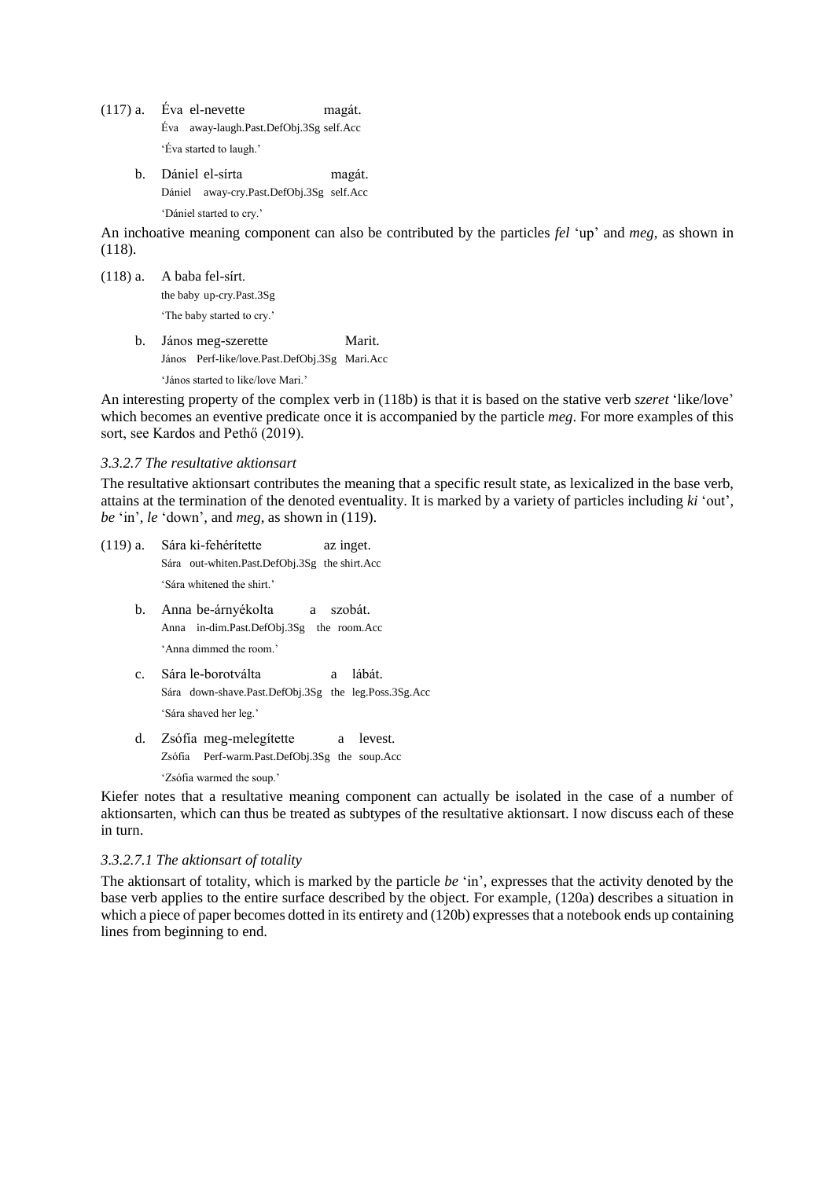(117) a. Éva el-nevette magát.
  Éva away-laugh.Past.DefObj.3Sg self.Acc
  'Éva started to laugh.'

b. Dániel el-sírta magát.
  Dániel away-cry.Past.DefObj.3Sg self.Acc
  'Dániel started to cry.'

An inchoative meaning component can also be contributed by the particles *fel* 'up' and *meg*, as shown in (118).

(118) a. A baba fel-sírt.
  the baby up-cry.Past.3Sg
  'The baby started to cry.'

b. János meg-szerette Marit.
  János Perf-like/love.Past.DefObj.3Sg Mari.Acc
  'János started to like/love Mari.'

An interesting property of the complex verb in (118b) is that it is based on the stative verb *szeret* 'like/love' which becomes an eventive predicate once it is accompanied by the particle *meg*. For more examples of this sort, see Kardos and Pethő (2019).

### *3.3.2.7 The resultative aktionsart*

The resultative aktionsart contributes the meaning that a specific result state, as lexicalized in the base verb, attains at the termination of the denoted eventuality. It is marked by a variety of particles including *ki* 'out', *be* 'in', *le* 'down', and *meg*, as shown in (119).

(119) a. Sára ki-fehérítette az inget.
  Sára out-whiten.Past.DefObj.3Sg the shirt.Acc
  'Sára whitened the shirt.'

b. Anna be-árnyékolta a szobát.
  Anna in-dim.Past.DefObj.3Sg the room.Acc
  'Anna dimmed the room.'

c. Sára le-borotválta a lábát.
  Sára down-shave.Past.DefObj.3Sg the leg.Poss.3Sg.Acc
  'Sára shaved her leg.'

d. Zsófia meg-melegítette a levest.
  Zsófia Perf-warm.Past.DefObj.3Sg the soup.Acc
  'Zsófia warmed the soup.'

Kiefer notes that a resultative meaning component can actually be isolated in the case of a number of aktionsarten, which can thus be treated as subtypes of the resultative aktionsart. I now discuss each of these in turn.

#### *3.3.2.7.1 The aktionsart of totality*

The aktionsart of totality, which is marked by the particle *be* 'in', expresses that the activity denoted by the base verb applies to the entire surface described by the object. For example, (120a) describes a situation in which a piece of paper becomes dotted in its entirety and (120b) expresses that a notebook ends up containing lines from beginning to end.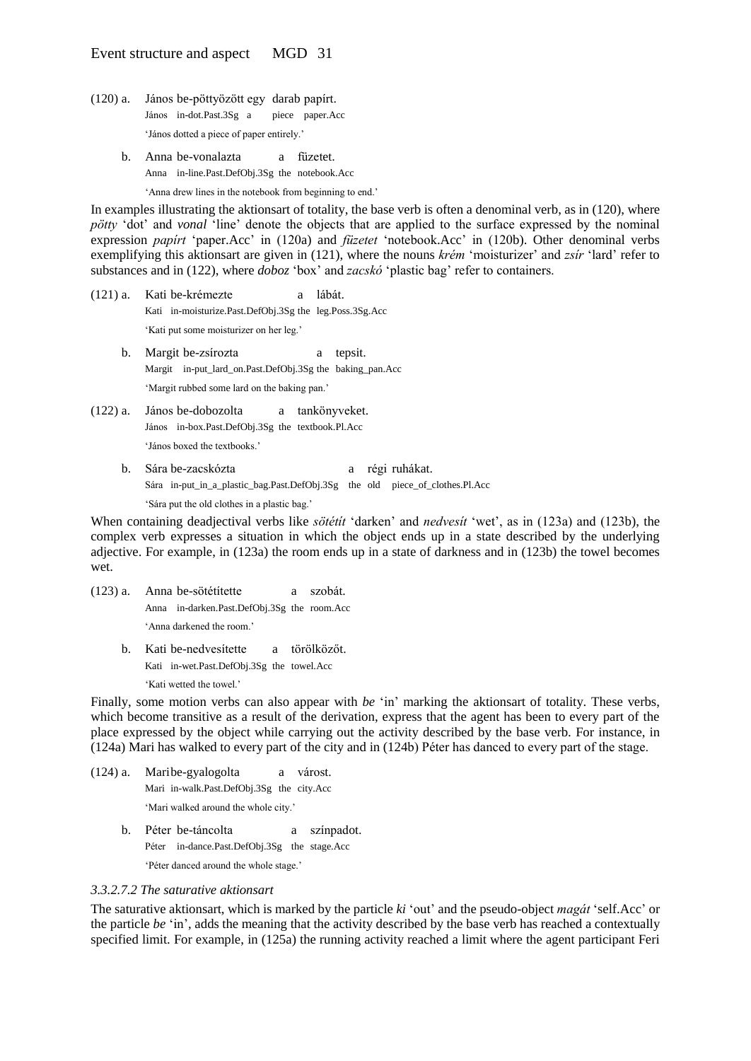(120) a. János be-pöttyözött egy darab papírt.
János in-dot.Past.3Sg a piece paper.Acc
'János dotted a piece of paper entirely.'

b. Anna be-vonalazta a füzetet.
Anna in-line.Past.DefObj.3Sg the notebook.Acc
'Anna drew lines in the notebook from beginning to end.'

In examples illustrating the aktionsart of totality, the base verb is often a denominal verb, as in (120), where *pötty* 'dot' and *vonal* 'line' denote the objects that are applied to the surface expressed by the nominal expression *papírt* 'paper.Acc' in (120a) and *füzetet* 'notebook.Acc' in (120b). Other denominal verbs exemplifying this aktionsart are given in (121), where the nouns *krém* 'moisturizer' and *zsír* 'lard' refer to substances and in (122), where *doboz* 'box' and *zacskó* 'plastic bag' refer to containers.

(121) a. Kati be-krémezte a lábát.
Kati in-moisturize.Past.DefObj.3Sg the leg.Poss.3Sg.Acc
'Kati put some moisturizer on her leg.'

b. Margit be-zsírozta a tepsit.
Margit in-put_lard_on.Past.DefObj.3Sg the baking_pan.Acc
'Margit rubbed some lard on the baking pan.'

(122) a. János be-dobozolta a tankönyveket.
János in-box.Past.DefObj.3Sg the textbook.Pl.Acc
'János boxed the textbooks.'

b. Sára be-zacskózta a régi ruhákat.
Sára in-put_in_a_plastic_bag.Past.DefObj.3Sg the old piece_of_clothes.Pl.Acc
'Sára put the old clothes in a plastic bag.'

When containing deadjectival verbs like *sötétít* 'darken' and *nedvesít* 'wet', as in (123a) and (123b), the complex verb expresses a situation in which the object ends up in a state described by the underlying adjective. For example, in (123a) the room ends up in a state of darkness and in (123b) the towel becomes wet.

(123) a. Anna be-sötétítette a szobát.
Anna in-darken.Past.DefObj.3Sg the room.Acc
'Anna darkened the room.'

b. Kati be-nedvesítette a törölközőt.
Kati in-wet.Past.DefObj.3Sg the towel.Acc
'Kati wetted the towel.'

Finally, some motion verbs can also appear with *be* 'in' marking the aktionsart of totality. These verbs, which become transitive as a result of the derivation, express that the agent has been to every part of the place expressed by the object while carrying out the activity described by the base verb. For instance, in (124a) Mari has walked to every part of the city and in (124b) Péter has danced to every part of the stage.

(124) a. Mari be-gyalogolta a várost.
Mari in-walk.Past.DefObj.3Sg the city.Acc
'Mari walked around the whole city.'

b. Péter be-táncolta a színpadot.
Péter in-dance.Past.DefObj.3Sg the stage.Acc
'Péter danced around the whole stage.'

*3.3.2.7.2 The saturative aktionsart*

The saturative aktionsart, which is marked by the particle *ki* 'out' and the pseudo-object *magát* 'self.Acc' or the particle *be* 'in', adds the meaning that the activity described by the base verb has reached a contextually specified limit. For example, in (125a) the running activity reached a limit where the agent participant Feri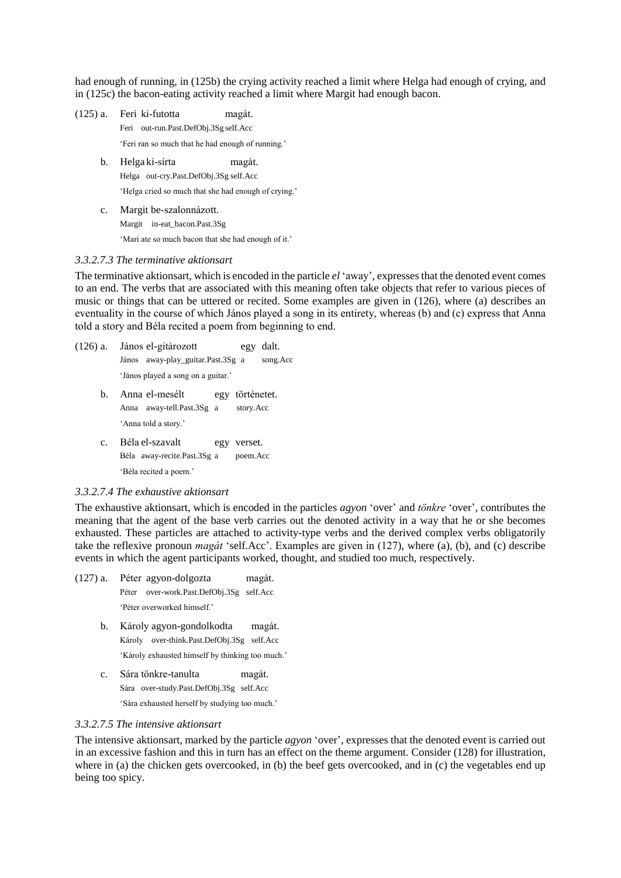had enough of running, in (125b) the crying activity reached a limit where Helga had enough of crying, and in (125c) the bacon-eating activity reached a limit where Margit had enough bacon.

(125) a. Feri ki-futotta magát.
Feri out-run.Past.DefObj.3Sg self.Acc
'Feri ran so much that he had enough of running.'

b. Helga ki-sírta magát.
Helga out-cry.Past.DefObj.3Sg self.Acc
'Helga cried so much that she had enough of crying.'

c. Margit be-szalonnázott.
Margit in-eat_bacon.Past.3Sg
'Mari ate so much bacon that she had enough of it.'

### *3.3.2.7.3 The terminative aktionsart*

The terminative aktionsart, which is encoded in the particle *el* 'away', expresses that the denoted event comes to an end. The verbs that are associated with this meaning often take objects that refer to various pieces of music or things that can be uttered or recited. Some examples are given in (126), where (a) describes an eventuality in the course of which János played a song in its entirety, whereas (b) and (c) express that Anna told a story and Béla recited a poem from beginning to end.

(126) a. János el-gitározott egy dalt.
János away-play_guitar.Past.3Sg a song.Acc
'János played a song on a guitar.'

b. Anna el-mesélt egy történetet.
Anna away-tell.Past.3Sg a story.Acc
'Anna told a story.'

c. Béla el-szavalt egy verset.
Béla away-recite.Past.3Sg a poem.Acc
'Béla recited a poem.'

### *3.3.2.7.4 The exhaustive aktionsart*

The exhaustive aktionsart, which is encoded in the particles *agyon* 'over' and *tönkre* 'over', contributes the meaning that the agent of the base verb carries out the denoted activity in a way that he or she becomes exhausted. These particles are attached to activity-type verbs and the derived complex verbs obligatorily take the reflexive pronoun *magát* 'self.Acc'. Examples are given in (127), where (a), (b), and (c) describe events in which the agent participants worked, thought, and studied too much, respectively.

(127) a. Péter agyon-dolgozta magát.
Péter over-work.Past.DefObj.3Sg self.Acc
'Péter overworked himself.'

b. Károly agyon-gondolkodta magát.
Károly over-think.Past.DefObj.3Sg self.Acc
'Károly exhausted himself by thinking too much.'

c. Sára tönkre-tanulta magát.
Sára over-study.Past.DefObj.3Sg self.Acc
'Sára exhausted herself by studying too much.'

### *3.3.2.7.5 The intensive aktionsart*

The intensive aktionsart, marked by the particle *agyon* 'over', expresses that the denoted event is carried out in an excessive fashion and this in turn has an effect on the theme argument. Consider (128) for illustration, where in (a) the chicken gets overcooked, in (b) the beef gets overcooked, and in (c) the vegetables end up being too spicy.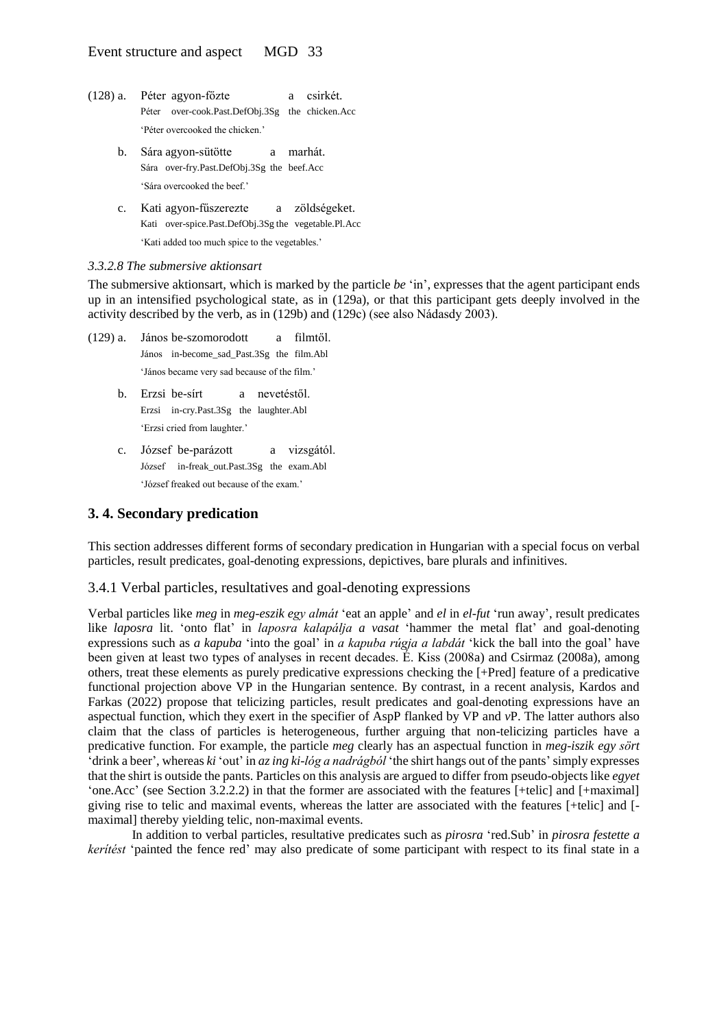(128) a. Péter agyon-főzte a csirkét.
Péter over-cook.Past.DefObj.3Sg the chicken.Acc
'Péter overcooked the chicken.'

b. Sára agyon-sütötte a marhát.
Sára over-fry.Past.DefObj.3Sg the beef.Acc
'Sára overcooked the beef.'

c. Kati agyon-fűszerezte a zöldségeket.
Kati over-spice.Past.DefObj.3Sg the vegetable.Pl.Acc
'Kati added too much spice to the vegetables.'

#### *3.3.2.8 The submersive aktionsart*

The submersive aktionsart, which is marked by the particle *be* 'in', expresses that the agent participant ends up in an intensified psychological state, as in (129a), or that this participant gets deeply involved in the activity described by the verb, as in (129b) and (129c) (see also Nádasdy 2003).

(129) a. János be-szomorodott a filmtől.
János in-become_sad_Past.3Sg the film.Abl
'János became very sad because of the film.'

b. Erzsi be-sírt a nevetéstől.
Erzsi in-cry.Past.3Sg the laughter.Abl
'Erzsi cried from laughter.'

c. József be-parázott a vizsgától.
József in-freak_out.Past.3Sg the exam.Abl
'József freaked out because of the exam.'

## 3. 4. Secondary predication

This section addresses different forms of secondary predication in Hungarian with a special focus on verbal particles, result predicates, goal-denoting expressions, depictives, bare plurals and infinitives.

### 3.4.1 Verbal particles, resultatives and goal-denoting expressions

Verbal particles like *meg* in *meg-eszik egy almát* 'eat an apple' and *el* in *el-fut* 'run away', result predicates like *laposra* lit. 'onto flat' in *laposra kalapálja a vasat* 'hammer the metal flat' and goal-denoting expressions such as *a kapuba* 'into the goal' in *a kapuba rúgja a labdát* 'kick the ball into the goal' have been given at least two types of analyses in recent decades. É. Kiss (2008a) and Csirmaz (2008a), among others, treat these elements as purely predicative expressions checking the [+Pred] feature of a predicative functional projection above VP in the Hungarian sentence. By contrast, in a recent analysis, Kardos and Farkas (2022) propose that telicizing particles, result predicates and goal-denoting expressions have an aspectual function, which they exert in the specifier of AspP flanked by VP and *v*P. The latter authors also claim that the class of particles is heterogeneous, further arguing that non-telicizing particles have a predicative function. For example, the particle *meg* clearly has an aspectual function in *meg-iszik egy sört* 'drink a beer', whereas *ki* 'out' in *az ing ki-lóg a nadrágból* 'the shirt hangs out of the pants' simply expresses that the shirt is outside the pants. Particles on this analysis are argued to differ from pseudo-objects like *egyet* 'one.Acc' (see Section 3.2.2.2) in that the former are associated with the features [+telic] and [+maximal] giving rise to telic and maximal events, whereas the latter are associated with the features [+telic] and [-maximal] thereby yielding telic, non-maximal events.

In addition to verbal particles, resultative predicates such as *pirosra* 'red.Sub' in *pirosra festette a kerítést* 'painted the fence red' may also predicate of some participant with respect to its final state in a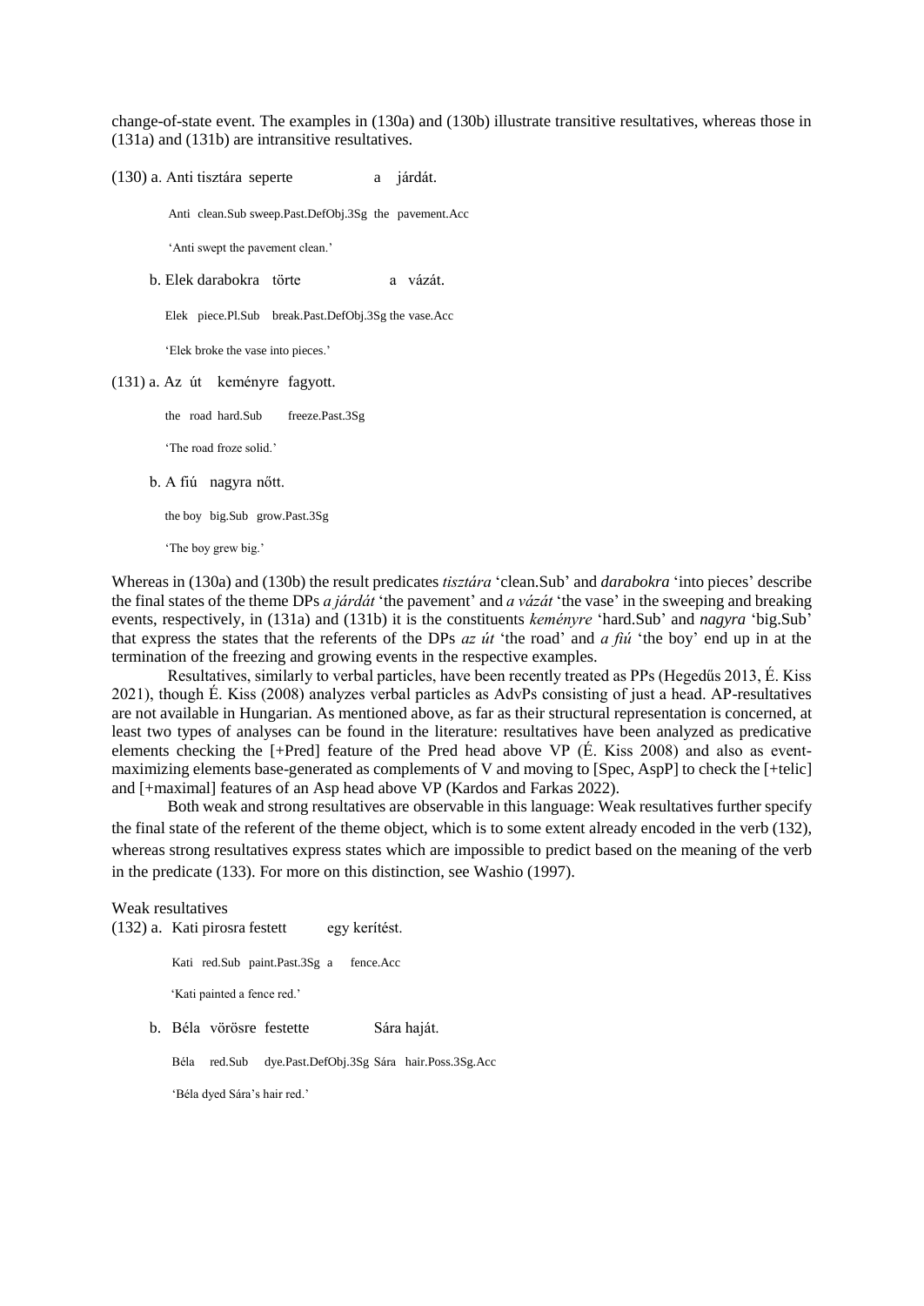change-of-state event. The examples in (130a) and (130b) illustrate transitive resultatives, whereas those in (131a) and (131b) are intransitive resultatives.

(130) a. Anti tisztára seperte a járdát.

Anti clean.Sub sweep.Past.DefObj.3Sg the pavement.Acc

'Anti swept the pavement clean.'

b. Elek darabokra törte a vázát.

Elek piece.Pl.Sub break.Past.DefObj.3Sg the vase.Acc

'Elek broke the vase into pieces.'

(131) a. Az út keményre fagyott.

the road hard.Sub freeze.Past.3Sg

'The road froze solid.'

b. A fiú nagyra nőtt.

the boy big.Sub grow.Past.3Sg

'The boy grew big.'

Whereas in (130a) and (130b) the result predicates *tisztára* 'clean.Sub' and *darabokra* 'into pieces' describe the final states of the theme DPs *a járdát* 'the pavement' and *a vázát* 'the vase' in the sweeping and breaking events, respectively, in (131a) and (131b) it is the constituents *keményre* 'hard.Sub' and *nagyra* 'big.Sub' that express the states that the referents of the DPs *az út* 'the road' and *a fiú* 'the boy' end up in at the termination of the freezing and growing events in the respective examples.

Resultatives, similarly to verbal particles, have been recently treated as PPs (Hegedűs 2013, É. Kiss 2021), though É. Kiss (2008) analyzes verbal particles as AdvPs consisting of just a head. AP-resultatives are not available in Hungarian. As mentioned above, as far as their structural representation is concerned, at least two types of analyses can be found in the literature: resultatives have been analyzed as predicative elements checking the [+Pred] feature of the Pred head above VP (É. Kiss 2008) and also as event-maximizing elements base-generated as complements of V and moving to [Spec, AspP] to check the [+telic] and [+maximal] features of an Asp head above VP (Kardos and Farkas 2022).

Both weak and strong resultatives are observable in this language: Weak resultatives further specify the final state of the referent of the theme object, which is to some extent already encoded in the verb (132), whereas strong resultatives express states which are impossible to predict based on the meaning of the verb in the predicate (133). For more on this distinction, see Washio (1997).

Weak resultatives

(132) a. Kati pirosra festett egy kerítést.

Kati red.Sub paint.Past.3Sg a fence.Acc

'Kati painted a fence red.'

b. Béla vörösre festette Sára haját.

Béla red.Sub dye.Past.DefObj.3Sg Sára hair.Poss.3Sg.Acc

'Béla dyed Sára's hair red.'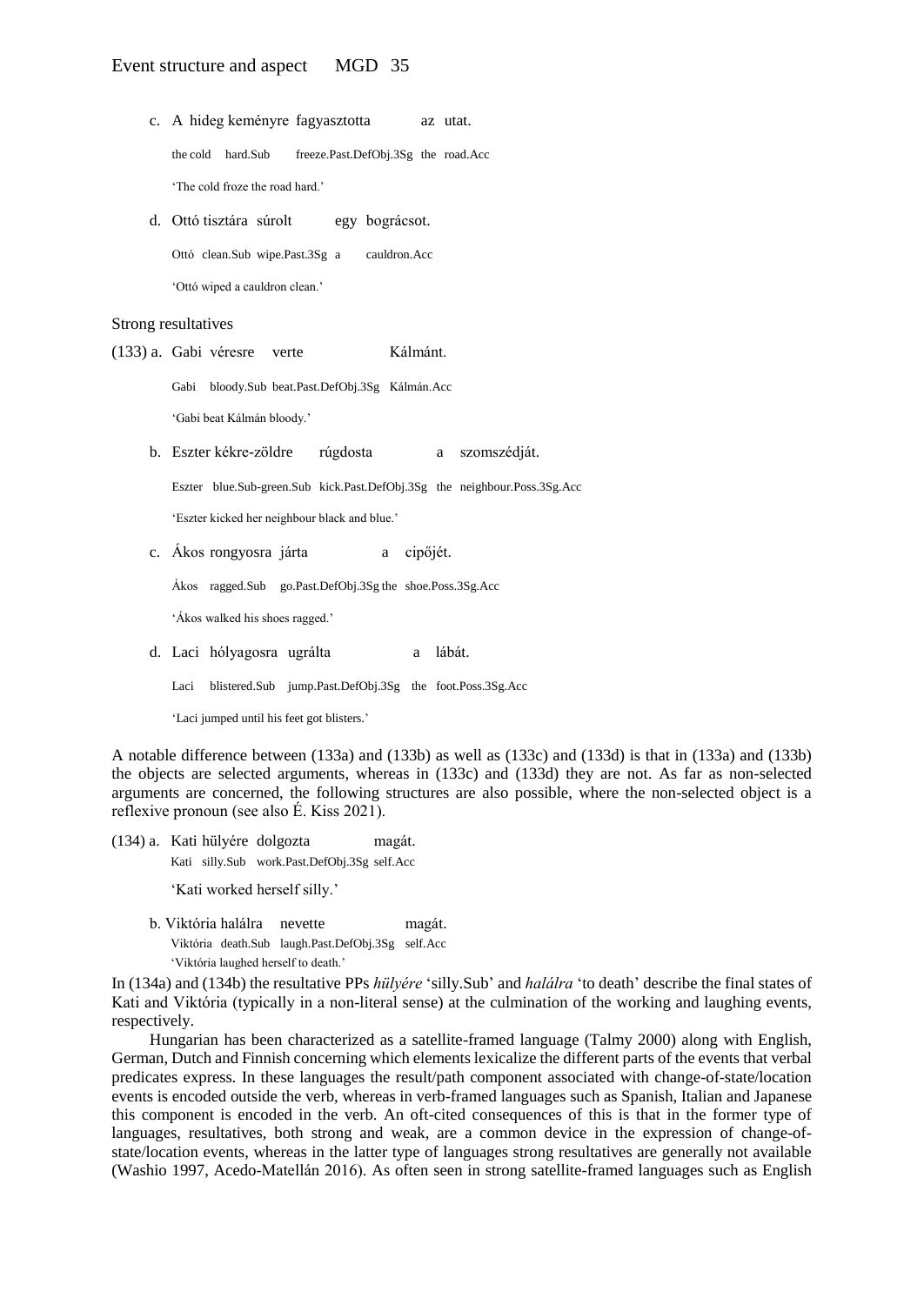c. A hideg keményre fagyasztotta az utat.

 the cold hard.Sub freeze.Past.DefObj.3Sg the road.Acc

 'The cold froze the road hard.'

d. Ottó tisztára súrolt egy bográcsot.

 Ottó clean.Sub wipe.Past.3Sg a cauldron.Acc

 'Ottó wiped a cauldron clean.'

Strong resultatives

(133) a. Gabi véresre verte Kálmánt.

 Gabi bloody.Sub beat.Past.DefObj.3Sg Kálmán.Acc

 'Gabi beat Kálmán bloody.'

b. Eszter kékre-zöldre rúgdosta a szomszédját.

 Eszter blue.Sub-green.Sub kick.Past.DefObj.3Sg the neighbour.Poss.3Sg.Acc

 'Eszter kicked her neighbour black and blue.'

c. Ákos rongyosra járta a cipőjét.

 Ákos ragged.Sub go.Past.DefObj.3Sg the shoe.Poss.3Sg.Acc

 'Ákos walked his shoes ragged.'

d. Laci hólyagosra ugrálta a lábát.

 Laci blistered.Sub jump.Past.DefObj.3Sg the foot.Poss.3Sg.Acc

 'Laci jumped until his feet got blisters.'

A notable difference between (133a) and (133b) as well as (133c) and (133d) is that in (133a) and (133b) the objects are selected arguments, whereas in (133c) and (133d) they are not. As far as non-selected arguments are concerned, the following structures are also possible, where the non-selected object is a reflexive pronoun (see also É. Kiss 2021).

(134) a. Kati hülyére dolgozta magát.

 Kati silly.Sub work.Past.DefObj.3Sg self.Acc

 'Kati worked herself silly.'

b. Viktória halálra nevette magát.

 Viktória death.Sub laugh.Past.DefObj.3Sg self.Acc

 'Viktória laughed herself to death.'

In (134a) and (134b) the resultative PPs *hülyére* 'silly.Sub' and *halálra* 'to death' describe the final states of Kati and Viktória (typically in a non-literal sense) at the culmination of the working and laughing events, respectively.

Hungarian has been characterized as a satellite-framed language (Talmy 2000) along with English, German, Dutch and Finnish concerning which elements lexicalize the different parts of the events that verbal predicates express. In these languages the result/path component associated with change-of-state/location events is encoded outside the verb, whereas in verb-framed languages such as Spanish, Italian and Japanese this component is encoded in the verb. An oft-cited consequences of this is that in the former type of languages, resultatives, both strong and weak, are a common device in the expression of change-of-state/location events, whereas in the latter type of languages strong resultatives are generally not available (Washio 1997, Acedo-Matellán 2016). As often seen in strong satellite-framed languages such as English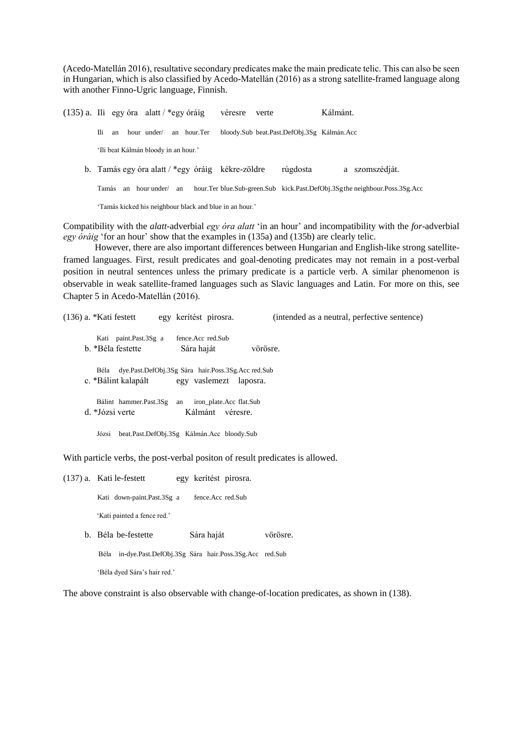(Acedo-Matellán 2016), resultative secondary predicates make the main predicate telic. This can also be seen in Hungarian, which is also classified by Acedo-Matellán (2016) as a strong satellite-framed language along with another Finno-Ugric language, Finnish.

(135) a. Ili egy óra alatt / *egy óráig véresre verte Kálmánt.

Ili an hour under/ an hour.Ter bloody.Sub beat.Past.DefObj.3Sg Kálmán.Acc

'Ili beat Kálmán bloody in an hour.'

b. Tamás egy óra alatt / *egy óráig kékre-zöldre rúgdosta a szomszédját.

Tamás an hour under/ an hour.Ter blue.Sub-green.Sub kick.Past.DefObj.3Sg the neighbour.Poss.3Sg.Acc

'Tamás kicked his neighbour black and blue in an hour.'

Compatibility with the *alatt*-adverbial *egy óra alatt* 'in an hour' and incompatibility with the *for*-adverbial *egy óráig* 'for an hour' show that the examples in (135a) and (135b) are clearly telic.

However, there are also important differences between Hungarian and English-like strong satellite-framed languages. First, result predicates and goal-denoting predicates may not remain in a post-verbal position in neutral sentences unless the primary predicate is a particle verb. A similar phenomenon is observable in weak satellite-framed languages such as Slavic languages and Latin. For more on this, see Chapter 5 in Acedo-Matellán (2016).

(136) a. *Kati festett egy kerítést pirosra. (intended as a neutral, perfective sentence)

Kati paint.Past.3Sg a fence.Acc red.Sub

b. *Béla festette Sára haját vörösre.

Béla dye.Past.DefObj.3Sg Sára hair.Poss.3Sg.Acc red.Sub

c. *Bálint kalapált egy vaslemezt laposra.

Bálint hammer.Past.3Sg an iron_plate.Acc flat.Sub

d. *Józsi verte Kálmánt véresre.

Józsi beat.Past.DefObj.3Sg Kálmán.Acc bloody.Sub

With particle verbs, the post-verbal positon of result predicates is allowed.

(137) a. Kati le-festett egy kerítést pirosra.

Kati down-paint.Past.3Sg a fence.Acc red.Sub

'Kati painted a fence red.'

b. Béla be-festette Sára haját vörösre.

Béla in-dye.Past.DefObj.3Sg Sára hair.Poss.3Sg.Acc red.Sub

'Béla dyed Sára's hair red.'

The above constraint is also observable with change-of-location predicates, as shown in (138).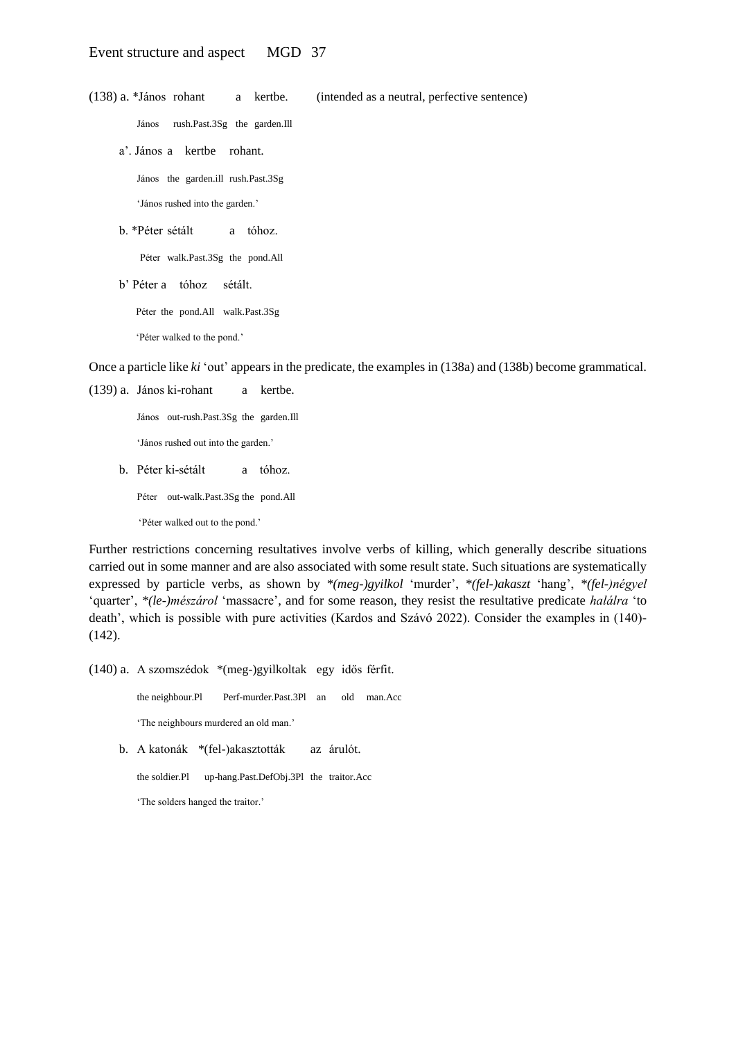(138) a. *János rohant a kertbe. (intended as a neutral, perfective sentence)

János rush.Past.3Sg the garden.Ill

a'. János a kertbe rohant.

János the garden.ill rush.Past.3Sg

'János rushed into the garden.'

b. *Péter sétált a tóhoz.

Péter walk.Past.3Sg the pond.All

b' Péter a tóhoz sétált.

Péter the pond.All walk.Past.3Sg

'Péter walked to the pond.'

Once a particle like *ki* 'out' appears in the predicate, the examples in (138a) and (138b) become grammatical.

(139) a. János ki-rohant a kertbe.

János out-rush.Past.3Sg the garden.Ill

'János rushed out into the garden.'

b. Péter ki-sétált a tóhoz.

Péter out-walk.Past.3Sg the pond.All

'Péter walked out to the pond.'

Further restrictions concerning resultatives involve verbs of killing, which generally describe situations carried out in some manner and are also associated with some result state. Such situations are systematically expressed by particle verbs, as shown by *\*(meg-)gyilkol* 'murder', *\*(fel-)akaszt* 'hang', *\*(fel-)négyel* 'quarter', *\*(le-)mészárol* 'massacre', and for some reason, they resist the resultative predicate *halálra* 'to death', which is possible with pure activities (Kardos and Szávó 2022). Consider the examples in (140)-(142).

(140) a. A szomszédok *(meg-)gyilkoltak egy idős férfit.

the neighbour.Pl Perf-murder.Past.3Pl an old man.Acc

'The neighbours murdered an old man.'

b. A katonák *(fel-)akasztották az árulót.

the soldier.Pl up-hang.Past.DefObj.3Pl the traitor.Acc

'The solders hanged the traitor.'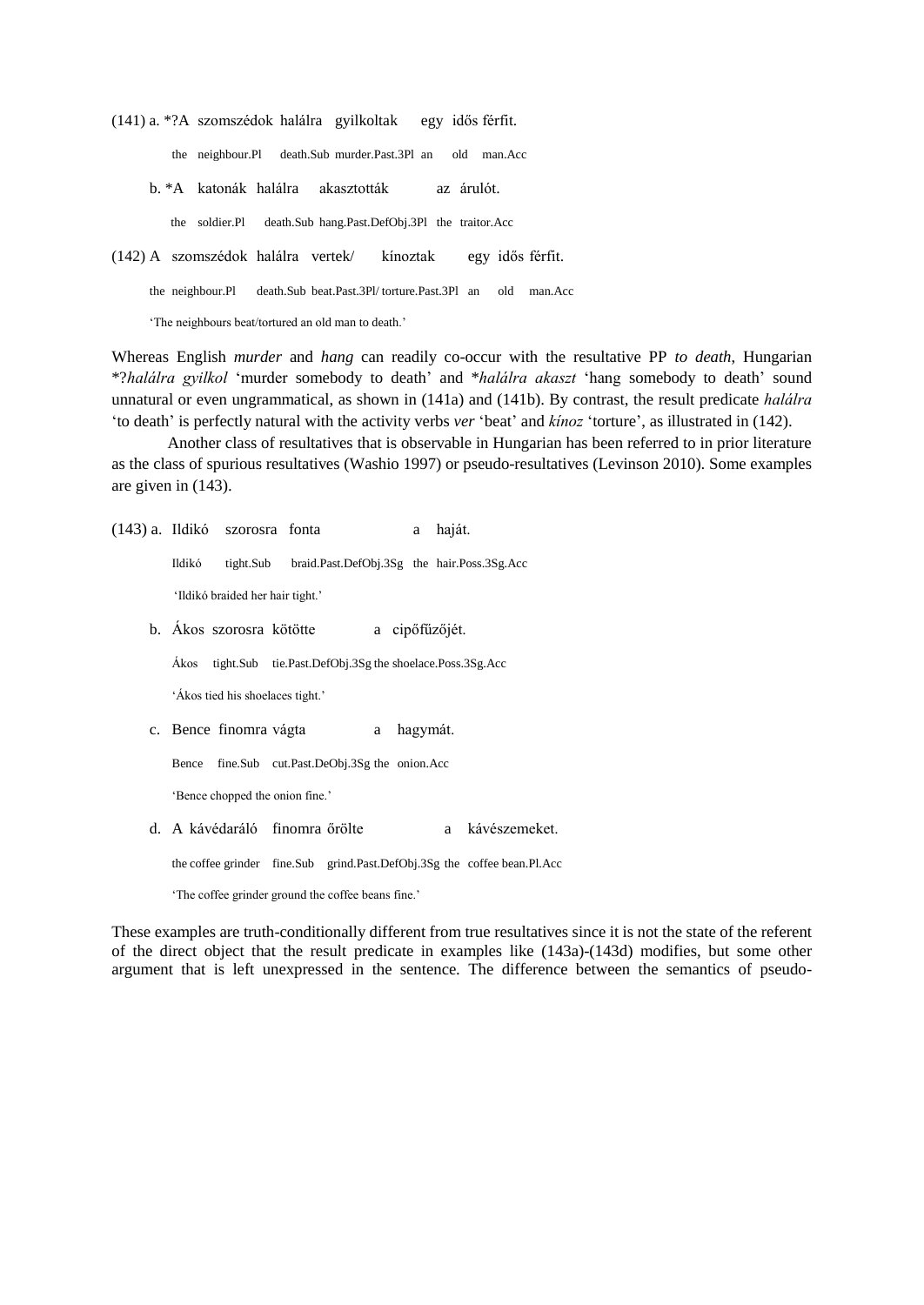(141) a. *?A szomszédok halálra gyilkoltak egy idős férfit.

the neighbour.Pl death.Sub murder.Past.3Pl an old man.Acc

b. *A katonák halálra akasztották az árulót.

the soldier.Pl death.Sub hang.Past.DefObj.3Pl the traitor.Acc

(142) A szomszédok halálra vertek/ kínoztak egy idős férfit.

the neighbour.Pl death.Sub beat.Past.3Pl/ torture.Past.3Pl an old man.Acc

'The neighbours beat/tortured an old man to death.'

Whereas English *murder* and *hang* can readily co-occur with the resultative PP *to death*, Hungarian *?*halálra gyilkol* 'murder somebody to death' and **halálra akaszt* 'hang somebody to death' sound unnatural or even ungrammatical, as shown in (141a) and (141b). By contrast, the result predicate *halálra* 'to death' is perfectly natural with the activity verbs *ver* 'beat' and *kínoz* 'torture', as illustrated in (142).

Another class of resultatives that is observable in Hungarian has been referred to in prior literature as the class of spurious resultatives (Washio 1997) or pseudo-resultatives (Levinson 2010). Some examples are given in (143).

(143) a. Ildikó szorosra fonta a haját.

Ildikó tight.Sub braid.Past.DefObj.3Sg the hair.Poss.3Sg.Acc

'Ildikó braided her hair tight.'

b. Ákos szorosra kötötte a cipőfűzőjét.

Ákos tight.Sub tie.Past.DefObj.3Sg the shoelace.Poss.3Sg.Acc

'Ákos tied his shoelaces tight.'

c. Bence finomra vágta a hagymát.

Bence fine.Sub cut.Past.DeObj.3Sg the onion.Acc

'Bence chopped the onion fine.'

d. A kávédaráló finomra őrölte a kávészemeket.

the coffee grinder fine.Sub grind.Past.DefObj.3Sg the coffee bean.Pl.Acc

'The coffee grinder ground the coffee beans fine.'

These examples are truth-conditionally different from true resultatives since it is not the state of the referent of the direct object that the result predicate in examples like (143a)-(143d) modifies, but some other argument that is left unexpressed in the sentence. The difference between the semantics of pseudo-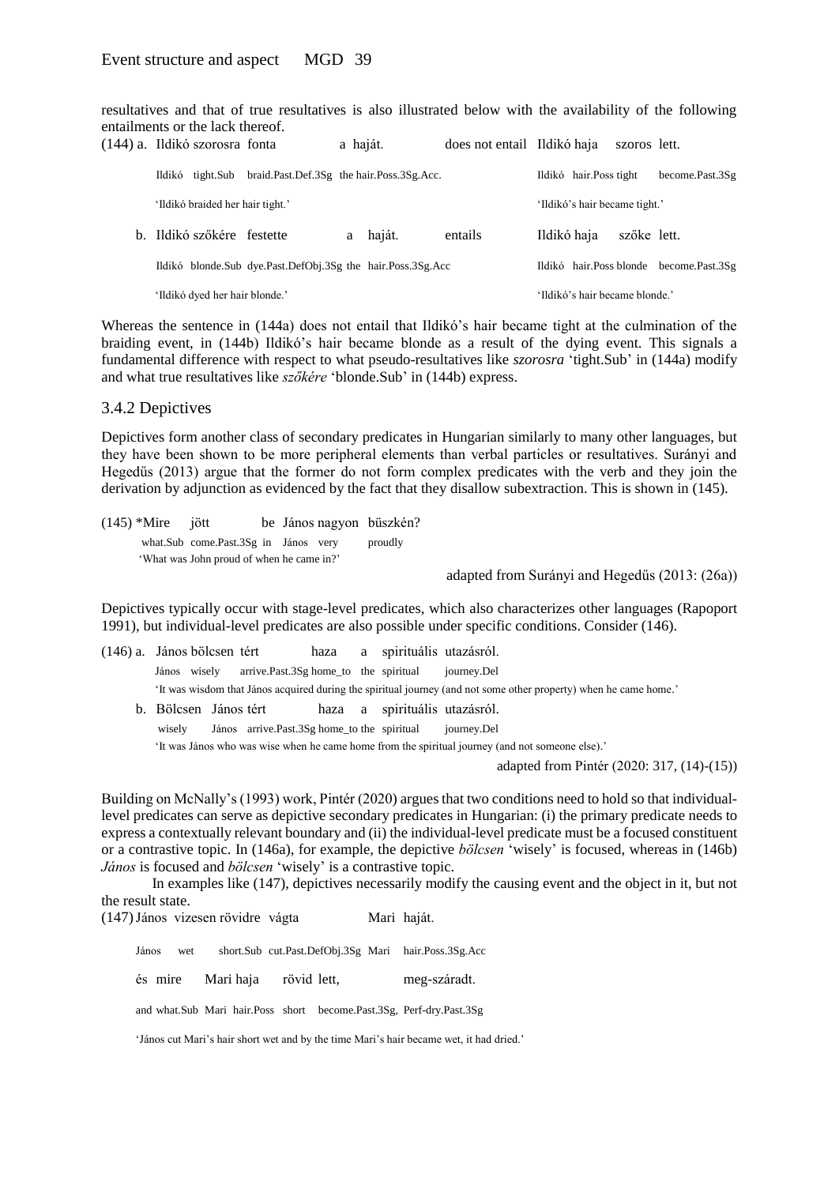resultatives and that of true resultatives is also illustrated below with the availability of the following entailments or the lack thereof.

(144) a. Ildikó szorosra fonta a haját. does not entail Ildikó haja szoros lett.

Ildikó tight.Sub braid.Past.Def.3Sg the hair.Poss.3Sg.Acc. / Ildikó hair.Poss tight become.Past.3Sg

'Ildikó braided her hair tight.' / 'Ildikó's hair became tight.'

b. Ildikó szőkére festette a haját. entails Ildikó haja szőke lett.

Ildikó blonde.Sub dye.Past.DefObj.3Sg the hair.Poss.3Sg.Acc / Ildikó hair.Poss blonde become.Past.3Sg

'Ildikó dyed her hair blonde.' / 'Ildikó's hair became blonde.'

Whereas the sentence in (144a) does not entail that Ildikó's hair became tight at the culmination of the braiding event, in (144b) Ildikó's hair became blonde as a result of the dying event. This signals a fundamental difference with respect to what pseudo-resultatives like *szorosra* 'tight.Sub' in (144a) modify and what true resultatives like *szőkére* 'blonde.Sub' in (144b) express.

### 3.4.2 Depictives

Depictives form another class of secondary predicates in Hungarian similarly to many other languages, but they have been shown to be more peripheral elements than verbal particles or resultatives. Surányi and Hegedűs (2013) argue that the former do not form complex predicates with the verb and they join the derivation by adjunction as evidenced by the fact that they disallow subextraction. This is shown in (145).

(145) *Mire jött be János nagyon büszkén?

what.Sub come.Past.3Sg in János very proudly

'What was John proud of when he came in?'

adapted from Surányi and Hegedűs (2013: (26a))

Depictives typically occur with stage-level predicates, which also characterizes other languages (Rapoport 1991), but individual-level predicates are also possible under specific conditions. Consider (146).

(146) a. János bölcsen tért haza a spirituális utazásról.

János wisely arrive.Past.3Sg home_to the spiritual journey.Del

'It was wisdom that János acquired during the spiritual journey (and not some other property) when he came home.'

b. Bölcsen János tért haza a spirituális utazásról.

wisely János arrive.Past.3Sg home_to the spiritual journey.Del

'It was János who was wise when he came home from the spiritual journey (and not someone else).'

adapted from Pintér (2020: 317, (14)-(15))

Building on McNally's (1993) work, Pintér (2020) argues that two conditions need to hold so that individual-level predicates can serve as depictive secondary predicates in Hungarian: (i) the primary predicate needs to express a contextually relevant boundary and (ii) the individual-level predicate must be a focused constituent or a contrastive topic. In (146a), for example, the depictive *bölcsen* 'wisely' is focused, whereas in (146b) *János* is focused and *bölcsen* 'wisely' is a contrastive topic.

In examples like (147), depictives necessarily modify the causing event and the object in it, but not the result state.

(147) János vizesen rövidre vágta Mari haját.

János wet short.Sub cut.Past.DefObj.3Sg Mari hair.Poss.3Sg.Acc

és mire Mari haja rövid lett, meg-száradt.

and what.Sub Mari hair.Poss short become.Past.3Sg, Perf-dry.Past.3Sg

'János cut Mari's hair short wet and by the time Mari's hair became wet, it had dried.'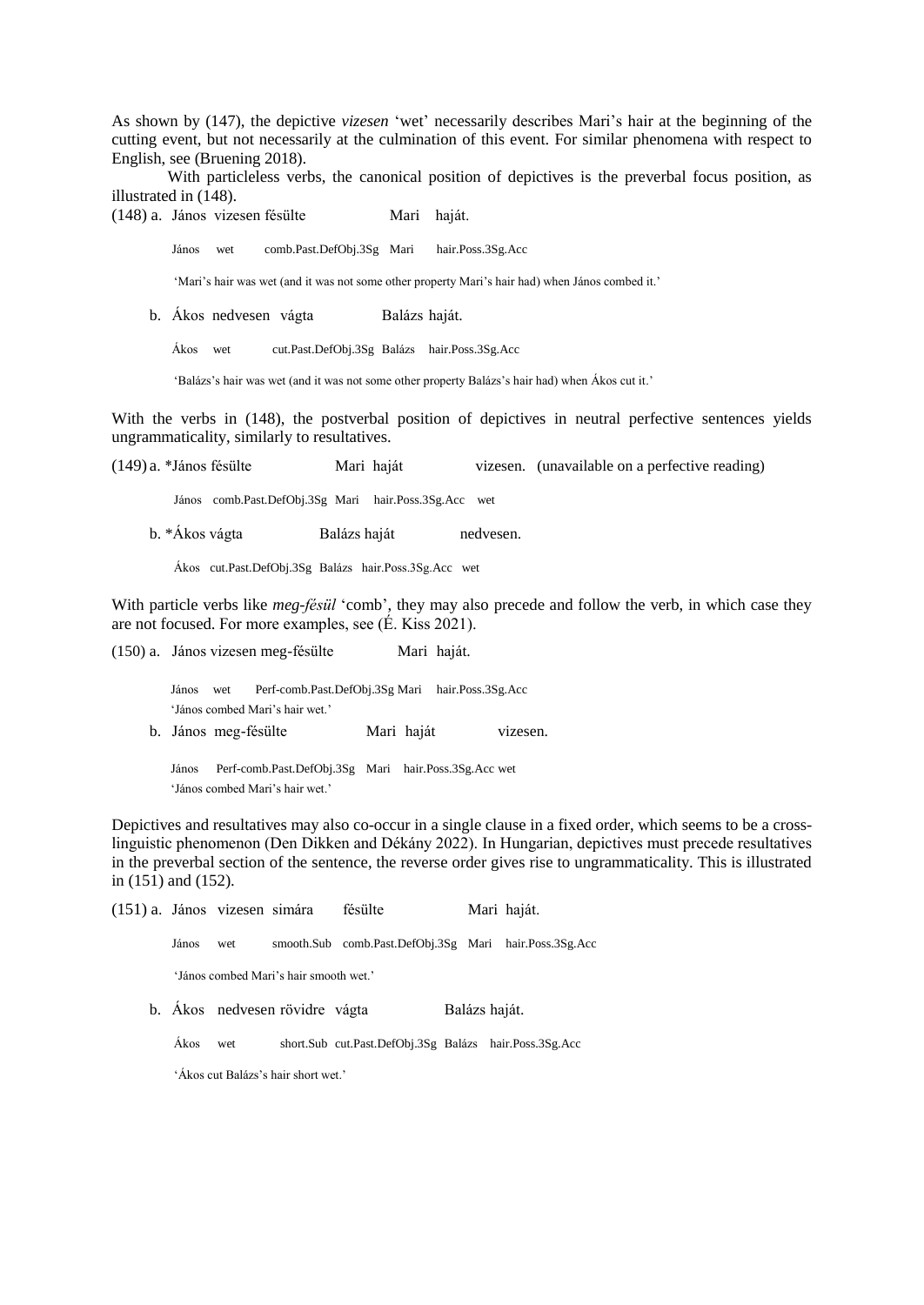As shown by (147), the depictive *vizesen* 'wet' necessarily describes Mari's hair at the beginning of the cutting event, but not necessarily at the culmination of this event. For similar phenomena with respect to English, see (Bruening 2018).

With particleless verbs, the canonical position of depictives is the preverbal focus position, as illustrated in (148).

(148) a. János vizesen fésülte Mari haját.

János wet comb.Past.DefObj.3Sg Mari hair.Poss.3Sg.Acc

'Mari's hair was wet (and it was not some other property Mari's hair had) when János combed it.'

b. Ákos nedvesen vágta Balázs haját.

Ákos wet cut.Past.DefObj.3Sg Balázs hair.Poss.3Sg.Acc

'Balázs's hair was wet (and it was not some other property Balázs's hair had) when Ákos cut it.'

With the verbs in (148), the postverbal position of depictives in neutral perfective sentences yields ungrammaticality, similarly to resultatives.

(149) a. *János fésülte Mari haját vizesen. (unavailable on a perfective reading)

János comb.Past.DefObj.3Sg Mari hair.Poss.3Sg.Acc wet

b. *Ákos vágta Balázs haját nedvesen.

Ákos cut.Past.DefObj.3Sg Balázs hair.Poss.3Sg.Acc wet

With particle verbs like *meg-fésül* 'comb', they may also precede and follow the verb, in which case they are not focused. For more examples, see (É. Kiss 2021).

(150) a. János vizesen meg-fésülte Mari haját.

János wet Perf-comb.Past.DefObj.3Sg Mari hair.Poss.3Sg.Acc

'János combed Mari's hair wet.'

b. János meg-fésülte Mari haját vizesen.

János Perf-comb.Past.DefObj.3Sg Mari hair.Poss.3Sg.Acc wet

'János combed Mari's hair wet.'

Depictives and resultatives may also co-occur in a single clause in a fixed order, which seems to be a cross-linguistic phenomenon (Den Dikken and Dékány 2022). In Hungarian, depictives must precede resultatives in the preverbal section of the sentence, the reverse order gives rise to ungrammaticality. This is illustrated in (151) and (152).

(151) a. János vizesen simára fésülte Mari haját.

János wet smooth.Sub comb.Past.DefObj.3Sg Mari hair.Poss.3Sg.Acc

'János combed Mari's hair smooth wet.'

b. Ákos nedvesen rövidre vágta Balázs haját.

Ákos wet short.Sub cut.Past.DefObj.3Sg Balázs hair.Poss.3Sg.Acc

'Ákos cut Balázs's hair short wet.'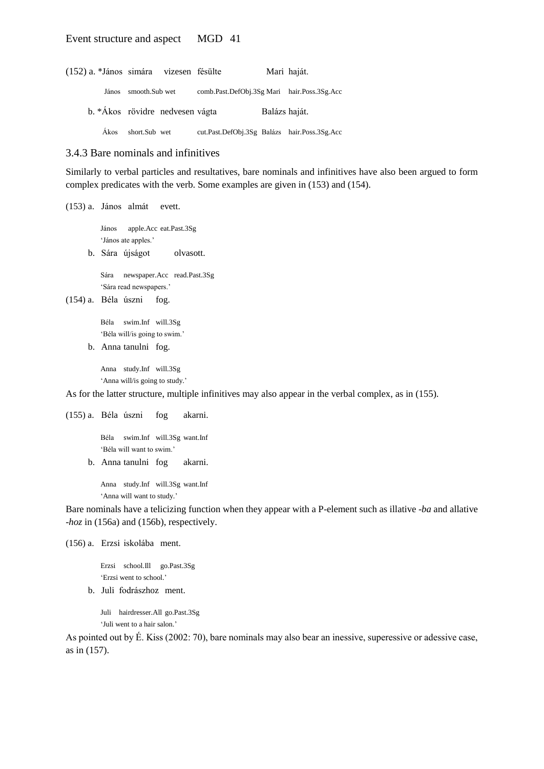(152) a. *János simára vizesen fésülte Mari haját.

János smooth.Sub wet comb.Past.DefObj.3Sg Mari hair.Poss.3Sg.Acc

b. *Ákos rövidre nedvesen vágta Balázs haját.

Ákos short.Sub wet cut.Past.DefObj.3Sg Balázs hair.Poss.3Sg.Acc

### 3.4.3 Bare nominals and infinitives

Similarly to verbal particles and resultatives, bare nominals and infinitives have also been argued to form complex predicates with the verb. Some examples are given in (153) and (154).

(153) a. János almát evett.

János apple.Acc eat.Past.3Sg
'János ate apples.'

b. Sára újságot olvasott.

Sára newspaper.Acc read.Past.3Sg
'Sára read newspapers.'

(154) a. Béla úszni fog.

Béla swim.Inf will.3Sg
'Béla will/is going to swim.'

b. Anna tanulni fog.

Anna study.Inf will.3Sg
'Anna will/is going to study.'

As for the latter structure, multiple infinitives may also appear in the verbal complex, as in (155).

(155) a. Béla úszni fog akarni.

Béla swim.Inf will.3Sg want.Inf
'Béla will want to swim.'

b. Anna tanulni fog akarni.

Anna study.Inf will.3Sg want.Inf
'Anna will want to study.'

Bare nominals have a telicizing function when they appear with a P-element such as illative *-ba* and allative *-hoz* in (156a) and (156b), respectively.

(156) a. Erzsi iskolába ment.

Erzsi school.Ill go.Past.3Sg
'Erzsi went to school.'

b. Juli fodrászhoz ment.

Juli hairdresser.All go.Past.3Sg
'Juli went to a hair salon.'

As pointed out by É. Kiss (2002: 70), bare nominals may also bear an inessive, superessive or adessive case, as in (157).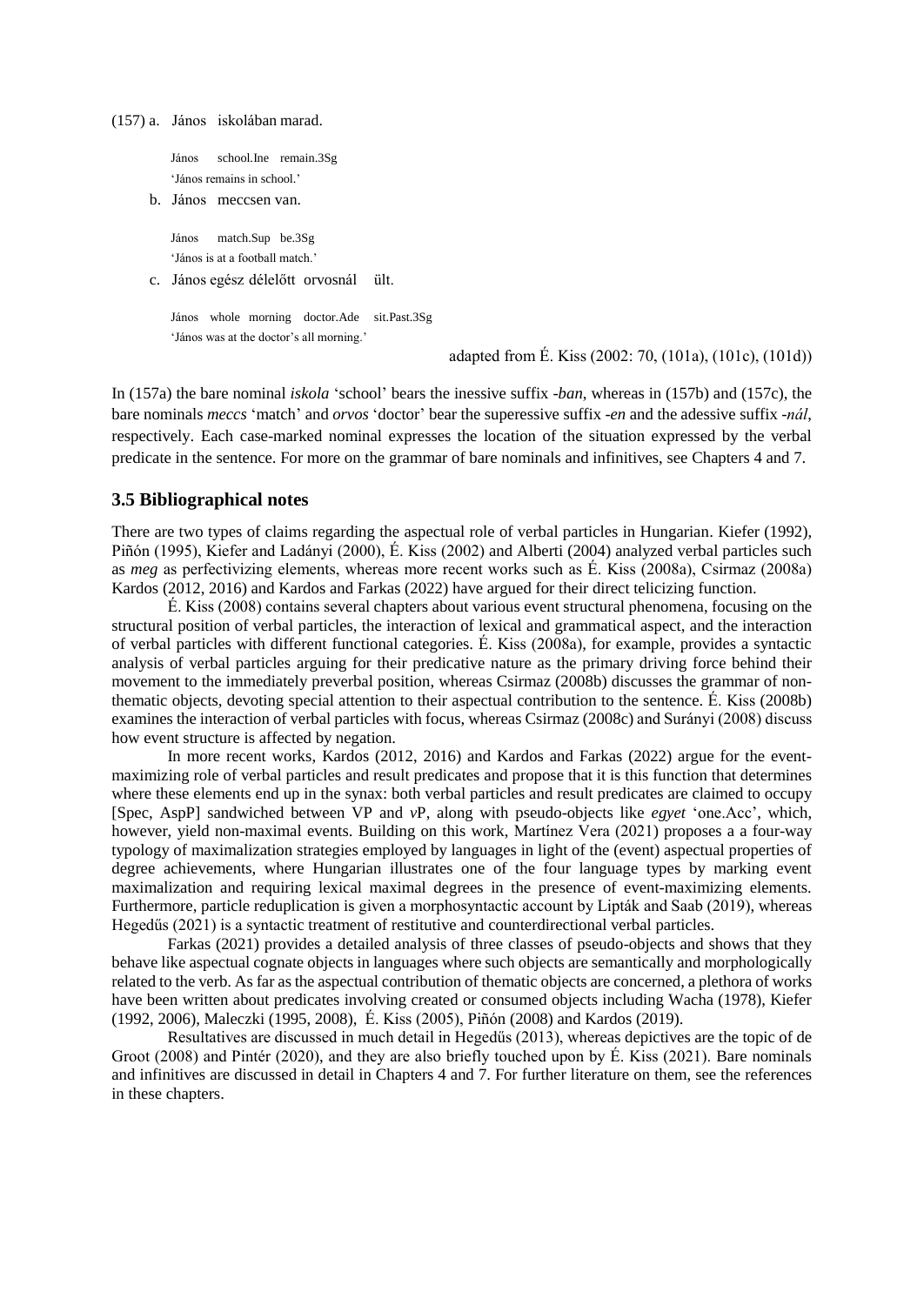(157) a. János iskolában marad.

János school.Ine remain.3Sg
'János remains in school.'

b. János meccsen van.

János match.Sup be.3Sg
'János is at a football match.'

c. János egész délelőtt orvosnál ült.

János whole morning doctor.Ade sit.Past.3Sg
'János was at the doctor's all morning.'

adapted from É. Kiss (2002: 70, (101a), (101c), (101d))

In (157a) the bare nominal *iskola* 'school' bears the inessive suffix *-ban*, whereas in (157b) and (157c), the bare nominals *meccs* 'match' and *orvos* 'doctor' bear the superessive suffix *-en* and the adessive suffix *-nál*, respectively. Each case-marked nominal expresses the location of the situation expressed by the verbal predicate in the sentence. For more on the grammar of bare nominals and infinitives, see Chapters 4 and 7.

### 3.5 Bibliographical notes

There are two types of claims regarding the aspectual role of verbal particles in Hungarian. Kiefer (1992), Piñón (1995), Kiefer and Ladányi (2000), É. Kiss (2002) and Alberti (2004) analyzed verbal particles such as *meg* as perfectivizing elements, whereas more recent works such as É. Kiss (2008a), Csirmaz (2008a) Kardos (2012, 2016) and Kardos and Farkas (2022) have argued for their direct telicizing function.

É. Kiss (2008) contains several chapters about various event structural phenomena, focusing on the structural position of verbal particles, the interaction of lexical and grammatical aspect, and the interaction of verbal particles with different functional categories. É. Kiss (2008a), for example, provides a syntactic analysis of verbal particles arguing for their predicative nature as the primary driving force behind their movement to the immediately preverbal position, whereas Csirmaz (2008b) discusses the grammar of non-thematic objects, devoting special attention to their aspectual contribution to the sentence. É. Kiss (2008b) examines the interaction of verbal particles with focus, whereas Csirmaz (2008c) and Surányi (2008) discuss how event structure is affected by negation.

In more recent works, Kardos (2012, 2016) and Kardos and Farkas (2022) argue for the event-maximizing role of verbal particles and result predicates and propose that it is this function that determines where these elements end up in the synax: both verbal particles and result predicates are claimed to occupy [Spec, AspP] sandwiched between VP and *v*P, along with pseudo-objects like *egyet* 'one.Acc', which, however, yield non-maximal events. Building on this work, Martínez Vera (2021) proposes a a four-way typology of maximalization strategies employed by languages in light of the (event) aspectual properties of degree achievements, where Hungarian illustrates one of the four language types by marking event maximalization and requiring lexical maximal degrees in the presence of event-maximizing elements. Furthermore, particle reduplication is given a morphosyntactic account by Lipták and Saab (2019), whereas Hegedűs (2021) is a syntactic treatment of restitutive and counterdirectional verbal particles.

Farkas (2021) provides a detailed analysis of three classes of pseudo-objects and shows that they behave like aspectual cognate objects in languages where such objects are semantically and morphologically related to the verb. As far as the aspectual contribution of thematic objects are concerned, a plethora of works have been written about predicates involving created or consumed objects including Wacha (1978), Kiefer (1992, 2006), Maleczki (1995, 2008), É. Kiss (2005), Piñón (2008) and Kardos (2019).

Resultatives are discussed in much detail in Hegedűs (2013), whereas depictives are the topic of de Groot (2008) and Pintér (2020), and they are also briefly touched upon by É. Kiss (2021). Bare nominals and infinitives are discussed in detail in Chapters 4 and 7. For further literature on them, see the references in these chapters.